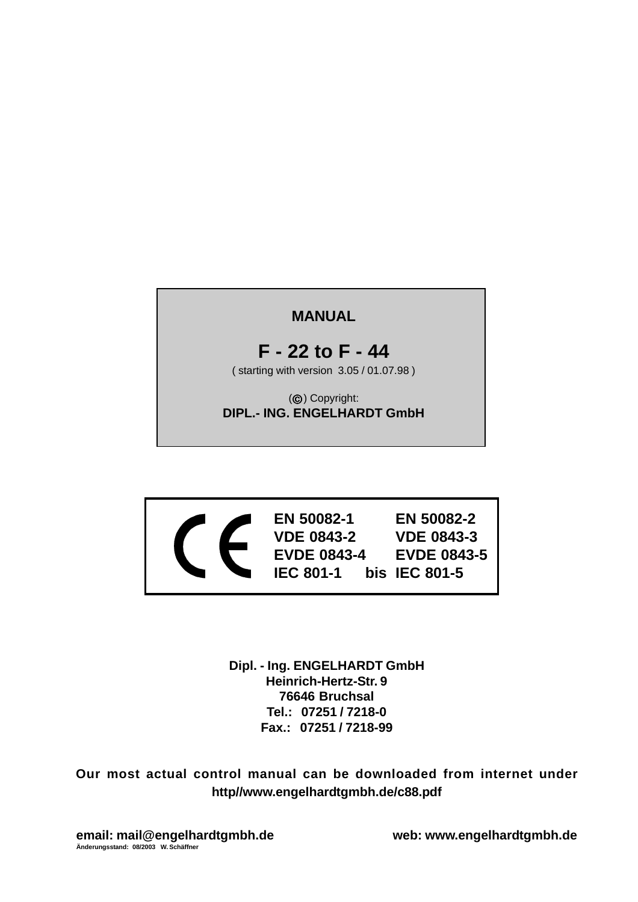**MANUAL**

# F - 22 to F - 44

( starting with version 3.05 / 01.07.98 )

(©) Copyright:

**DIPL.- ING. ENGELHARDT GmbH**

| CE | | | |
|---|---|---|---|
| | **EN 50082-1** | | **EN 50082-2** |
| | **VDE 0843-2** | | **VDE 0843-3** |
| | **EVDE 0843-4** | | **EVDE 0843-5** |
| | **IEC 801-1** | **bis** | **IEC 801-5** |

**Dipl. - Ing. ENGELHARDT GmbH**
**Heinrich-Hertz-Str. 9**
**76646 Bruchsal**
**Tel.: 07251 / 7218-0**
**Fax.: 07251 / 7218-99**

**Our most actual control manual can be downloaded from internet under http//www.engelhardtgmbh.de/c88.pdf**

**email: mail@engelhardtgmbh.de** **web: www.engelhardtgmbh.de**

Änderungsstand: 08/2003 W. Schäffner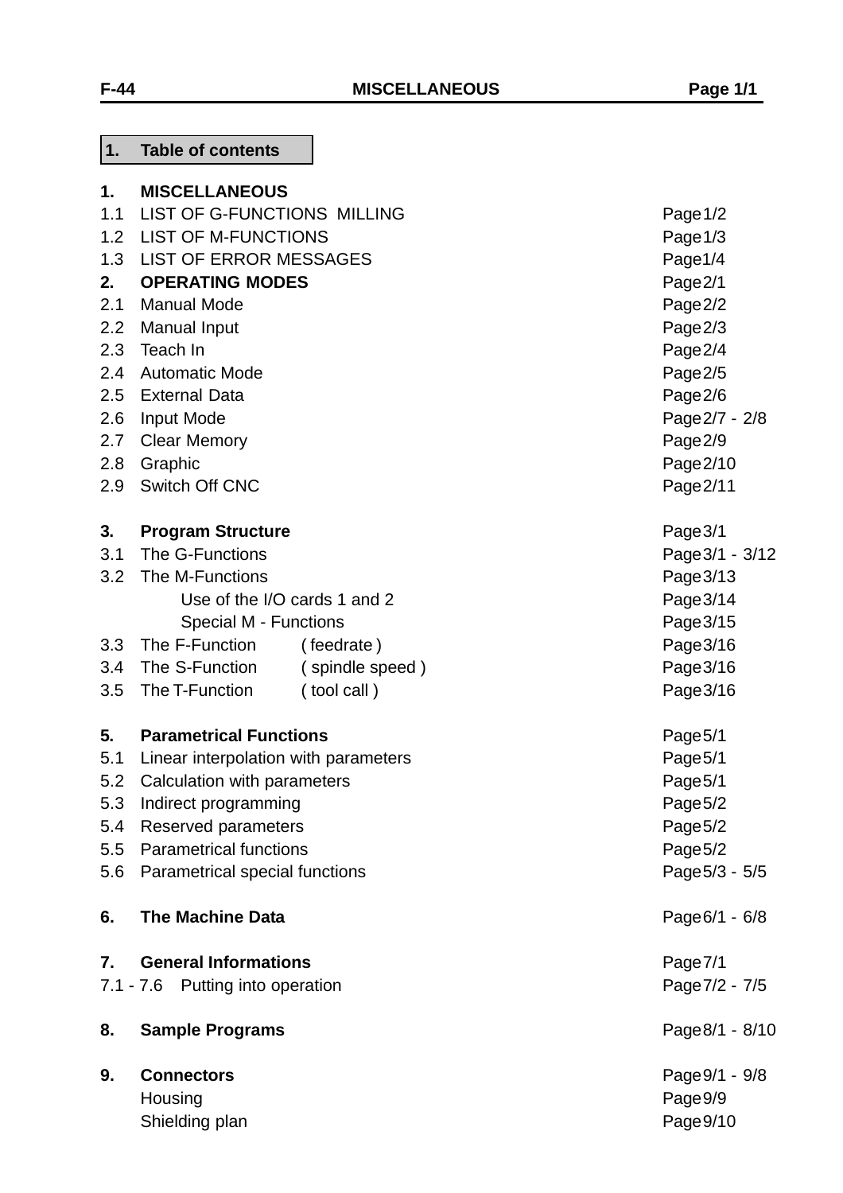## 1. Table of contents

| | | | |
|---|---|---|---|
| **1.** | **MISCELLANEOUS** | | |
| 1.1 | LIST OF G-FUNCTIONS MILLING | | Page 1/2 |
| 1.2 | LIST OF M-FUNCTIONS | | Page 1/3 |
| 1.3 | LIST OF ERROR MESSAGES | | Page 1/4 |
| **2.** | **OPERATING MODES** | | Page 2/1 |
| 2.1 | Manual Mode | | Page 2/2 |
| 2.2 | Manual Input | | Page 2/3 |
| 2.3 | Teach In | | Page 2/4 |
| 2.4 | Automatic Mode | | Page 2/5 |
| 2.5 | External Data | | Page 2/6 |
| 2.6 | Input Mode | | Page 2/7 - 2/8 |
| 2.7 | Clear Memory | | Page 2/9 |
| 2.8 | Graphic | | Page 2/10 |
| 2.9 | Switch Off CNC | | Page 2/11 |
| **3.** | **Program Structure** | | Page 3/1 |
| 3.1 | The G-Functions | | Page 3/1 - 3/12 |
| 3.2 | The M-Functions | | Page 3/13 |
| | Use of the I/O cards 1 and 2 | | Page 3/14 |
| | Special M - Functions | | Page 3/15 |
| 3.3 | The F-Function | ( feedrate ) | Page 3/16 |
| 3.4 | The S-Function | ( spindle speed ) | Page 3/16 |
| 3.5 | The T-Function | ( tool call ) | Page 3/16 |
| **5.** | **Parametrical Functions** | | Page 5/1 |
| 5.1 | Linear interpolation with parameters | | Page 5/1 |
| 5.2 | Calculation with parameters | | Page 5/1 |
| 5.3 | Indirect programming | | Page 5/2 |
| 5.4 | Reserved parameters | | Page 5/2 |
| 5.5 | Parametrical functions | | Page 5/2 |
| 5.6 | Parametrical special functions | | Page 5/3 - 5/5 |
| **6.** | **The Machine Data** | | Page 6/1 - 6/8 |
| **7.** | **General Informations** | | Page 7/1 |
| 7.1 - 7.6 | Putting into operation | | Page 7/2 - 7/5 |
| **8.** | **Sample Programs** | | Page 8/1 - 8/10 |
| **9.** | **Connectors** | | Page 9/1 - 9/8 |
| | Housing | | Page 9/9 |
| | Shielding plan | | Page 9/10 |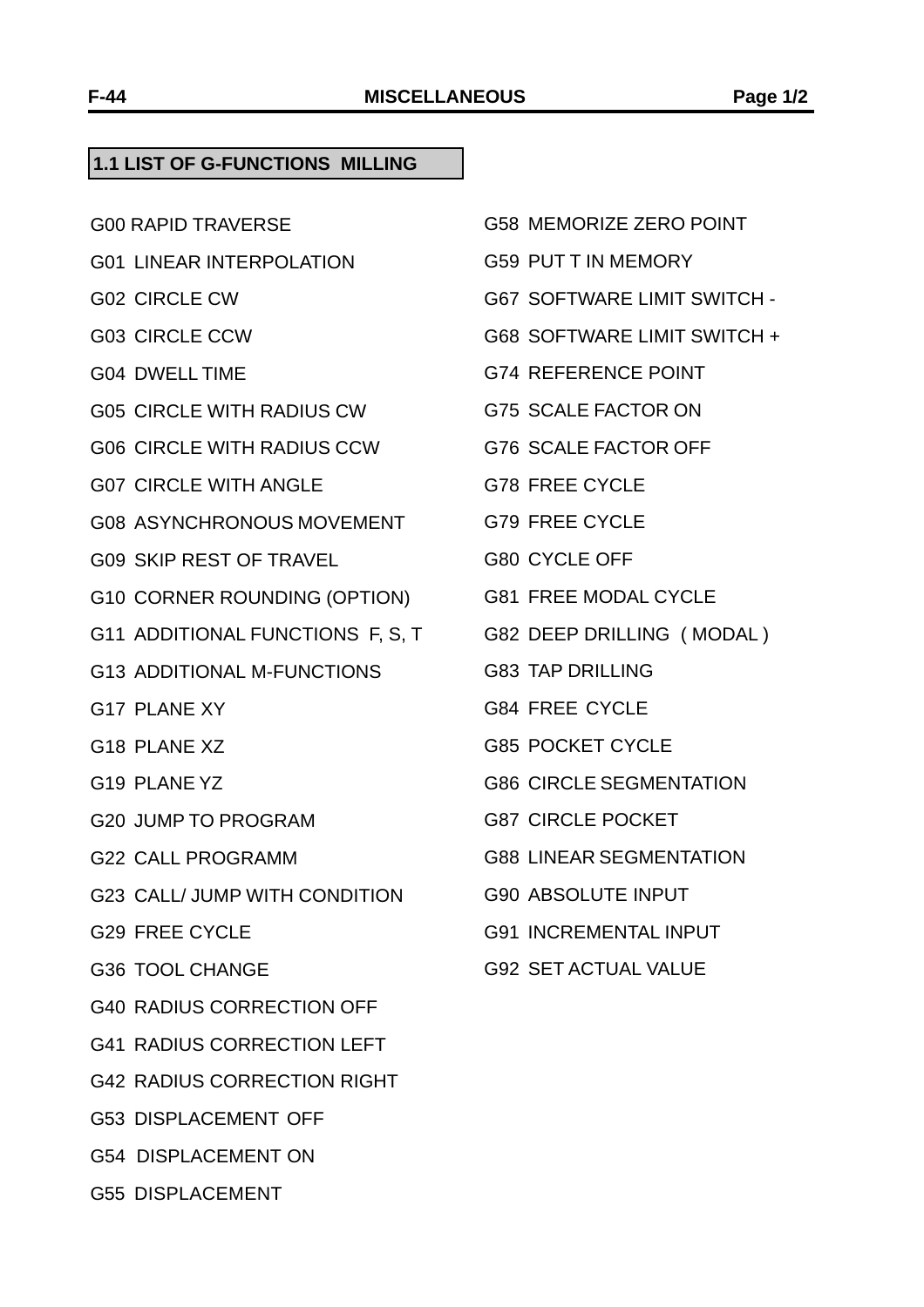## 1.1 LIST OF G-FUNCTIONS MILLING

G00 RAPID TRAVERSE

G01 LINEAR INTERPOLATION

G02 CIRCLE CW

G03 CIRCLE CCW

G04 DWELL TIME

G05 CIRCLE WITH RADIUS CW

G06 CIRCLE WITH RADIUS CCW

G07 CIRCLE WITH ANGLE

G08 ASYNCHRONOUS MOVEMENT

G09 SKIP REST OF TRAVEL

G10 CORNER ROUNDING (OPTION)

G11 ADDITIONAL FUNCTIONS F, S, T

G13 ADDITIONAL M-FUNCTIONS

G17 PLANE XY

G18 PLANE XZ

G19 PLANE YZ

G20 JUMP TO PROGRAM

G22 CALL PROGRAMM

G23 CALL/ JUMP WITH CONDITION

G29 FREE CYCLE

G36 TOOL CHANGE

G40 RADIUS CORRECTION OFF

G41 RADIUS CORRECTION LEFT

G42 RADIUS CORRECTION RIGHT

G53 DISPLACEMENT OFF

G54 DISPLACEMENT ON

G55 DISPLACEMENT

G58 MEMORIZE ZERO POINT

G59 PUT T IN MEMORY

G67 SOFTWARE LIMIT SWITCH -

G68 SOFTWARE LIMIT SWITCH +

G74 REFERENCE POINT

G75 SCALE FACTOR ON

G76 SCALE FACTOR OFF

G78 FREE CYCLE

G79 FREE CYCLE

G80 CYCLE OFF

G81 FREE MODAL CYCLE

G82 DEEP DRILLING ( MODAL )

G83 TAP DRILLING

G84 FREE CYCLE

G85 POCKET CYCLE

G86 CIRCLE SEGMENTATION

G87 CIRCLE POCKET

G88 LINEAR SEGMENTATION

G90 ABSOLUTE INPUT

G91 INCREMENTAL INPUT

G92 SET ACTUAL VALUE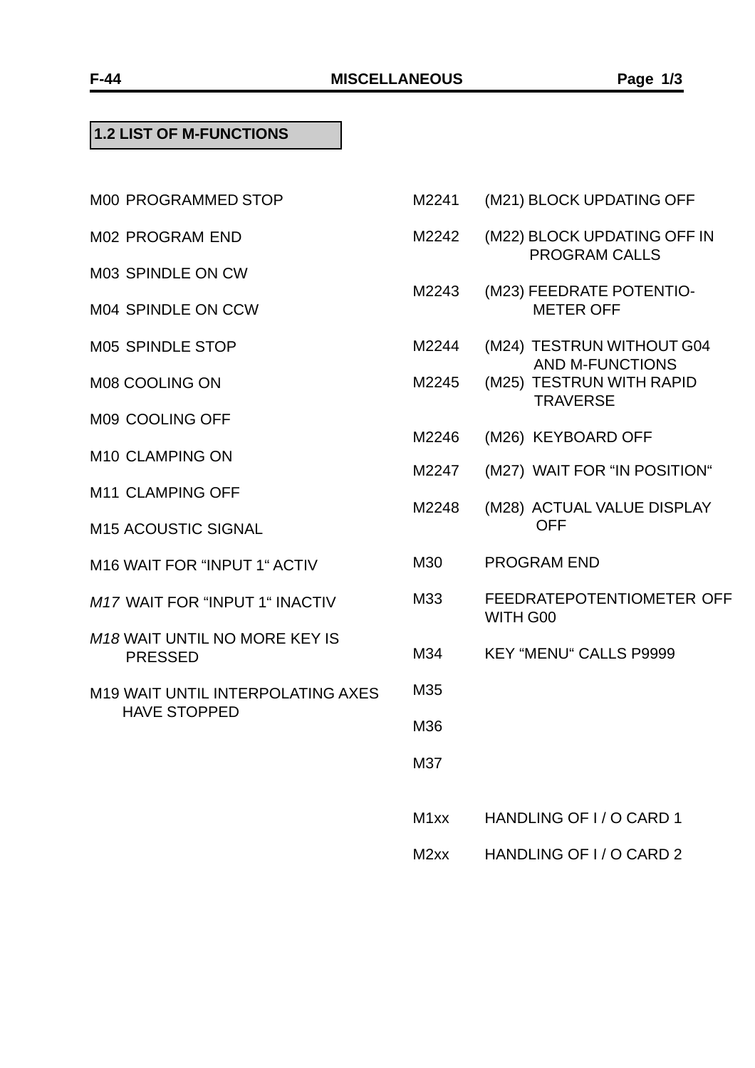## 1.2 LIST OF M-FUNCTIONS

M00 PROGRAMMED STOP

M02 PROGRAM END

M03 SPINDLE ON CW

M04 SPINDLE ON CCW

M05 SPINDLE STOP

M08 COOLING ON

M09 COOLING OFF

M10 CLAMPING ON

M11 CLAMPING OFF

M15 ACOUSTIC SIGNAL

M16 WAIT FOR “INPUT 1“ ACTIV

*M17* WAIT FOR “INPUT 1“ INACTIV

*M18* WAIT UNTIL NO MORE KEY IS PRESSED

M19 WAIT UNTIL INTERPOLATING AXES HAVE STOPPED

| | |
|---|---|
| M2241 | (M21) BLOCK UPDATING OFF |
| M2242 | (M22) BLOCK UPDATING OFF IN PROGRAM CALLS |
| M2243 | (M23) FEEDRATE POTENTIO-METER OFF |
| M2244 | (M24) TESTRUN WITHOUT G04 AND M-FUNCTIONS |
| M2245 | (M25) TESTRUN WITH RAPID TRAVERSE |
| M2246 | (M26) KEYBOARD OFF |
| M2247 | (M27) WAIT FOR “IN POSITION“ |
| M2248 | (M28) ACTUAL VALUE DISPLAY OFF |
| M30 | PROGRAM END |
| M33 | FEEDRATEPOTENTIOMETER OFF WITH G00 |
| M34 | KEY “MENU“ CALLS P9999 |
| M35 | |
| M36 | |
| M37 | |
| M1xx | HANDLING OF I / O CARD 1 |
| M2xx | HANDLING OF I / O CARD 2 |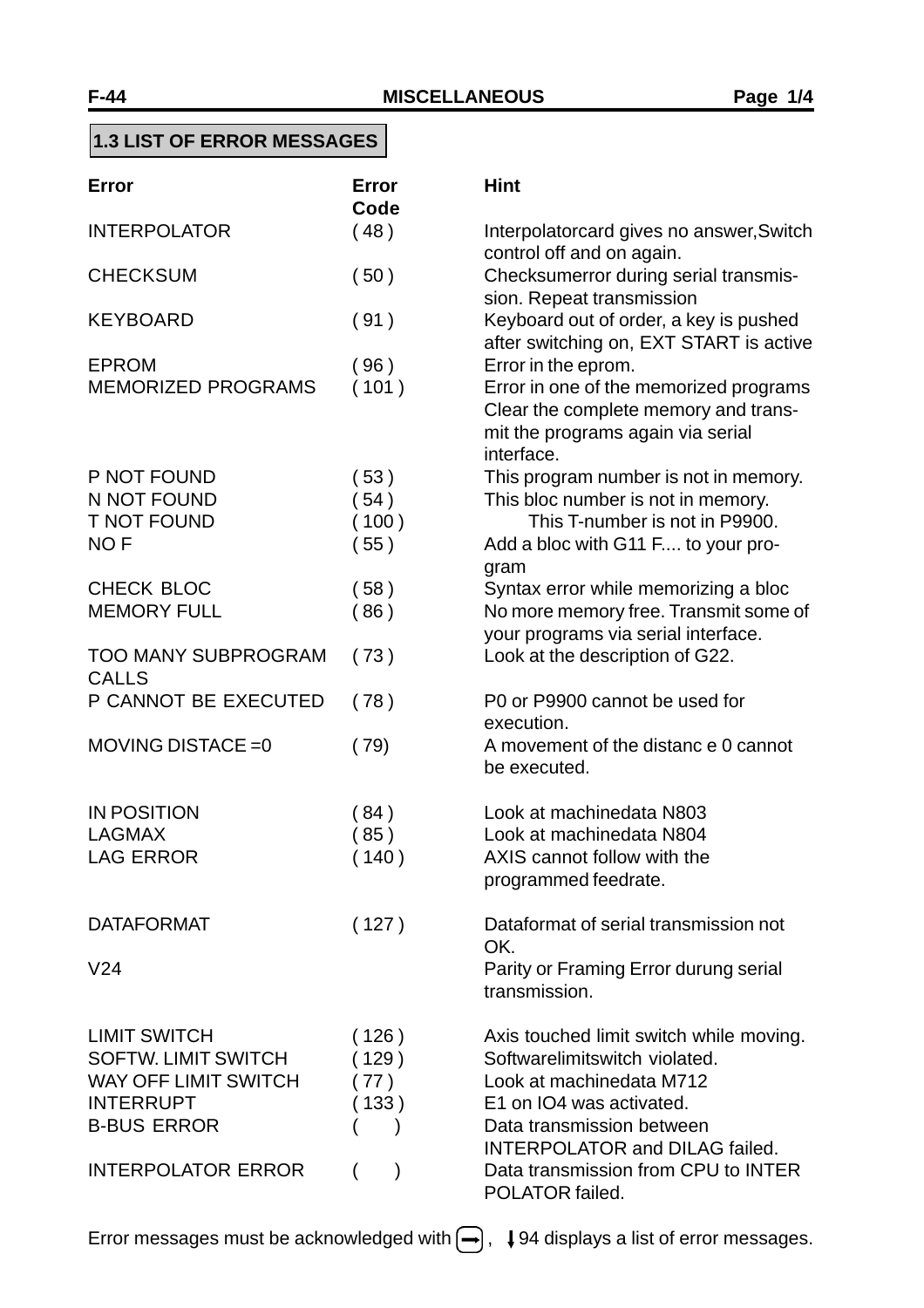## 1.3 LIST OF ERROR MESSAGES

| Error | Error Code | Hint |
|---|---|---|
| INTERPOLATOR | ( 48 ) | Interpolatorcard gives no answer,Switch control off and on again. |
| CHECKSUM | ( 50 ) | Checksumerror during serial transmission. Repeat transmission |
| KEYBOARD | ( 91 ) | Keyboard out of order, a key is pushed after switching on, EXT START is active |
| EPROM | ( 96 ) | Error in the eprom. |
| MEMORIZED PROGRAMS | ( 101 ) | Error in one of the memorized programs Clear the complete memory and transmit the programs again via serial interface. |
| P NOT FOUND | ( 53 ) | This program number is not in memory. |
| N NOT FOUND | ( 54 ) | This bloc number is not in memory. |
| T NOT FOUND | ( 100 ) | This T-number is not in P9900. |
| NO F | ( 55 ) | Add a bloc with G11 F.... to your program |
| CHECK BLOC | ( 58 ) | Syntax error while memorizing a bloc |
| MEMORY FULL | ( 86 ) | No more memory free. Transmit some of your programs via serial interface. |
| TOO MANY SUBPROGRAM CALLS | ( 73 ) | Look at the description of G22. |
| P CANNOT BE EXECUTED | ( 78 ) | P0 or P9900 cannot be used for execution. |
| MOVING DISTACE =0 | ( 79) | A movement of the distanc e 0 cannot be executed. |
| IN POSITION | ( 84 ) | Look at machinedata N803 |
| LAGMAX | ( 85 ) | Look at machinedata N804 |
| LAG ERROR | ( 140 ) | AXIS cannot follow with the programmed feedrate. |
| DATAFORMAT | ( 127 ) | Dataformat of serial transmission not OK. |
| V24 | | Parity or Framing Error durung serial transmission. |
| LIMIT SWITCH | ( 126 ) | Axis touched limit switch while moving. |
| SOFTW. LIMIT SWITCH | ( 129 ) | Softwarelimitswitch violated. |
| WAY OFF LIMIT SWITCH | ( 77 ) | Look at machinedata M712 |
| INTERRUPT | ( 133 ) | E1 on IO4 was activated. |
| B-BUS ERROR | ( ) | Data transmission between INTERPOLATOR and DILAG failed. |
| INTERPOLATOR ERROR | ( ) | Data transmission from CPU to INTER POLATOR failed. |

Error messages must be acknowledged with (→) , ↓94 displays a list of error messages.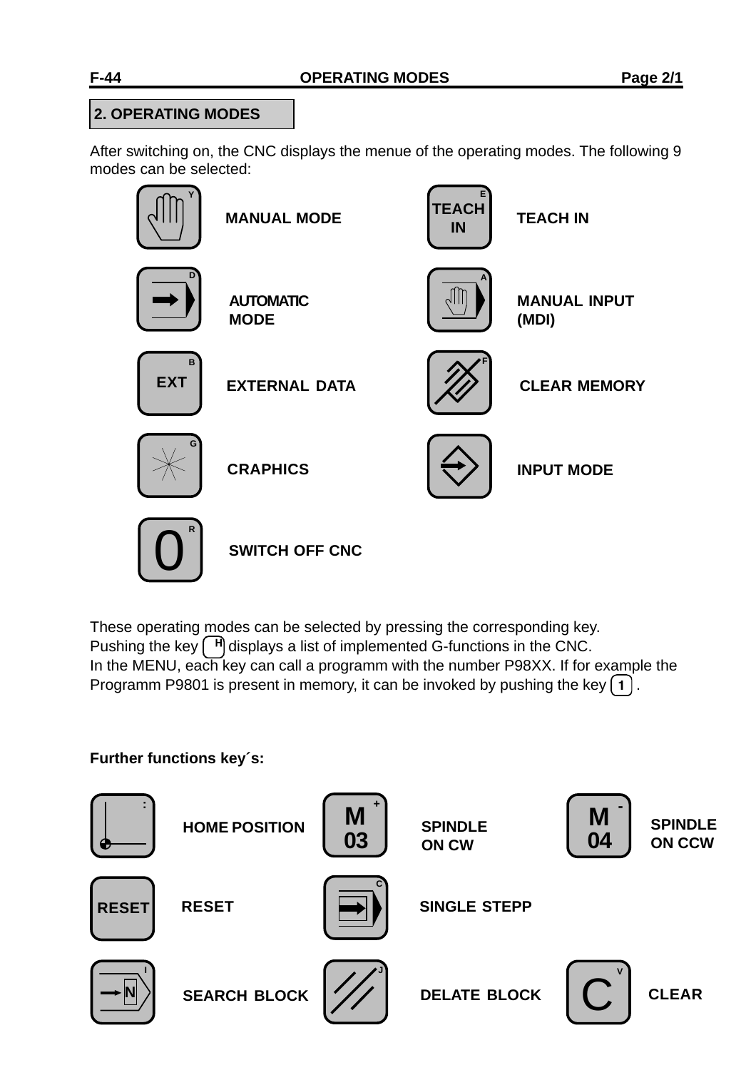## 2. OPERATING MODES

After switching on, the CNC displays the menue of the operating modes. The following 9 modes can be selected:

| Key | Mode | Key | Mode |
|---|---|---|---|
| Y | MANUAL MODE | TEACH IN (E) | TEACH IN |
| D | AUTOMATIC MODE | A | MANUAL INPUT (MDI) |
| EXT (B) | EXTERNAL DATA | F | CLEAR MEMORY |
| G | CRAPHICS | | INPUT MODE |
| 0 (R) | SWITCH OFF CNC | | |

These operating modes can be selected by pressing the corresponding key.
Pushing the key ( H ) displays a list of implemented G-functions in the CNC.
In the MENU, each key can call a programm with the number P98XX. If for example the Programm P9801 is present in memory, it can be invoked by pushing the key ( 1 ) .

**Further functions key´s:**

| Key | Function | Key | Function | Key | Function |
|---|---|---|---|---|---|
| : | HOME POSITION | M 03 (+) | SPINDLE ON CW | M 04 (-) | SPINDLE ON CCW |
| RESET | RESET | C | SINGLE STEPP | | |
| N (I) | SEARCH BLOCK | J | DELATE BLOCK | C (V) | CLEAR |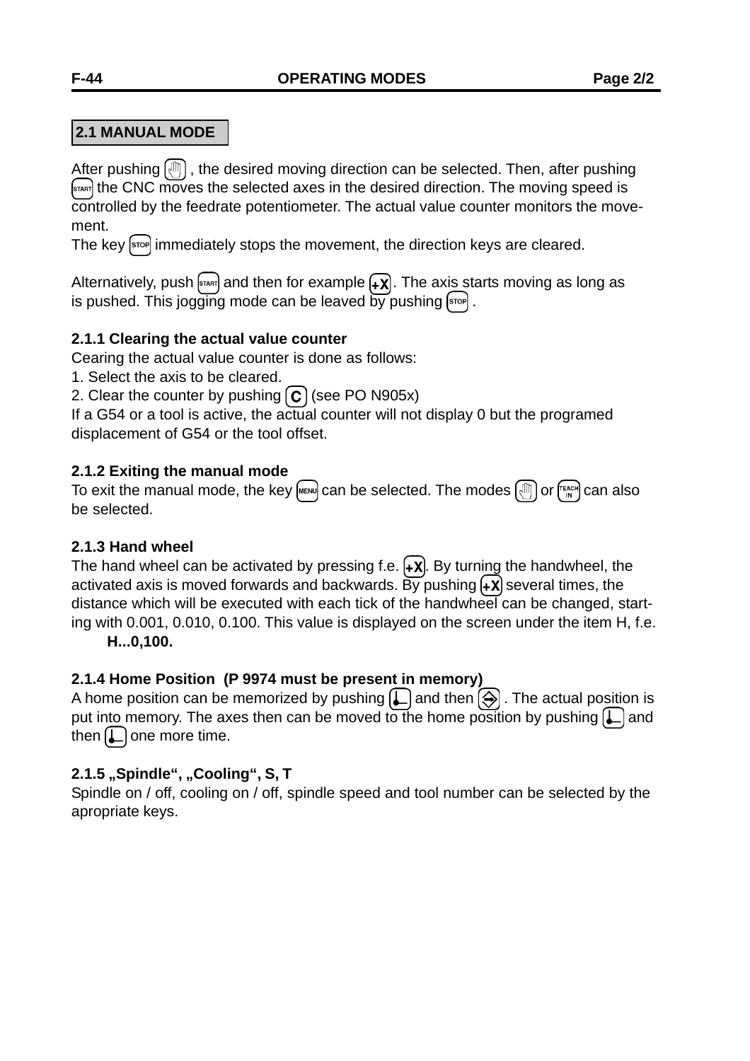## 2.1 MANUAL MODE

After pushing [MANUAL], the desired moving direction can be selected. Then, after pushing [START] the CNC moves the selected axes in the desired direction. The moving speed is controlled by the feedrate potentiometer. The actual value counter monitors the movement.
The key [STOP] immediately stops the movement, the direction keys are cleared.

Alternatively, push [START] and then for example [+X]. The axis starts moving as long as is pushed. This jogging mode can be leaved by pushing [STOP] .

### 2.1.1 Clearing the actual value counter

Cearing the actual value counter is done as follows:
1. Select the axis to be cleared.
2. Clear the counter by pushing [C] (see PO N905x)
If a G54 or a tool is active, the actual counter will not display 0 but the programed displacement of G54 or the tool offset.

### 2.1.2 Exiting the manual mode

To exit the manual mode, the key [MENU] can be selected. The modes [MANUAL] or [TEACH IN] can also be selected.

### 2.1.3 Hand wheel

The hand wheel can be activated by pressing f.e. [+X]. By turning the handwheel, the activated axis is moved forwards and backwards. By pushing [+X] several times, the distance which will be executed with each tick of the handwheel can be changed, starting with 0.001, 0.010, 0.100. This value is displayed on the screen under the item H, f.e.

**H...0,100.**

### 2.1.4 Home Position (P 9974 must be present in memory)

A home position can be memorized by pushing [HOME] and then [ENTER]. The actual position is put into memory. The axes then can be moved to the home position by pushing [HOME] and then [HOME] one more time.

### 2.1.5 „Spindle“, „Cooling“, S, T

Spindle on / off, cooling on / off, spindle speed and tool number can be selected by the apropriate keys.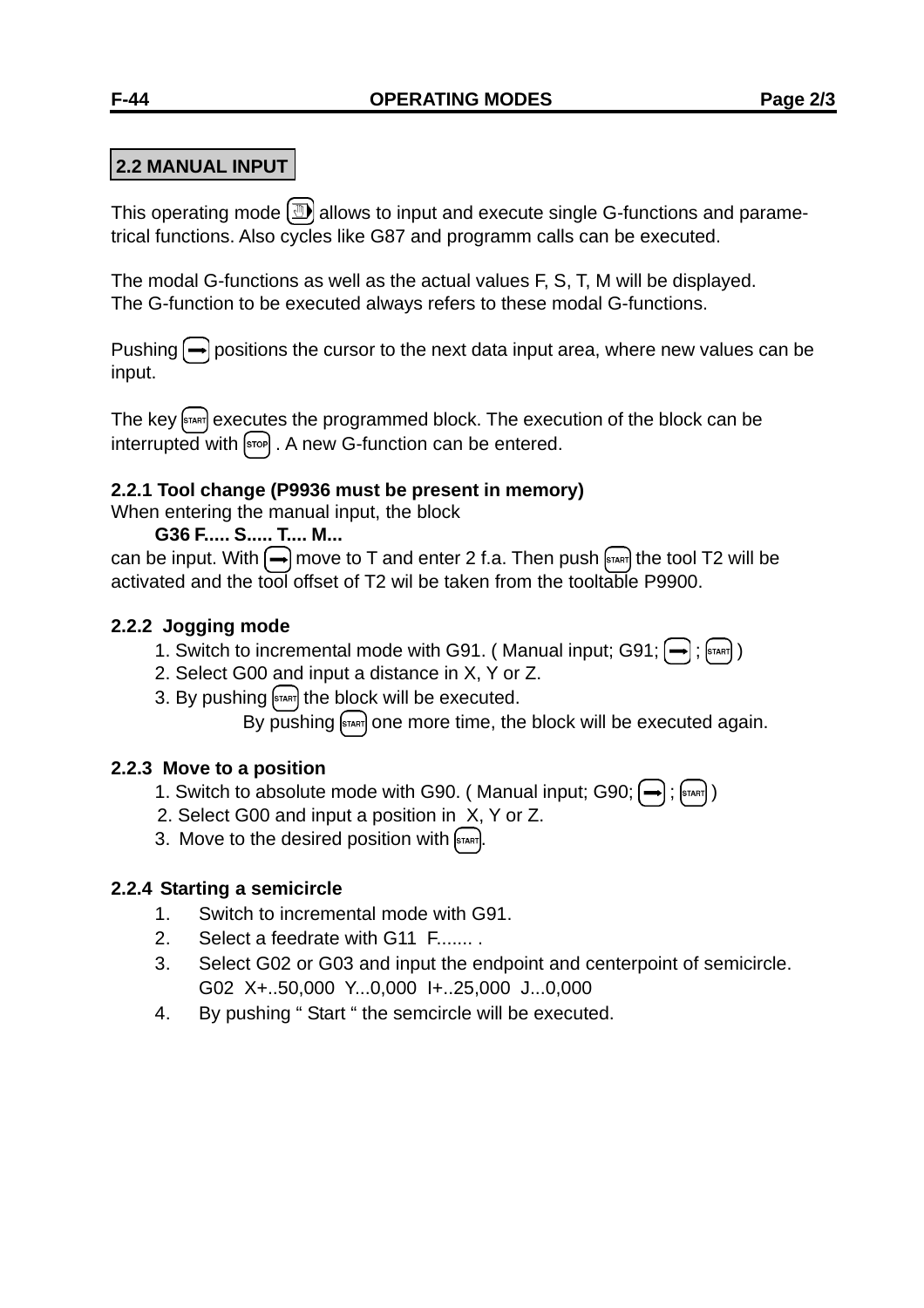## 2.2 MANUAL INPUT

This operating mode [hand key] allows to input and execute single G-functions and parametrical functions. Also cycles like G87 and programm calls can be executed.

The modal G-functions as well as the actual values F, S, T, M will be displayed.
The G-function to be executed always refers to these modal G-functions.

Pushing [→] positions the cursor to the next data input area, where new values can be input.

The key [START] executes the programmed block. The execution of the block can be interrupted with [STOP] . A new G-function can be entered.

### 2.2.1 Tool change (P9936 must be present in memory)

When entering the manual input, the block

**G36 F..... S..... T.... M...**

can be input. With [→] move to T and enter 2 f.a. Then push [START] the tool T2 will be activated and the tool offset of T2 wil be taken from the tooltable P9900.

### 2.2.2 Jogging mode

1. Switch to incremental mode with G91. ( Manual input; G91; [→] ; [START] )
2. Select G00 and input a distance in X, Y or Z.
3. By pushing [START] the block will be executed.
   By pushing [START] one more time, the block will be executed again.

### 2.2.3 Move to a position

1. Switch to absolute mode with G90. ( Manual input; G90; [→] ; [START] )
2. Select G00 and input a position in X, Y or Z.
3. Move to the desired position with [START].

### 2.2.4 Starting a semicircle

1. Switch to incremental mode with G91.
2. Select a feedrate with G11 F....... .
3. Select G02 or G03 and input the endpoint and centerpoint of semicircle.
   G02 X+..50,000 Y...0,000 I+..25,000 J...0,000
4. By pushing " Start " the semcircle will be executed.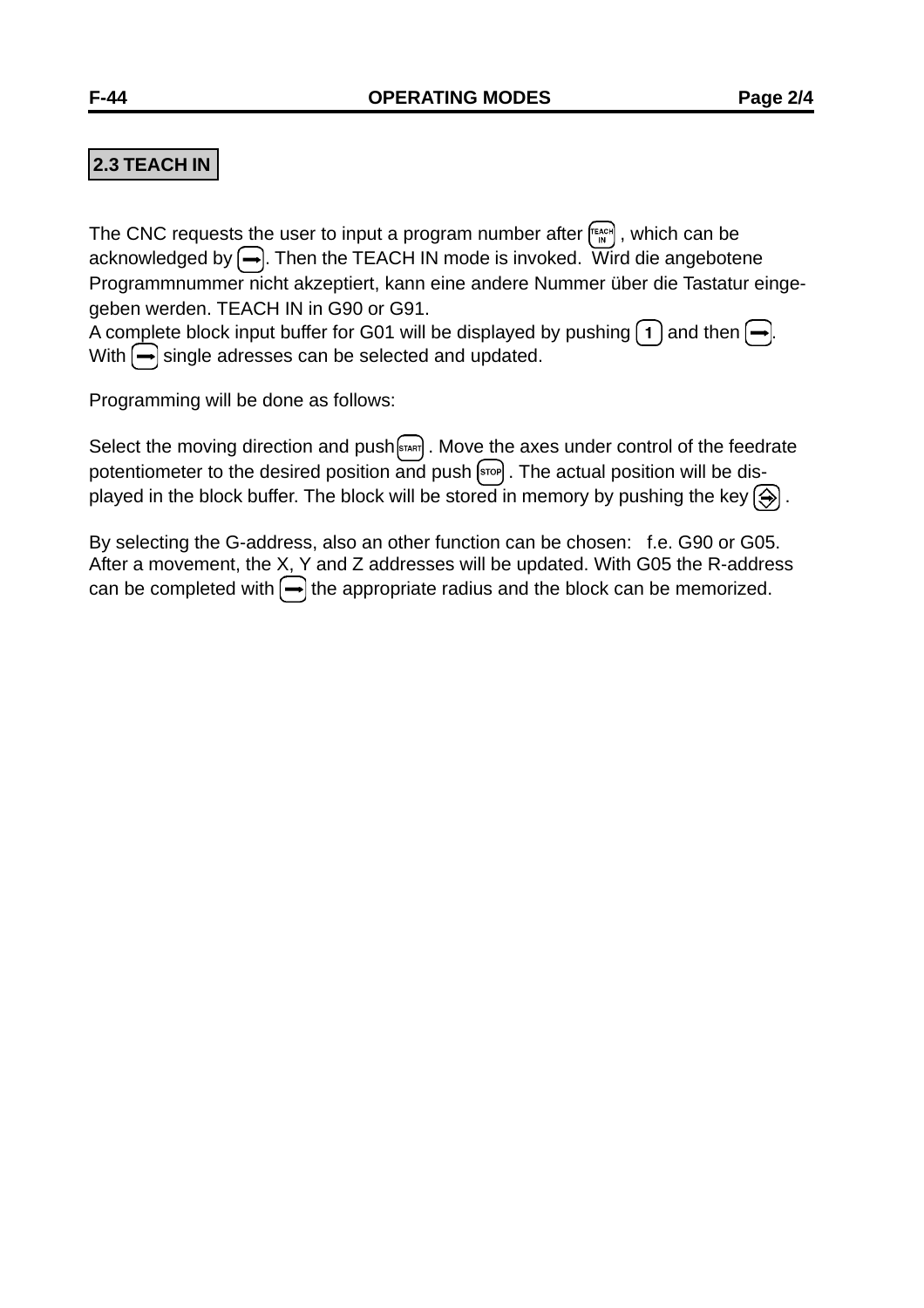## 2.3 TEACH IN

The CNC requests the user to input a program number after [TEACH IN] , which can be acknowledged by [→]. Then the TEACH IN mode is invoked. Wird die angebotene Programmnummer nicht akzeptiert, kann eine andere Nummer über die Tastatur eingegeben werden. TEACH IN in G90 or G91.
A complete block input buffer for G01 will be displayed by pushing [1] and then [→]. With [→] single adresses can be selected and updated.

Programming will be done as follows:

Select the moving direction and push [START] . Move the axes under control of the feedrate potentiometer to the desired position and push [STOP] . The actual position will be displayed in the block buffer. The block will be stored in memory by pushing the key [⇔] .

By selecting the G-address, also an other function can be chosen: f.e. G90 or G05. After a movement, the X, Y and Z addresses will be updated. With G05 the R-address can be completed with [→] the appropriate radius and the block can be memorized.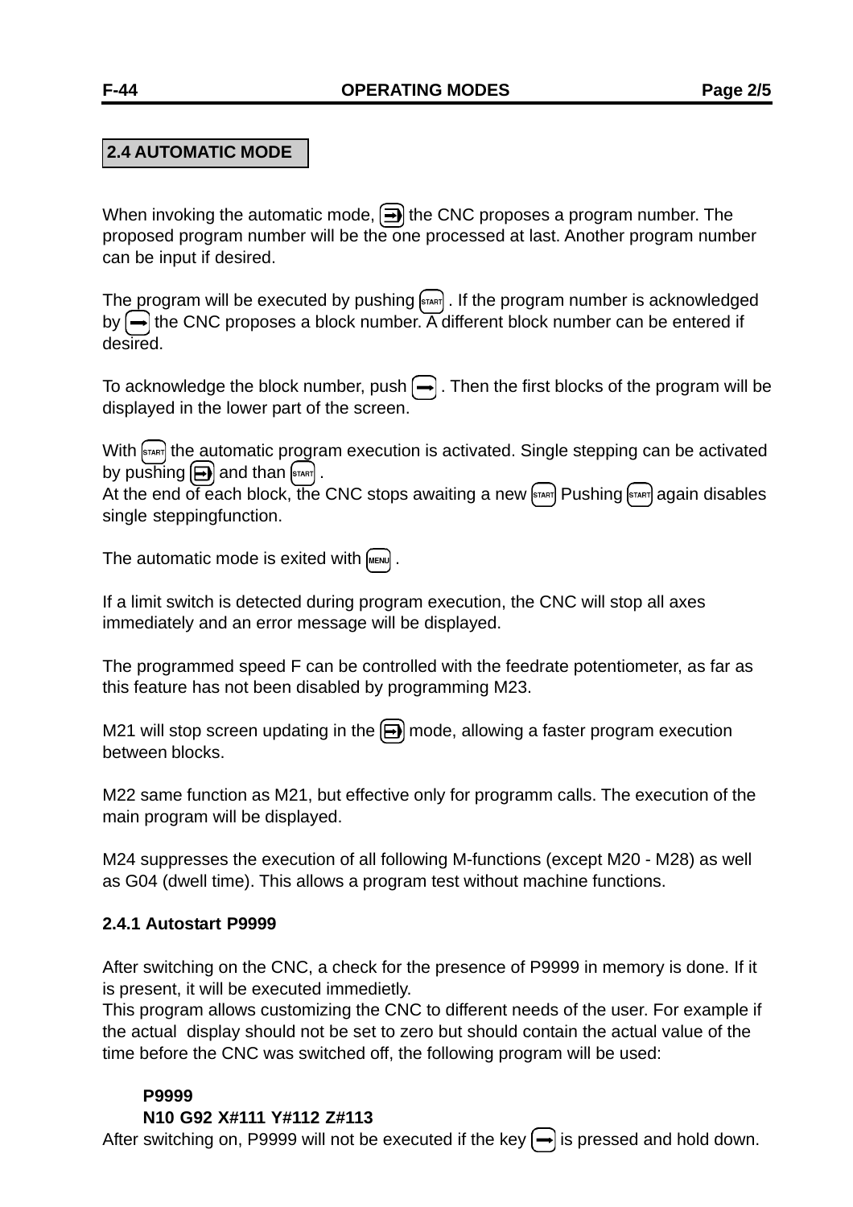## 2.4 AUTOMATIC MODE

When invoking the automatic mode, [⇒] the CNC proposes a program number. The proposed program number will be the one processed at last. Another program number can be input if desired.

The program will be executed by pushing [START] . If the program number is acknowledged by [→] the CNC proposes a block number. A different block number can be entered if desired.

To acknowledge the block number, push [→] . Then the first blocks of the program will be displayed in the lower part of the screen.

With [START] the automatic program execution is activated. Single stepping can be activated by pushing [⇒] and than [START] .
At the end of each block, the CNC stops awaiting a new [START] Pushing [START] again disables single steppingfunction.

The automatic mode is exited with [MENU] .

If a limit switch is detected during program execution, the CNC will stop all axes immediately and an error message will be displayed.

The programmed speed F can be controlled with the feedrate potentiometer, as far as this feature has not been disabled by programming M23.

M21 will stop screen updating in the [⇒] mode, allowing a faster program execution between blocks.

M22 same function as M21, but effective only for programm calls. The execution of the main program will be displayed.

M24 suppresses the execution of all following M-functions (except M20 - M28) as well as G04 (dwell time). This allows a program test without machine functions.

### 2.4.1 Autostart P9999

After switching on the CNC, a check for the presence of P9999 in memory is done. If it is present, it will be executed immedietly.
This program allows customizing the CNC to different needs of the user. For example if the actual display should not be set to zero but should contain the actual value of the time before the CNC was switched off, the following program will be used:

```
P9999
N10 G92 X#111 Y#112 Z#113
```

After switching on, P9999 will not be executed if the key [→] is pressed and hold down.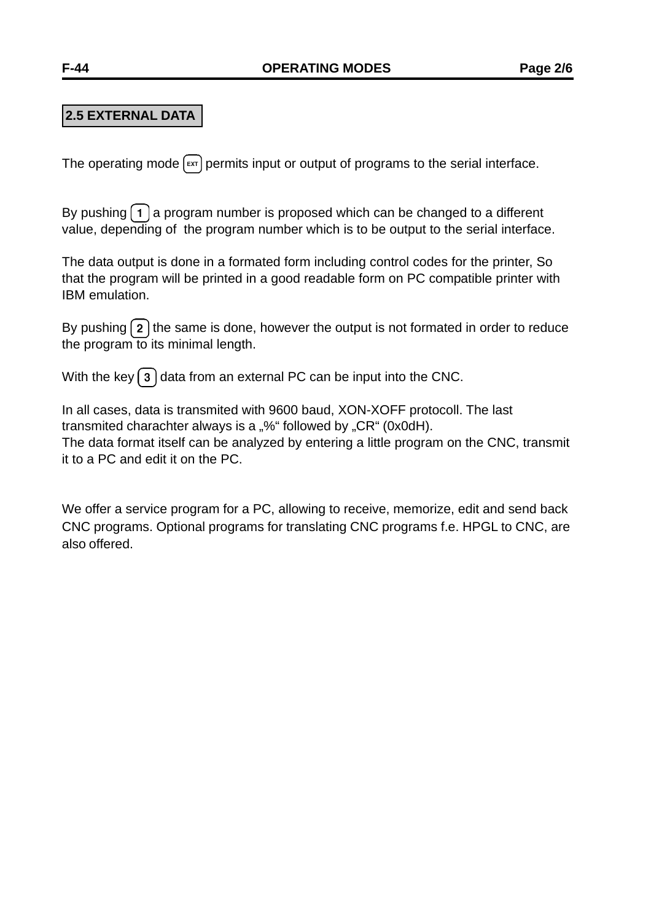## 2.5 EXTERNAL DATA

The operating mode [EXT] permits input or output of programs to the serial interface.

By pushing [1] a program number is proposed which can be changed to a different value, depending of  the program number which is to be output to the serial interface.

The data output is done in a formated form including control codes for the printer, So that the program will be printed in a good readable form on PC compatible printer with IBM emulation.

By pushing [2] the same is done, however the output is not formated in order to reduce the program to its minimal length.

With the key [3] data from an external PC can be input into the CNC.

In all cases, data is transmited with 9600 baud, XON-XOFF protocoll. The last transmited charachter always is a „%“ followed by „CR“ (0x0dH).
The data format itself can be analyzed by entering a little program on the CNC, transmit it to a PC and edit it on the PC.

We offer a service program for a PC, allowing to receive, memorize, edit and send back CNC programs. Optional programs for translating CNC programs f.e. HPGL to CNC, are also offered.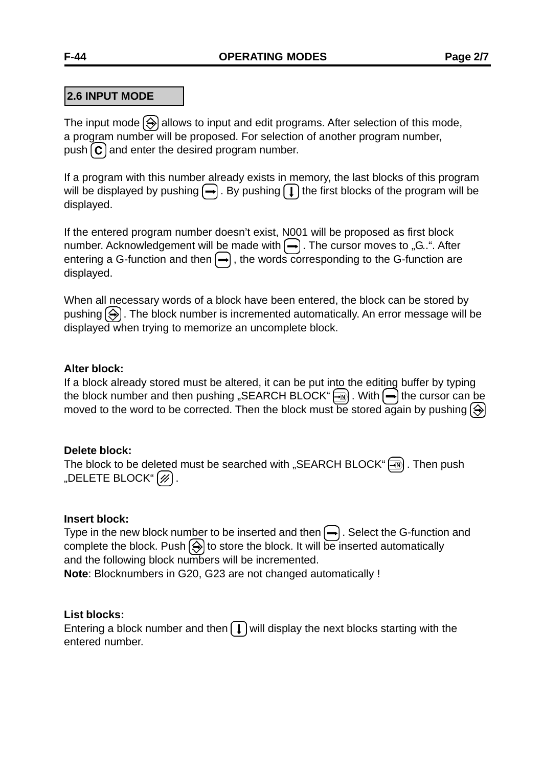## 2.6 INPUT MODE

The input mode ⟨⇔⟩ allows to input and edit programs. After selection of this mode, a program number will be proposed. For selection of another program number, push ⟨C⟩ and enter the desired program number.

If a program with this number already exists in memory, the last blocks of this program will be displayed by pushing ⟨→⟩ . By pushing ⟨↓⟩ the first blocks of the program will be displayed.

If the entered program number doesn't exist, N001 will be proposed as first block number. Acknowledgement will be made with ⟨→⟩ . The cursor moves to „G..". After entering a G-function and then ⟨→⟩ , the words corresponding to the G-function are displayed.

When all necessary words of a block have been entered, the block can be stored by pushing ⟨⇔⟩ . The block number is incremented automatically. An error message will be displayed when trying to memorize an uncomplete block.

**Alter block:**
If a block already stored must be altered, it can be put into the editing buffer by typing the block number and then pushing „SEARCH BLOCK" ⟨→N⟩ . With ⟨→⟩ the cursor can be moved to the word to be corrected. Then the block must be stored again by pushing ⟨⇔⟩

**Delete block:**
The block to be deleted must be searched with „SEARCH BLOCK" ⟨→N⟩ . Then push „DELETE BLOCK" ⟨//⟩ .

**Insert block:**
Type in the new block number to be inserted and then ⟨→⟩ . Select the G-function and complete the block. Push ⟨⇔⟩ to store the block. It will be inserted automatically and the following block numbers will be incremented.
**Note**: Blocknumbers in G20, G23 are not changed automatically !

**List blocks:**
Entering a block number and then ⟨↓⟩ will display the next blocks starting with the entered number.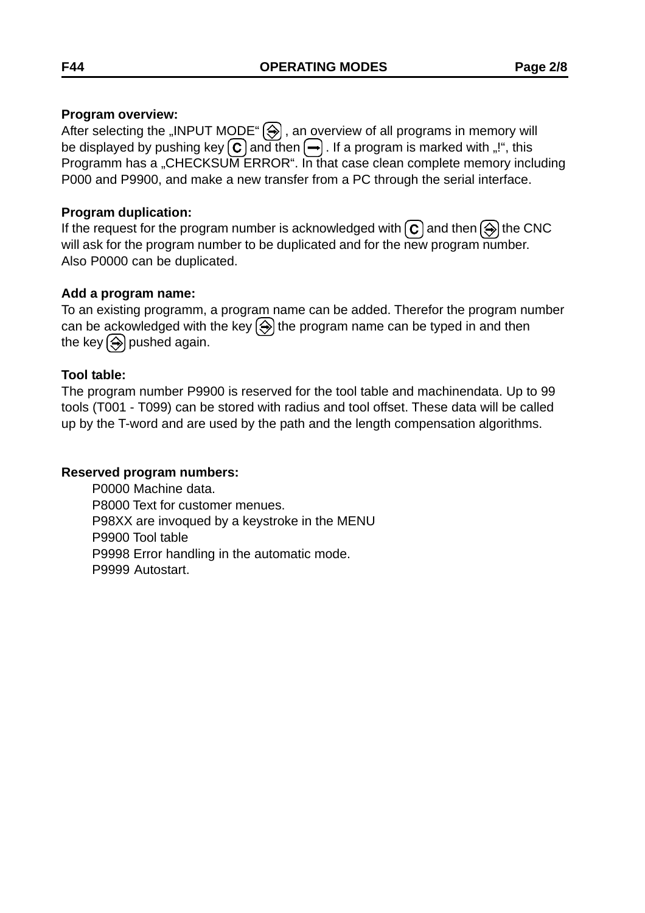**Program overview:**
After selecting the „INPUT MODE" (⇔) , an overview of all programs in memory will be displayed by pushing key (C) and then (→) . If a program is marked with „!", this Programm has a „CHECKSUM ERROR". In that case clean complete memory including P000 and P9900, and make a new transfer from a PC through the serial interface.

**Program duplication:**
If the request for the program number is acknowledged with (C) and then (⇔) the CNC will ask for the program number to be duplicated and for the new program number. Also P0000 can be duplicated.

**Add a program name:**
To an existing programm, a program name can be added. Therefor the program number can be ackowledged with the key (⇔) the program name can be typed in and then the key (⇔) pushed again.

**Tool table:**
The program number P9900 is reserved for the tool table and machinendata. Up to 99 tools (T001 - T099) can be stored with radius and tool offset. These data will be called up by the T-word and are used by the path and the length compensation algorithms.

**Reserved program numbers:**

P0000 Machine data.
P8000 Text for customer menues.
P98XX are invoqued by a keystroke in the MENU
P9900 Tool table
P9998 Error handling in the automatic mode.
P9999 Autostart.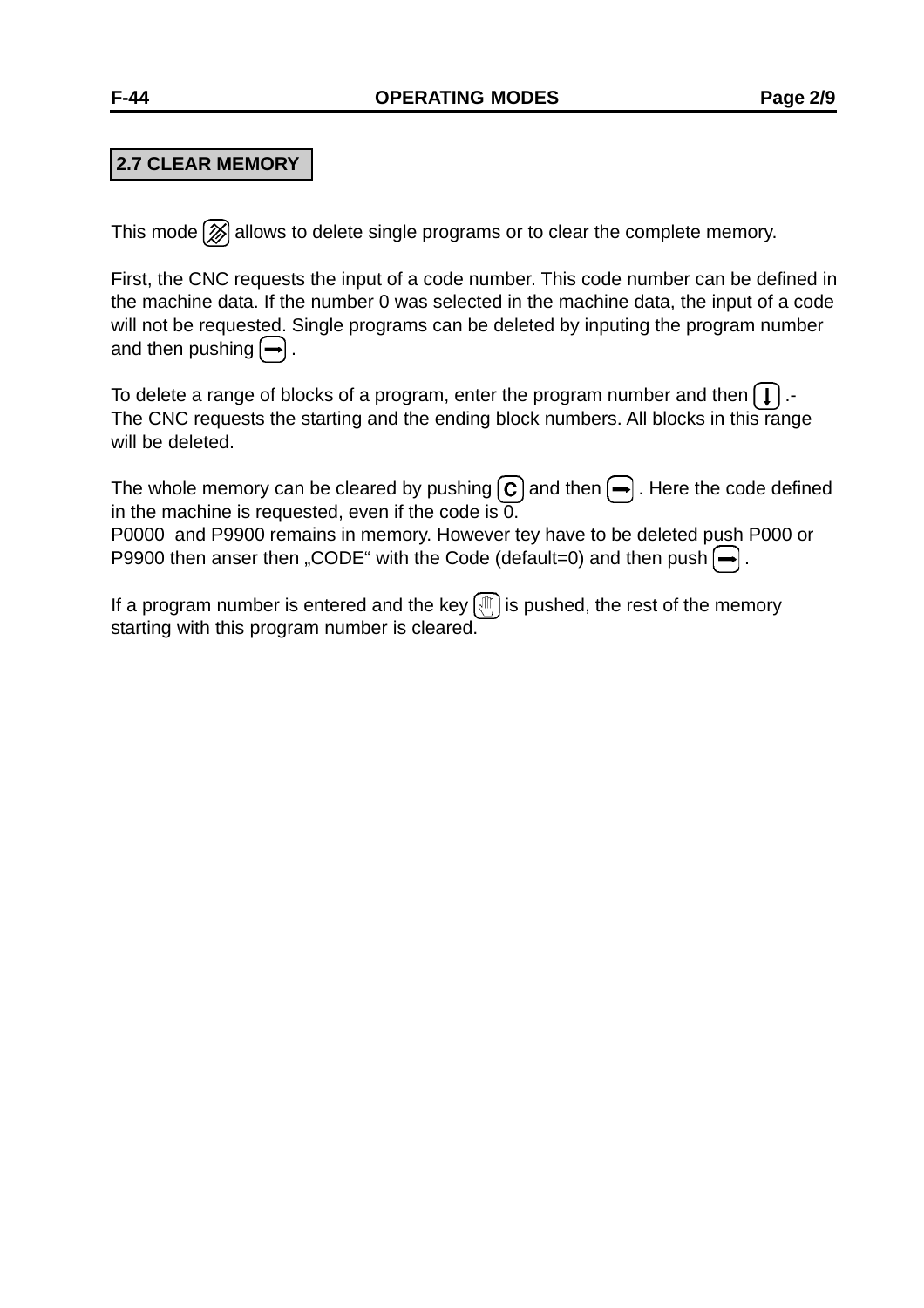## 2.7 CLEAR MEMORY

This mode allows to delete single programs or to clear the complete memory.

First, the CNC requests the input of a code number. This code number can be defined in the machine data. If the number 0 was selected in the machine data, the input of a code will not be requested. Single programs can be deleted by inputing the program number and then pushing .

To delete a range of blocks of a program, enter the program number and then .-
The CNC requests the starting and the ending block numbers. All blocks in this range will be deleted.

The whole memory can be cleared by pushing C and then . Here the code defined in the machine is requested, even if the code is 0.
P0000 and P9900 remains in memory. However tey have to be deleted push P000 or P9900 then anser then „CODE“ with the Code (default=0) and then push .

If a program number is entered and the key is pushed, the rest of the memory starting with this program number is cleared.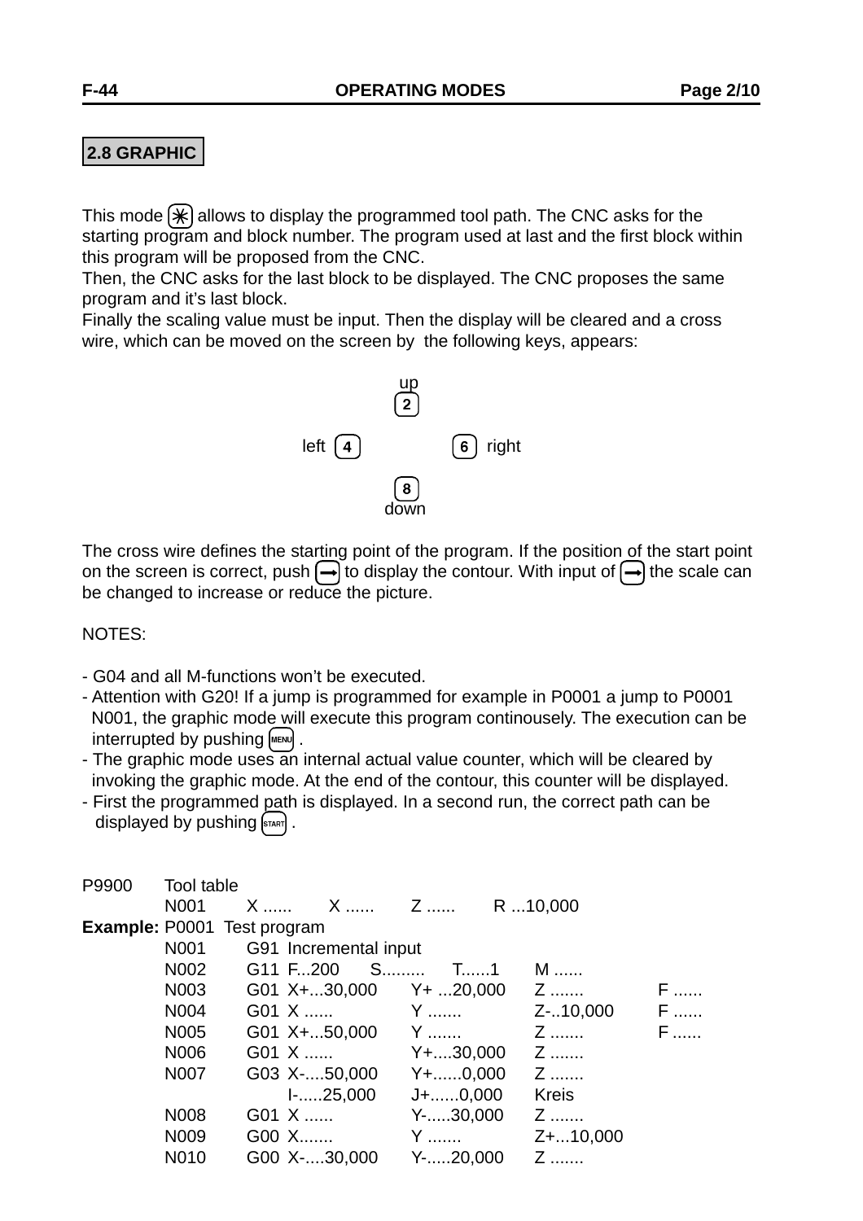## 2.8 GRAPHIC

This mode [✱] allows to display the programmed tool path. The CNC asks for the starting program and block number. The program used at last and the first block within this program will be proposed from the CNC.
Then, the CNC asks for the last block to be displayed. The CNC proposes the same program and it's last block.
Finally the scaling value must be input. Then the display will be cleared and a cross wire, which can be moved on the screen by the following keys, appears:

```
              up
             [2]

left [4]             [6] right

             [8]
            down
```

The cross wire defines the starting point of the program. If the position of the start point on the screen is correct, push [→] to display the contour. With input of [→] the scale can be changed to increase or reduce the picture.

NOTES:

- G04 and all M-functions won't be executed.
- Attention with G20! If a jump is programmed for example in P0001 a jump to P0001 N001, the graphic mode will execute this program continousely. The execution can be interrupted by pushing [MENU] .
- The graphic mode uses an internal actual value counter, which will be cleared by invoking the graphic mode. At the end of the contour, this counter will be displayed.
- First the programmed path is displayed. In a second run, the correct path can be displayed by pushing [START] .

| | | | | | | |
|---|---|---|---|---|---|---|
| P9900 | Tool table | | | | | |
| | N001 | X ...... | X ...... | Z ...... | R ...10,000 | |
| **Example:** | P0001 Test program | | | | | |
| | N001 | G91 | Incremental input | | | |
| | N002 | G11 | F...200 S......... | T......1 | M ...... | |
| | N003 | G01 | X+...30,000 | Y+ ...20,000 | Z ....... | F ...... |
| | N004 | G01 | X ...... | Y ....... | Z-..10,000 | F ...... |
| | N005 | G01 | X+...50,000 | Y ....... | Z ....... | F ...... |
| | N006 | G01 | X ...... | Y+....30,000 | Z ....... | |
| | N007 | G03 | X-....50,000 | Y+......0,000 | Z ....... | |
| | | | I-.....25,000 | J+......0,000 | Kreis | |
| | N008 | G01 | X ...... | Y-.....30,000 | Z ....... | |
| | N009 | G00 | X....... | Y ....... | Z+...10,000 | |
| | N010 | G00 | X-....30,000 | Y-.....20,000 | Z ....... | |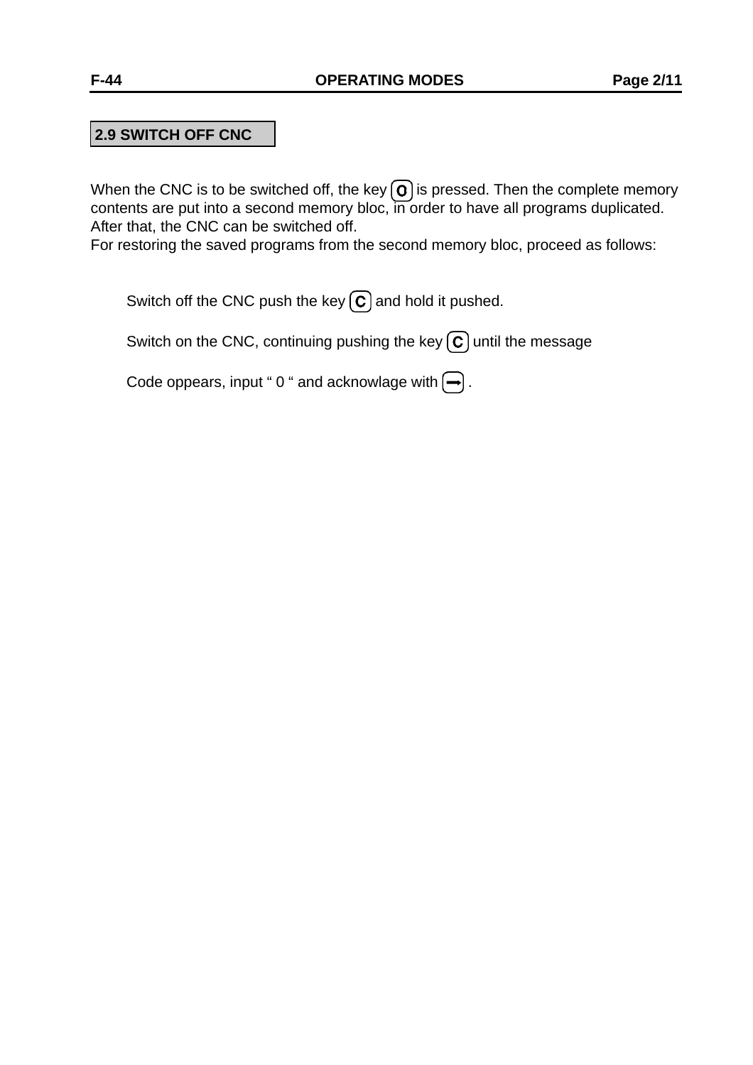## 2.9 SWITCH OFF CNC

When the CNC is to be switched off, the key [O] is pressed. Then the complete memory contents are put into a second memory bloc, in order to have all programs duplicated. After that, the CNC can be switched off.
For restoring the saved programs from the second memory bloc, proceed as follows:

Switch off the CNC push the key [C] and hold it pushed.

Switch on the CNC, continuing pushing the key [C] until the message

Code oppears, input “ 0 “ and acknowlage with [→] .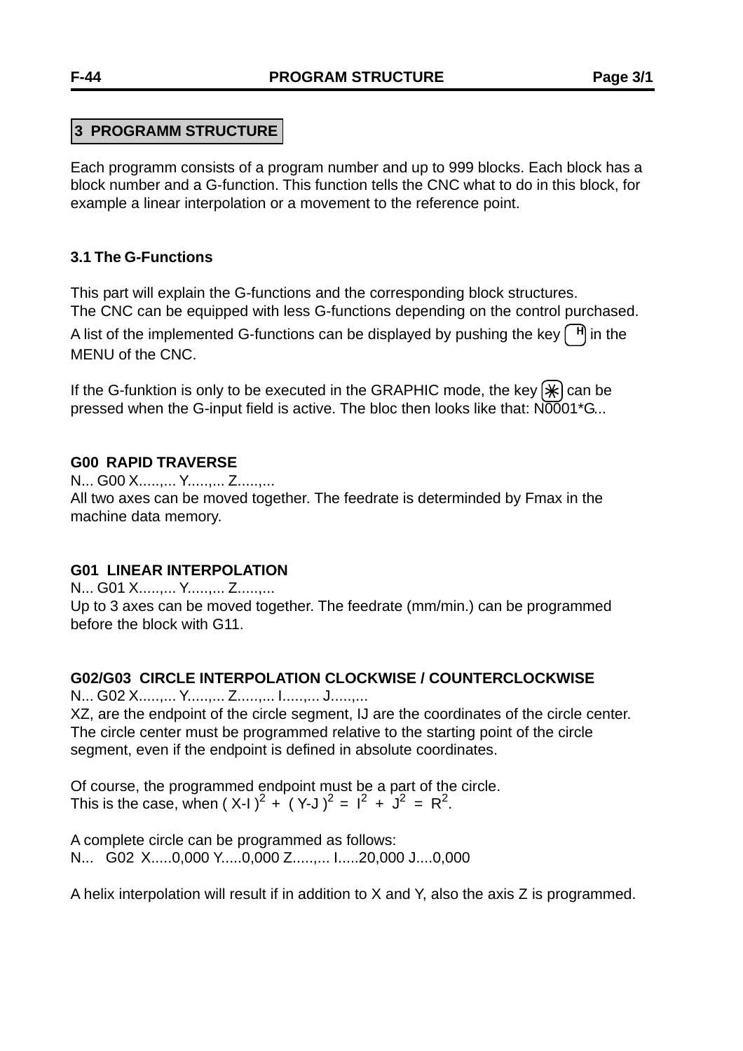## 3 PROGRAMM STRUCTURE

Each programm consists of a program number and up to 999 blocks. Each block has a block number and a G-function. This function tells the CNC what to do in this block, for example a linear interpolation or a movement to the reference point.

### 3.1 The G-Functions

This part will explain the G-functions and the corresponding block structures.
The CNC can be equipped with less G-functions depending on the control purchased.
A list of the implemented G-functions can be displayed by pushing the key [H] in the MENU of the CNC.

If the G-funktion is only to be executed in the GRAPHIC mode, the key [*] can be pressed when the G-input field is active. The bloc then looks like that: N0001*G...

**G00 RAPID TRAVERSE**
N... G00 X.....,... Y.....,... Z.....,...
All two axes can be moved together. The feedrate is determinded by Fmax in the machine data memory.

**G01 LINEAR INTERPOLATION**
N... G01 X.....,... Y.....,... Z.....,...
Up to 3 axes can be moved together. The feedrate (mm/min.) can be programmed before the block with G11.

**G02/G03 CIRCLE INTERPOLATION CLOCKWISE / COUNTERCLOCKWISE**
N... G02 X.....,... Y.....,... Z.....,... I.....,... J.....,...
XZ, are the endpoint of the circle segment, IJ are the coordinates of the circle center. The circle center must be programmed relative to the starting point of the circle segment, even if the endpoint is defined in absolute coordinates.

Of course, the programmed endpoint must be a part of the circle.
This is the case, when $(X-I)^2 + (Y-J)^2 = I^2 + J^2 = R^2$.

A complete circle can be programmed as follows:
N... G02 X.....0,000 Y.....0,000 Z.....,... I.....20,000 J....0,000

A helix interpolation will result if in addition to X and Y, also the axis Z is programmed.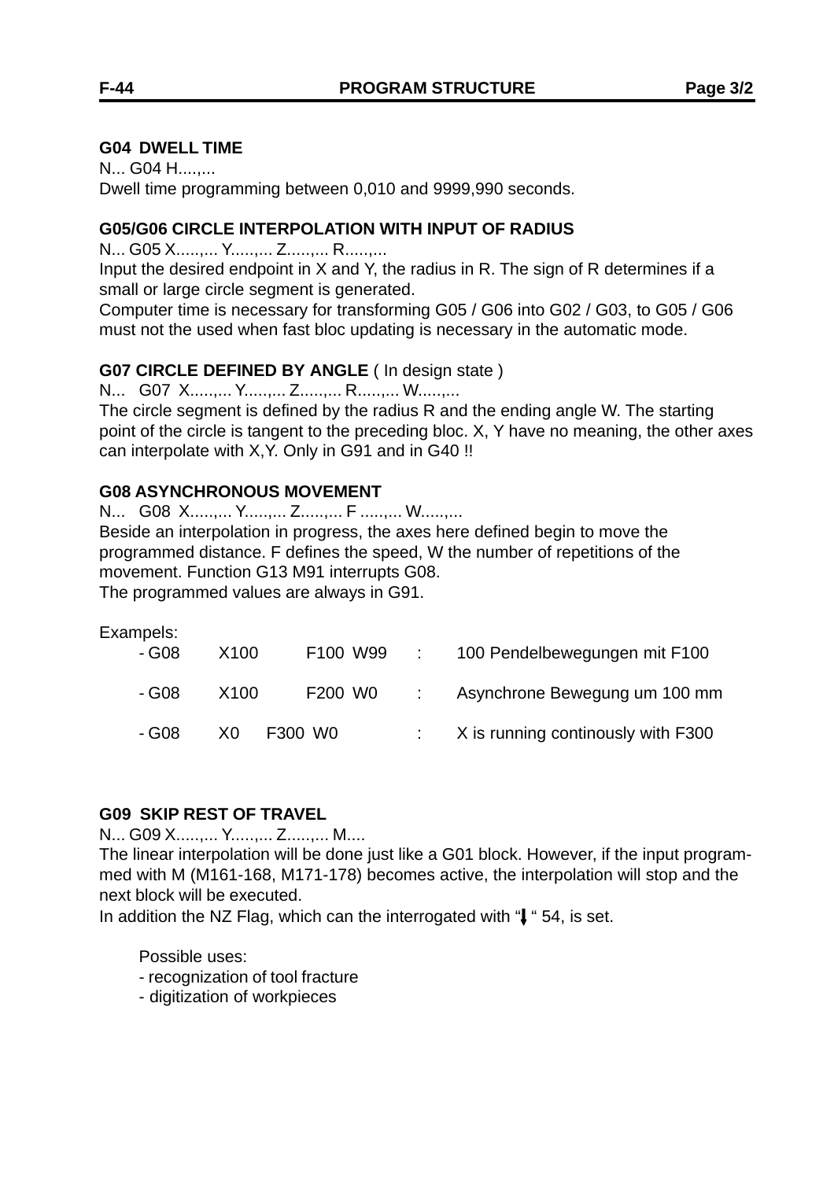**G04 DWELL TIME**

N... G04 H....,...

Dwell time programming between 0,010 and 9999,990 seconds.

**G05/G06 CIRCLE INTERPOLATION WITH INPUT OF RADIUS**

N... G05 X.....,... Y.....,... Z.....,... R.....,...

Input the desired endpoint in X and Y, the radius in R. The sign of R determines if a small or large circle segment is generated.

Computer time is necessary for transforming G05 / G06 into G02 / G03, to G05 / G06 must not the used when fast bloc updating is necessary in the automatic mode.

**G07 CIRCLE DEFINED BY ANGLE** ( In design state )

N... G07 X.....,... Y.....,... Z.....,... R.....,... W.....,...

The circle segment is defined by the radius R and the ending angle W. The starting point of the circle is tangent to the preceding bloc. X, Y have no meaning, the other axes can interpolate with X,Y. Only in G91 and in G40 !!

**G08 ASYNCHRONOUS MOVEMENT**

N... G08 X.....,... Y.....,... Z.....,... F .....,... W.....,...

Beside an interpolation in progress, the axes here defined begin to move the programmed distance. F defines the speed, W the number of repetitions of the movement. Function G13 M91 interrupts G08.

The programmed values are always in G91.

Exampels:

| | | | | |
|---|---|---|---|---|
| - G08 | X100 | F100 W99 | : | 100 Pendelbewegungen mit F100 |
| - G08 | X100 | F200 W0 | : | Asynchrone Bewegung um 100 mm |
| - G08 | X0 | F300 W0 | : | X is running continously with F300 |

**G09 SKIP REST OF TRAVEL**

N... G09 X.....,... Y.....,... Z.....,... M....

The linear interpolation will be done just like a G01 block. However, if the input programmed with M (M161-168, M171-178) becomes active, the interpolation will stop and the next block will be executed.

In addition the NZ Flag, which can the interrogated with "↓" 54, is set.

Possible uses:

- recognization of tool fracture
- digitization of workpieces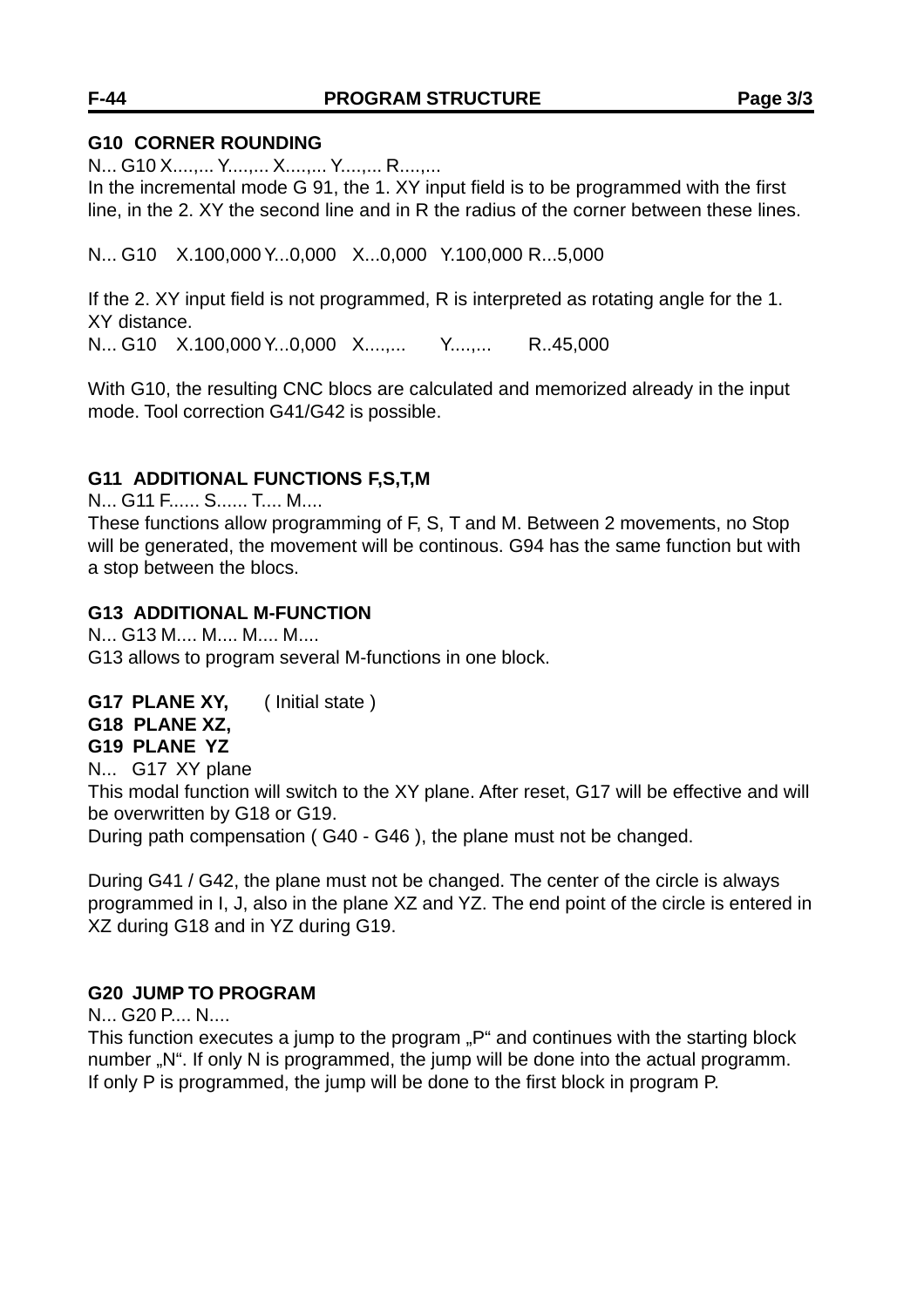**G10 CORNER ROUNDING**

N... G10 X....,... Y....,... X....,... Y....,... R....,...

In the incremental mode G 91, the 1. XY input field is to be programmed with the first line, in the 2. XY the second line and in R the radius of the corner between these lines.

N... G10 X.100,000 Y...0,000 X...0,000 Y.100,000 R...5,000

If the 2. XY input field is not programmed, R is interpreted as rotating angle for the 1. XY distance.

N... G10 X.100,000 Y...0,000 X....,... Y....,... R..45,000

With G10, the resulting CNC blocs are calculated and memorized already in the input mode. Tool correction G41/G42 is possible.

**G11 ADDITIONAL FUNCTIONS F,S,T,M**

N... G11 F...... S...... T.... M....

These functions allow programming of F, S, T and M. Between 2 movements, no Stop will be generated, the movement will be continous. G94 has the same function but with a stop between the blocs.

**G13 ADDITIONAL M-FUNCTION**

N... G13 M.... M.... M.... M....

G13 allows to program several M-functions in one block.

**G17 PLANE XY,** ( Initial state )
**G18 PLANE XZ,**
**G19 PLANE YZ**

N... G17 XY plane

This modal function will switch to the XY plane. After reset, G17 will be effective and will be overwritten by G18 or G19.

During path compensation ( G40 - G46 ), the plane must not be changed.

During G41 / G42, the plane must not be changed. The center of the circle is always programmed in I, J, also in the plane XZ and YZ. The end point of the circle is entered in XZ during G18 and in YZ during G19.

**G20 JUMP TO PROGRAM**

N... G20 P.... N....

This function executes a jump to the program „P“ and continues with the starting block number „N“. If only N is programmed, the jump will be done into the actual programm. If only P is programmed, the jump will be done to the first block in program P.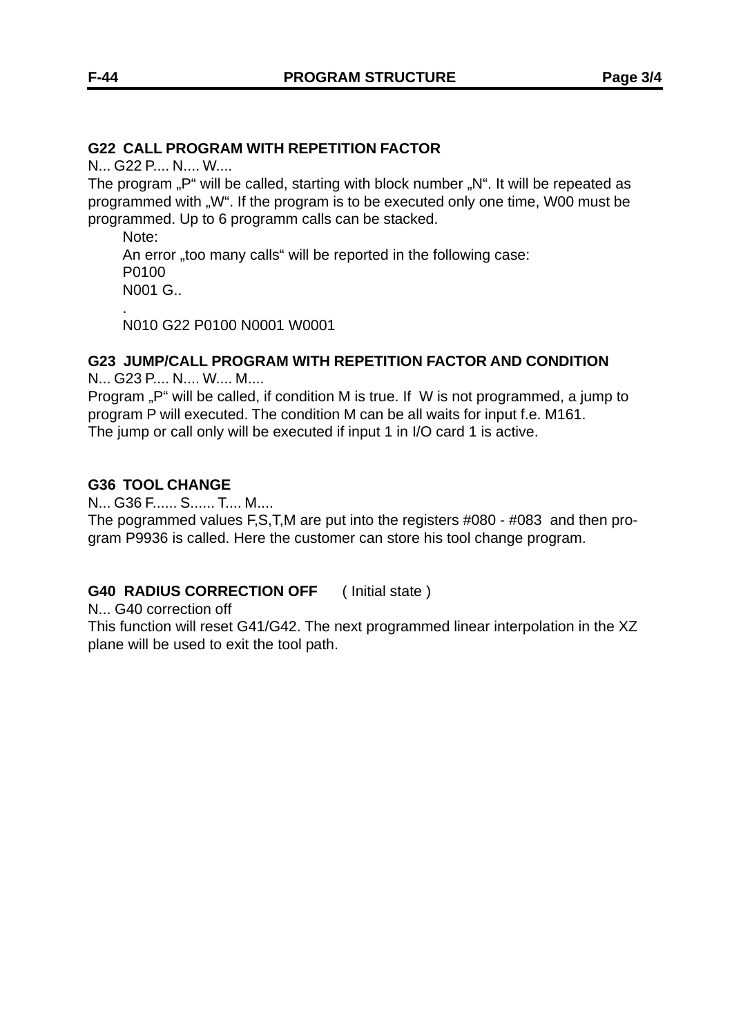### G22 CALL PROGRAM WITH REPETITION FACTOR

N... G22 P.... N.... W....

The program „P“ will be called, starting with block number „N“. It will be repeated as programmed with „W“. If the program is to be executed only one time, W00 must be programmed. Up to 6 programm calls can be stacked.

> Note:
> An error „too many calls“ will be reported in the following case:
> P0100
> N001 G..
> .
> N010 G22 P0100 N0001 W0001

### G23 JUMP/CALL PROGRAM WITH REPETITION FACTOR AND CONDITION

N... G23 P.... N.... W.... M....

Program „P“ will be called, if condition M is true. If W is not programmed, a jump to program P will executed. The condition M can be all waits for input f.e. M161.
The jump or call only will be executed if input 1 in I/O card 1 is active.

### G36 TOOL CHANGE

N... G36 F...... S...... T.... M....

The pogrammed values F,S,T,M are put into the registers #080 - #083 and then program P9936 is called. Here the customer can store his tool change program.

### G40 RADIUS CORRECTION OFF ( Initial state )

N... G40 correction off

This function will reset G41/G42. The next programmed linear interpolation in the XZ plane will be used to exit the tool path.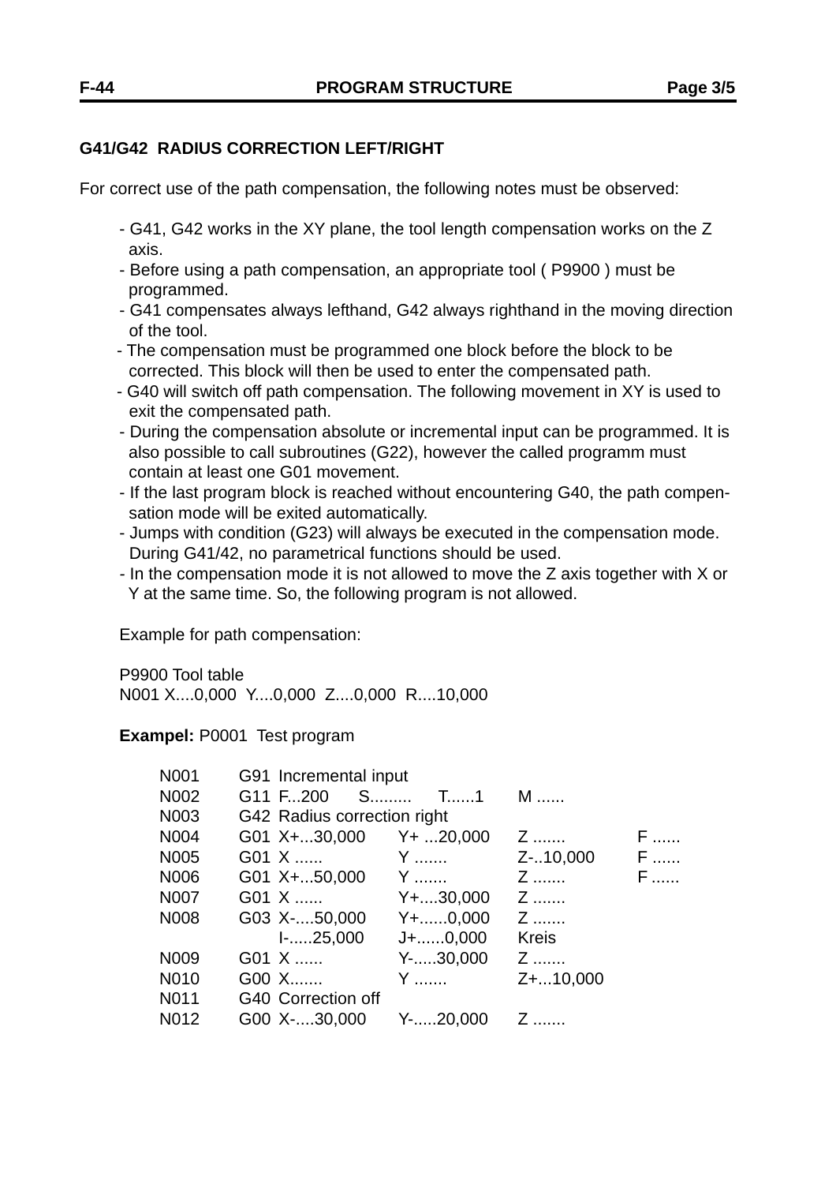## G41/G42 RADIUS CORRECTION LEFT/RIGHT

For correct use of the path compensation, the following notes must be observed:

- G41, G42 works in the XY plane, the tool length compensation works on the Z axis.
- Before using a path compensation, an appropriate tool ( P9900 ) must be programmed.
- G41 compensates always lefthand, G42 always righthand in the moving direction of the tool.
- The compensation must be programmed one block before the block to be corrected. This block will then be used to enter the compensated path.
- G40 will switch off path compensation. The following movement in XY is used to exit the compensated path.
- During the compensation absolute or incremental input can be programmed. It is also possible to call subroutines (G22), however the called programm must contain at least one G01 movement.
- If the last program block is reached without encountering G40, the path compensation mode will be exited automatically.
- Jumps with condition (G23) will always be executed in the compensation mode. During G41/42, no parametrical functions should be used.
- In the compensation mode it is not allowed to move the Z axis together with X or Y at the same time. So, the following program is not allowed.

Example for path compensation:

P9900 Tool table
N001 X....0,000 Y....0,000 Z....0,000 R....10,000

**Exampel:** P0001 Test program

```
N001    G91  Incremental input
N002    G11  F...200     S.........   T......1     M ......
N003    G42  Radius correction right
N004    G01  X+...30,000    Y+ ...20,000   Z .......     F ......
N005    G01  X ......       Y .......      Z-..10,000    F ......
N006    G01  X+...50,000    Y .......      Z .......     F ......
N007    G01  X ......       Y+....30,000   Z .......
N008    G03  X-....50,000   Y+......0,000  Z .......
             I-.....25,000  J+......0,000  Kreis
N009    G01  X ......       Y-.....30,000  Z .......
N010    G00  X.......       Y .......      Z+...10,000
N011    G40  Correction off
N012    G00  X-....30,000   Y-.....20,000  Z .......
```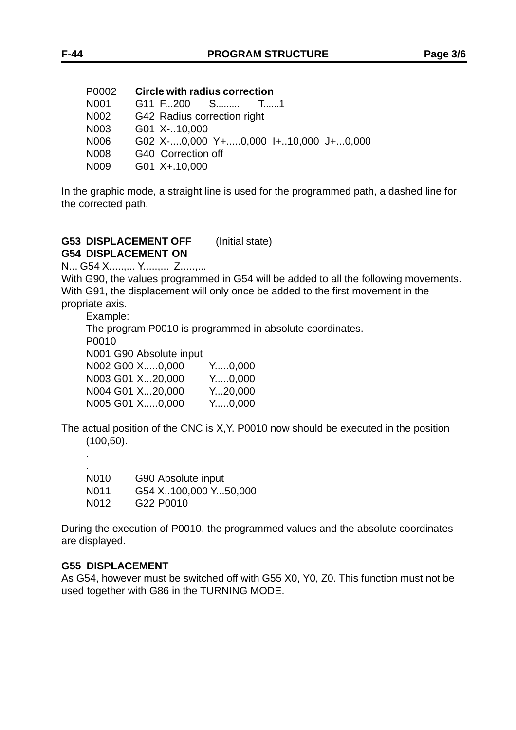```
P0002   Circle with radius correction
N001    G11  F...200     S.........     T......1
N002    G42  Radius correction right
N003    G01  X-..10,000
N006    G02  X-....0,000  Y+.....0,000  I+..10,000  J+...0,000
N008    G40  Correction off
N009    G01  X+.10,000
```

In the graphic mode, a straight line is used for the programmed path, a dashed line for the corrected path.

**G53 DISPLACEMENT OFF** (Initial state)
**G54 DISPLACEMENT ON**

N... G54 X.....,... Y.....,... Z.....,...

With G90, the values programmed in G54 will be added to all the following movements. With G91, the displacement will only once be added to the first movement in the propriate axis.

Example:
The program P0010 is programmed in absolute coordinates.

```
P0010
N001 G90 Absolute input
N002 G00 X.....0,000     Y.....0,000
N003 G01 X...20,000      Y.....0,000
N004 G01 X...20,000      Y...20,000
N005 G01 X.....0,000     Y.....0,000
```

The actual position of the CNC is X,Y. P0010 now should be executed in the position (100,50).

```
.
.
N010    G90 Absolute input
N011    G54 X..100,000 Y...50,000
N012    G22 P0010
```

During the execution of P0010, the programmed values and the absolute coordinates are displayed.

**G55 DISPLACEMENT**

As G54, however must be switched off with G55 X0, Y0, Z0. This function must not be used together with G86 in the TURNING MODE.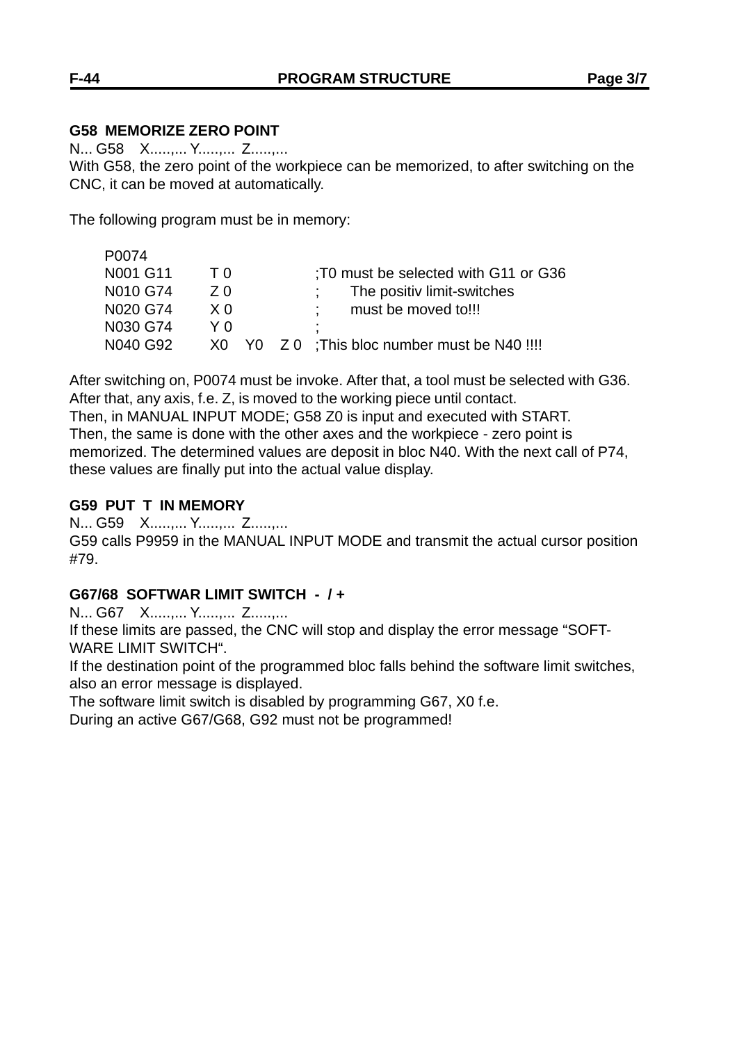## G58 MEMORIZE ZERO POINT

N... G58    X.....,... Y.....,...  Z.....,...

With G58, the zero point of the workpiece can be memorized, to after switching on the CNC, it can be moved at automatically.

The following program must be in memory:

```
P0074
N001 G11     T 0              ;T0 must be selected with G11 or G36
N010 G74     Z 0              ;     The positiv limit-switches
N020 G74     X 0              ;     must be moved to!!!
N030 G74     Y 0              ;
N040 G92     X0   Y0   Z 0    ;This bloc number must be N40 !!!!
```

After switching on, P0074 must be invoke. After that, a tool must be selected with G36. After that, any axis, f.e. Z, is moved to the working piece until contact.
Then, in MANUAL INPUT MODE; G58 Z0 is input and executed with START.
Then, the same is done with the other axes and the workpiece - zero point is memorized. The determined values are deposit in bloc N40. With the next call of P74, these values are finally put into the actual value display.

## G59 PUT T IN MEMORY

N... G59    X.....,... Y.....,...  Z.....,...

G59 calls P9959 in the MANUAL INPUT MODE and transmit the actual cursor position #79.

## G67/68 SOFTWAR LIMIT SWITCH - / +

N... G67    X.....,... Y.....,...  Z.....,...

If these limits are passed, the CNC will stop and display the error message "SOFT-WARE LIMIT SWITCH".
If the destination point of the programmed bloc falls behind the software limit switches, also an error message is displayed.
The software limit switch is disabled by programming G67, X0 f.e.
During an active G67/G68, G92 must not be programmed!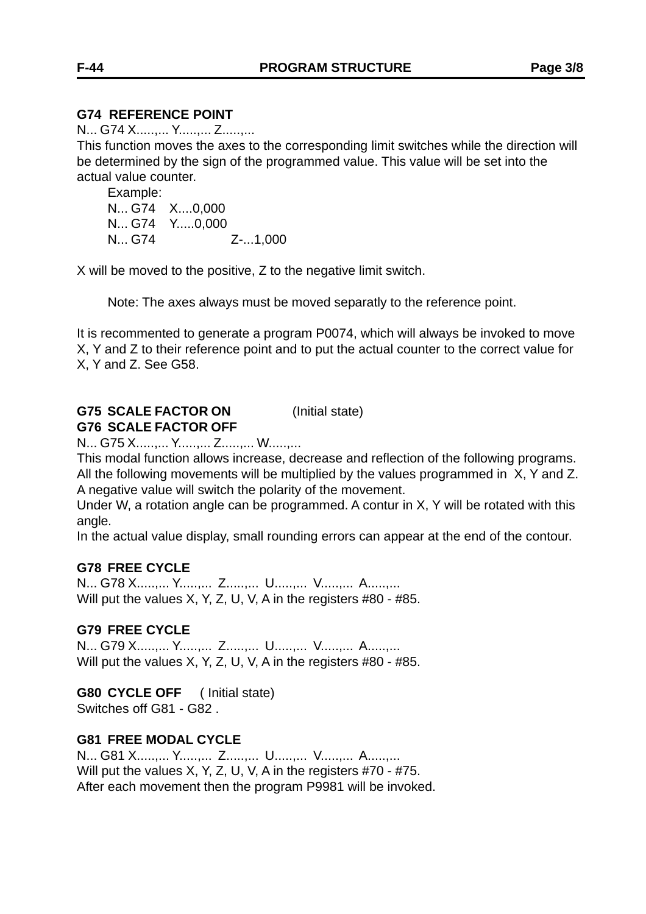**G74 REFERENCE POINT**

N... G74 X.....,... Y.....,... Z.....,...

This function moves the axes to the corresponding limit switches while the direction will be determined by the sign of the programmed value. This value will be set into the actual value counter.

Example:
N... G74 X....0,000
N... G74 Y.....0,000
N... G74 Z-...1,000

X will be moved to the positive, Z to the negative limit switch.

Note: The axes always must be moved separatly to the reference point.

It is recommented to generate a program P0074, which will always be invoked to move X, Y and Z to their reference point and to put the actual counter to the correct value for X, Y and Z. See G58.

**G75 SCALE FACTOR ON** (Initial state)
**G76 SCALE FACTOR OFF**

N... G75 X.....,... Y.....,... Z.....,... W.....,...

This modal function allows increase, decrease and reflection of the following programs. All the following movements will be multiplied by the values programmed in X, Y and Z. A negative value will switch the polarity of the movement.

Under W, a rotation angle can be programmed. A contur in X, Y will be rotated with this angle.

In the actual value display, small rounding errors can appear at the end of the contour.

**G78 FREE CYCLE**

N... G78 X.....,... Y.....,... Z.....,... U.....,... V.....,... A.....,...

Will put the values X, Y, Z, U, V, A in the registers #80 - #85.

**G79 FREE CYCLE**

N... G79 X.....,... Y.....,... Z.....,... U.....,... V.....,... A.....,...

Will put the values X, Y, Z, U, V, A in the registers #80 - #85.

**G80 CYCLE OFF** ( Initial state)

Switches off G81 - G82 .

**G81 FREE MODAL CYCLE**

N... G81 X.....,... Y.....,... Z.....,... U.....,... V.....,... A.....,...

Will put the values X, Y, Z, U, V, A in the registers #70 - #75.

After each movement then the program P9981 will be invoked.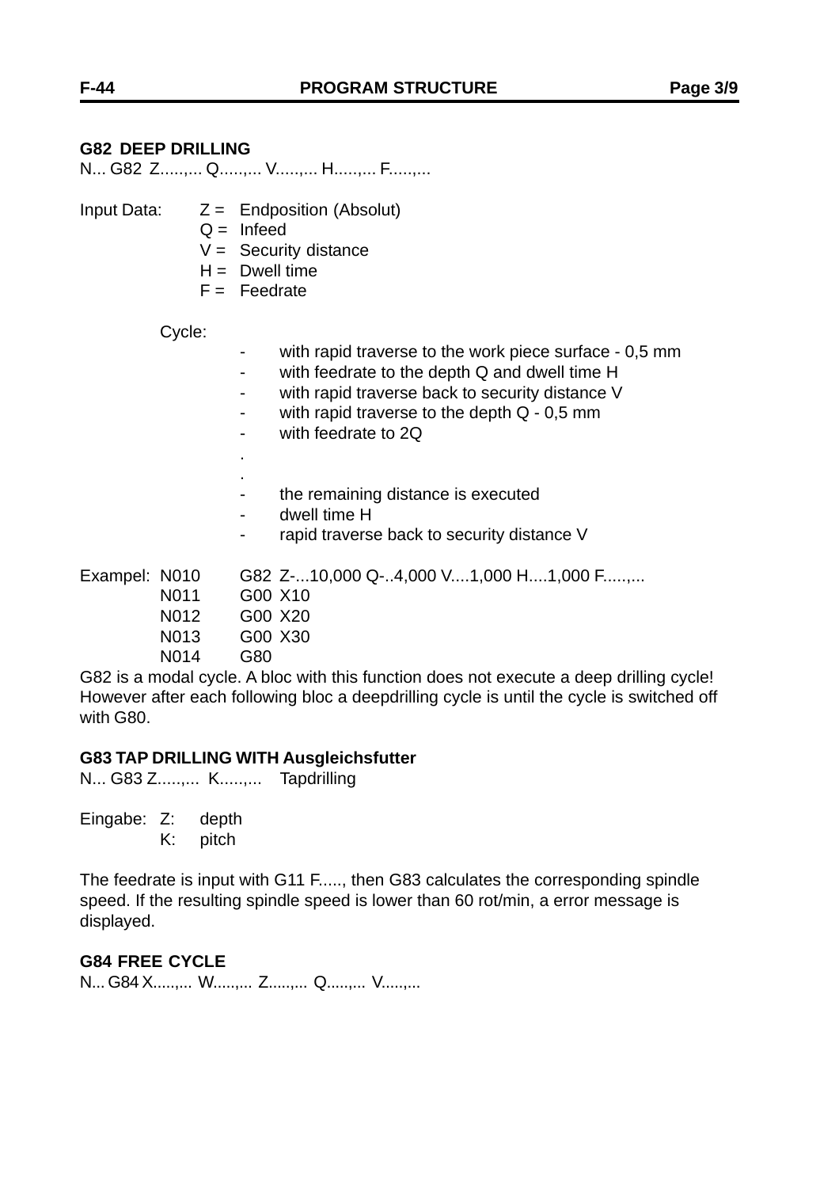**G82 DEEP DRILLING**

N... G82 Z.....,... Q.....,... V.....,... H.....,... F.....,...

Input Data:
- Z = Endposition (Absolut)
- Q = Infeed
- V = Security distance
- H = Dwell time
- F = Feedrate

Cycle:

- with rapid traverse to the work piece surface - 0,5 mm
- with feedrate to the depth Q and dwell time H
- with rapid traverse back to security distance V
- with rapid traverse to the depth Q - 0,5 mm
- with feedrate to 2Q

.

.

- the remaining distance is executed
- dwell time H
- rapid traverse back to security distance V

Exampel:

```
N010    G82  Z-...10,000 Q-..4,000 V....1,000 H....1,000 F.....,...
N011    G00  X10
N012    G00  X20
N013    G00  X30
N014    G80
```

G82 is a modal cycle. A bloc with this function does not execute a deep drilling cycle! However after each following bloc a deepdrilling cycle is until the cycle is switched off with G80.

**G83 TAP DRILLING WITH Ausgleichsfutter**

N... G83 Z.....,... K.....,... Tapdrilling

Eingabe:
- Z: depth
- K: pitch

The feedrate is input with G11 F....., then G83 calculates the corresponding spindle speed. If the resulting spindle speed is lower than 60 rot/min, a error message is displayed.

**G84 FREE CYCLE**

N... G84 X.....,... W.....,... Z.....,... Q.....,... V.....,...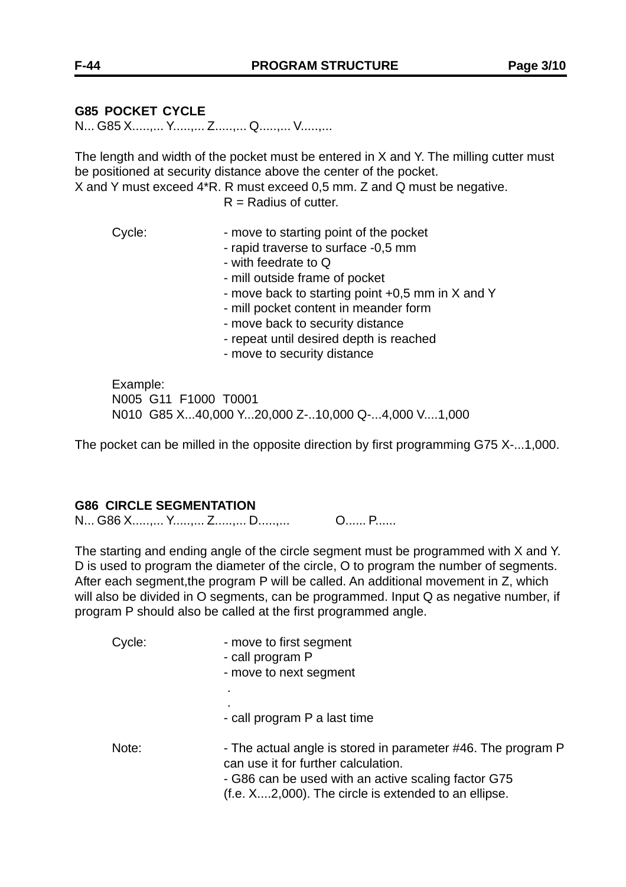## G85 POCKET CYCLE

N... G85 X.....,... Y.....,... Z.....,... Q.....,... V.....,...

The length and width of the pocket must be entered in X and Y. The milling cutter must be positioned at security distance above the center of the pocket.
X and Y must exceed 4*R. R must exceed 0,5 mm. Z and Q must be negative.
R = Radius of cutter.

Cycle:
- move to starting point of the pocket
- rapid traverse to surface -0,5 mm
- with feedrate to Q
- mill outside frame of pocket
- move back to starting point +0,5 mm in X and Y
- mill pocket content in meander form
- move back to security distance
- repeat until desired depth is reached
- move to security distance

Example:

```
N005  G11  F1000  T0001
N010  G85 X...40,000 Y...20,000 Z-..10,000 Q-...4,000 V....1,000
```

The pocket can be milled in the opposite direction by first programming G75 X-...1,000.

## G86 CIRCLE SEGMENTATION

N... G86 X.....,... Y.....,... Z.....,... D.....,... O...... P......

The starting and ending angle of the circle segment must be programmed with X and Y. D is used to program the diameter of the circle, O to program the number of segments. After each segment,the program P will be called. An additional movement in Z, which will also be divided in O segments, can be programmed. Input Q as negative number, if program P should also be called at the first programmed angle.

Cycle:
- move to first segment
- call program P
- move to next segment

.

.

- call program P a last time

Note:
- The actual angle is stored in parameter #46. The program P can use it for further calculation.
- G86 can be used with an active scaling factor G75 (f.e. X....2,000). The circle is extended to an ellipse.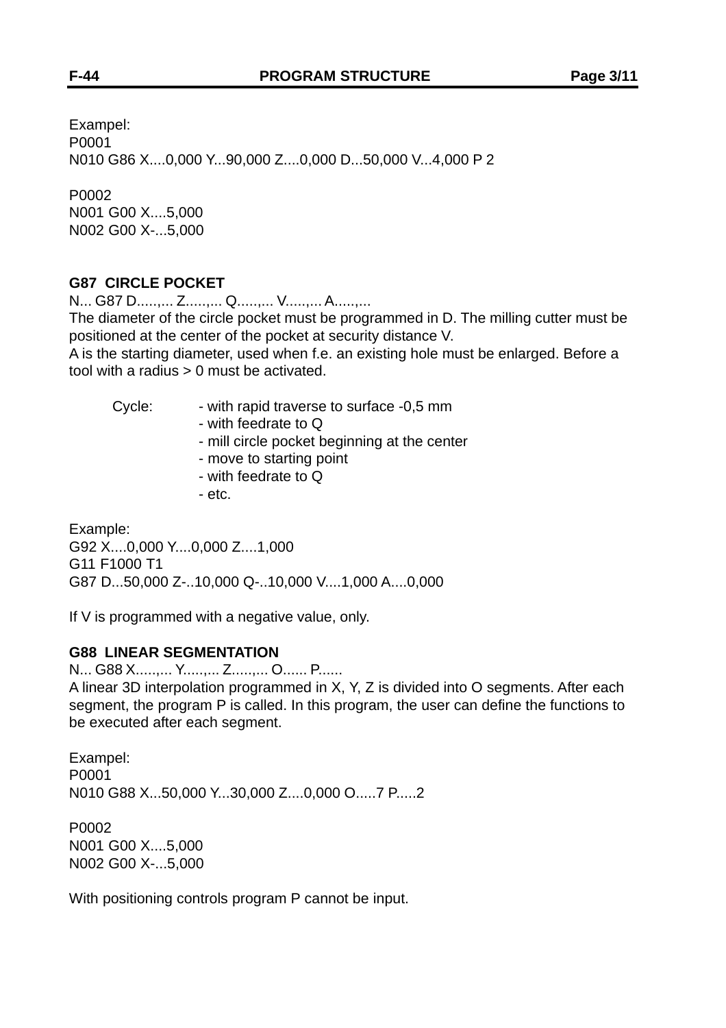Exampel:
P0001
N010 G86 X....0,000 Y...90,000 Z....0,000 D...50,000 V...4,000 P 2

P0002
N001 G00 X....5,000
N002 G00 X-...5,000

### G87 CIRCLE POCKET

N... G87 D.....,... Z.....,... Q.....,... V.....,... A.....,...
The diameter of the circle pocket must be programmed in D. The milling cutter must be positioned at the center of the pocket at security distance V.
A is the starting diameter, used when f.e. an existing hole must be enlarged. Before a tool with a radius > 0 must be activated.

Cycle:
- with rapid traverse to surface -0,5 mm
- with feedrate to Q
- mill circle pocket beginning at the center
- move to starting point
- with feedrate to Q
- etc.

Example:
G92 X....0,000 Y....0,000 Z....1,000
G11 F1000 T1
G87 D...50,000 Z-..10,000 Q-..10,000 V....1,000 A....0,000

If V is programmed with a negative value, only.

### G88 LINEAR SEGMENTATION

N... G88 X.....,... Y.....,... Z.....,... O...... P......
A linear 3D interpolation programmed in X, Y, Z is divided into O segments. After each segment, the program P is called. In this program, the user can define the functions to be executed after each segment.

Exampel:
P0001
N010 G88 X...50,000 Y...30,000 Z....0,000 O.....7 P.....2

P0002
N001 G00 X....5,000
N002 G00 X-...5,000

With positioning controls program P cannot be input.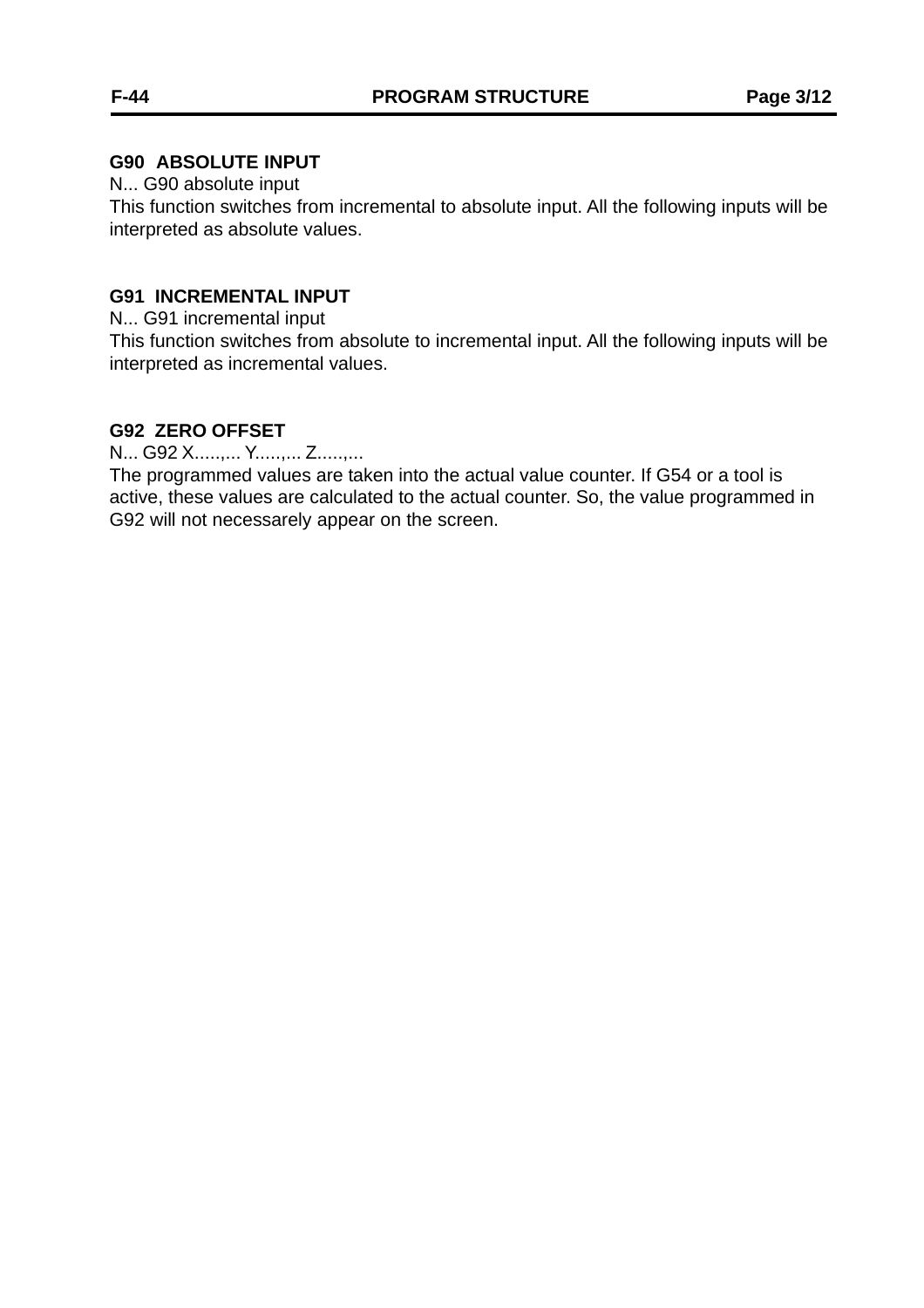### G90 ABSOLUTE INPUT

N... G90 absolute input

This function switches from incremental to absolute input. All the following inputs will be interpreted as absolute values.

### G91 INCREMENTAL INPUT

N... G91 incremental input

This function switches from absolute to incremental input. All the following inputs will be interpreted as incremental values.

### G92 ZERO OFFSET

N... G92 X.....,... Y.....,... Z.....,...

The programmed values are taken into the actual value counter. If G54 or a tool is active, these values are calculated to the actual counter. So, the value programmed in G92 will not necessarely appear on the screen.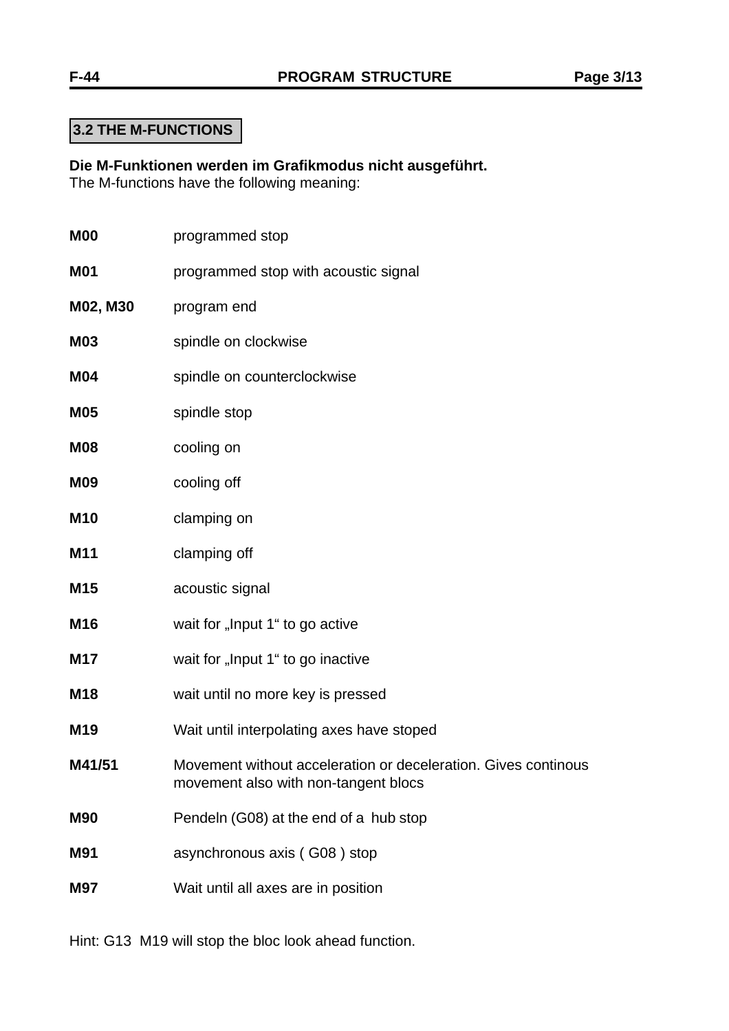## 3.2 THE M-FUNCTIONS

**Die M-Funktionen werden im Grafikmodus nicht ausgeführt.**
The M-functions have the following meaning:

| | |
|---|---|
| **M00** | programmed stop |
| **M01** | programmed stop with acoustic signal |
| **M02, M30** | program end |
| **M03** | spindle on clockwise |
| **M04** | spindle on counterclockwise |
| **M05** | spindle stop |
| **M08** | cooling on |
| **M09** | cooling off |
| **M10** | clamping on |
| **M11** | clamping off |
| **M15** | acoustic signal |
| **M16** | wait for „Input 1“ to go active |
| **M17** | wait for „Input 1“ to go inactive |
| **M18** | wait until no more key is pressed |
| **M19** | Wait until interpolating axes have stoped |
| **M41/51** | Movement without acceleration or deceleration. Gives continous movement also with non-tangent blocs |
| **M90** | Pendeln (G08) at the end of a hub stop |
| **M91** | asynchronous axis ( G08 ) stop |
| **M97** | Wait until all axes are in position |

Hint: G13 M19 will stop the bloc look ahead function.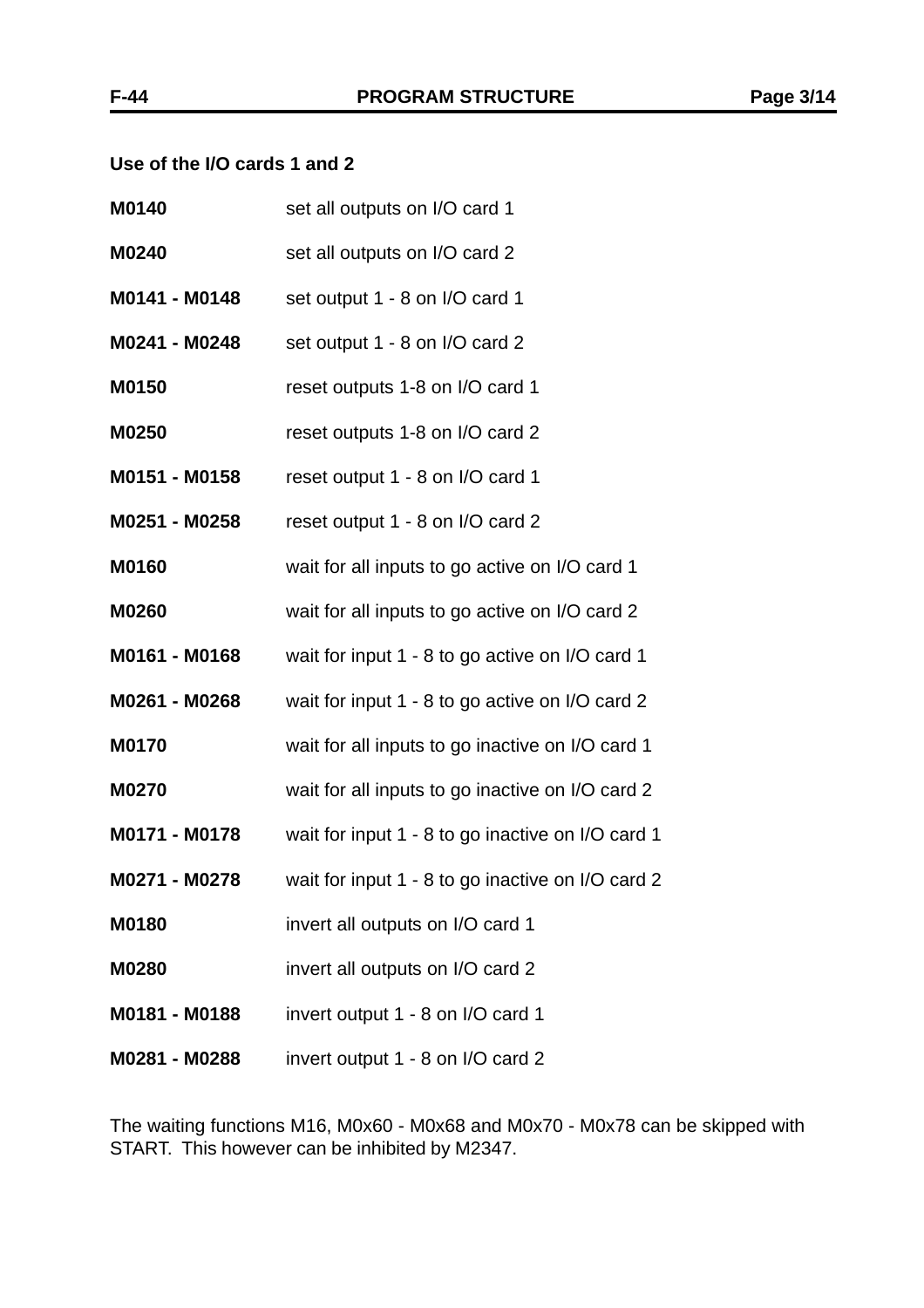**Use of the I/O cards 1 and 2**

| | |
|---|---|
| **M0140** | set all outputs on I/O card 1 |
| **M0240** | set all outputs on I/O card 2 |
| **M0141 - M0148** | set output 1 - 8 on I/O card 1 |
| **M0241 - M0248** | set output 1 - 8 on I/O card 2 |
| **M0150** | reset outputs 1-8 on I/O card 1 |
| **M0250** | reset outputs 1-8 on I/O card 2 |
| **M0151 - M0158** | reset output 1 - 8 on I/O card 1 |
| **M0251 - M0258** | reset output 1 - 8 on I/O card 2 |
| **M0160** | wait for all inputs to go active on I/O card 1 |
| **M0260** | wait for all inputs to go active on I/O card 2 |
| **M0161 - M0168** | wait for input 1 - 8 to go active on I/O card 1 |
| **M0261 - M0268** | wait for input 1 - 8 to go active on I/O card 2 |
| **M0170** | wait for all inputs to go inactive on I/O card 1 |
| **M0270** | wait for all inputs to go inactive on I/O card 2 |
| **M0171 - M0178** | wait for input 1 - 8 to go inactive on I/O card 1 |
| **M0271 - M0278** | wait for input 1 - 8 to go inactive on I/O card 2 |
| **M0180** | invert all outputs on I/O card 1 |
| **M0280** | invert all outputs on I/O card 2 |
| **M0181 - M0188** | invert output 1 - 8 on I/O card 1 |
| **M0281 - M0288** | invert output 1 - 8 on I/O card 2 |

The waiting functions M16, M0x60 - M0x68 and M0x70 - M0x78 can be skipped with START. This however can be inhibited by M2347.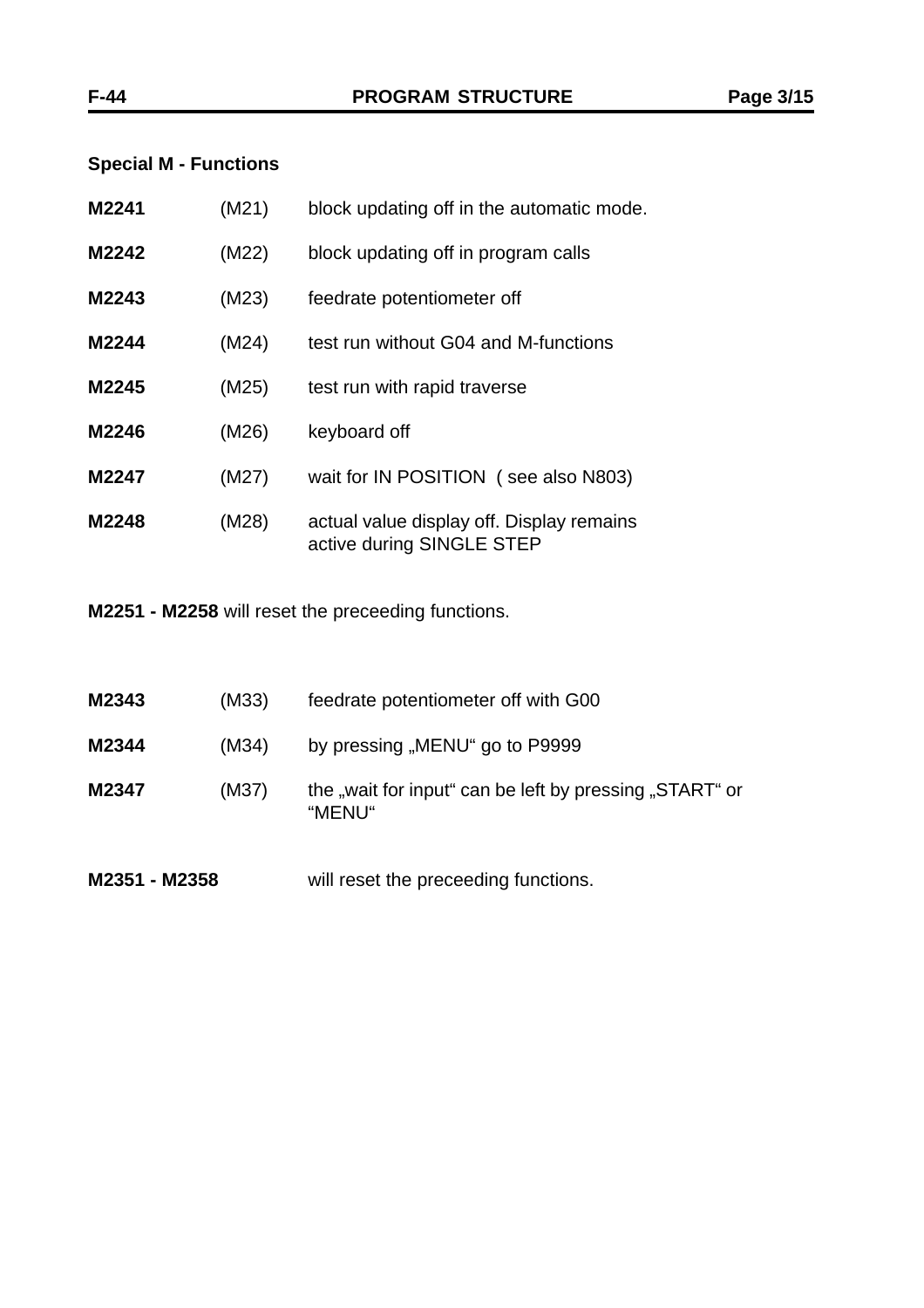## Special M - Functions

| | | |
|---|---|---|
| **M2241** | (M21) | block updating off in the automatic mode. |
| **M2242** | (M22) | block updating off in program calls |
| **M2243** | (M23) | feedrate potentiometer off |
| **M2244** | (M24) | test run without G04 and M-functions |
| **M2245** | (M25) | test run with rapid traverse |
| **M2246** | (M26) | keyboard off |
| **M2247** | (M27) | wait for IN POSITION ( see also N803) |
| **M2248** | (M28) | actual value display off. Display remains active during SINGLE STEP |

**M2251 - M2258** will reset the preceeding functions.

| | | |
|---|---|---|
| **M2343** | (M33) | feedrate potentiometer off with G00 |
| **M2344** | (M34) | by pressing „MENU“ go to P9999 |
| **M2347** | (M37) | the „wait for input“ can be left by pressing „START“ or “MENU“ |

**M2351 - M2358** will reset the preceeding functions.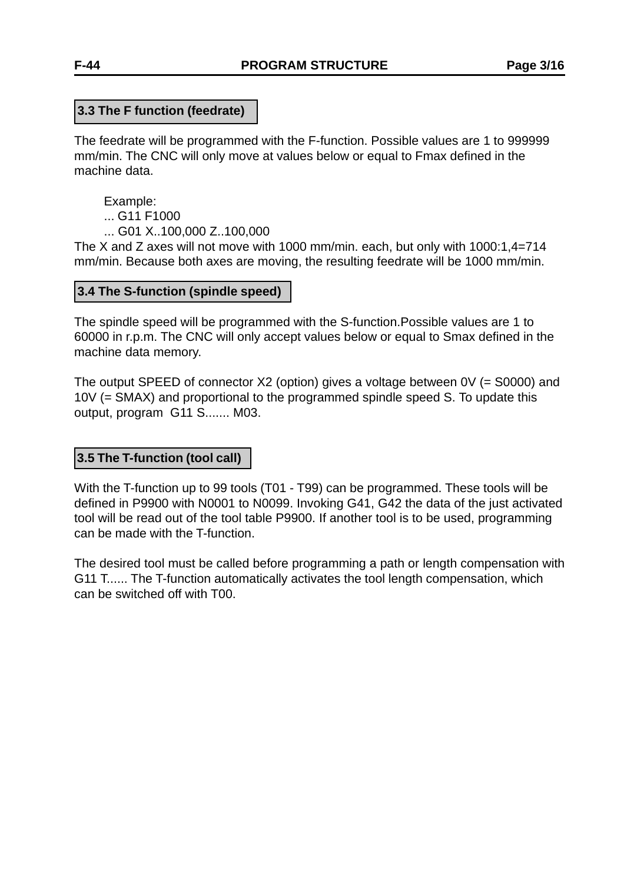## 3.3 The F function (feedrate)

The feedrate will be programmed with the F-function. Possible values are 1 to 999999 mm/min. The CNC will only move at values below or equal to Fmax defined in the machine data.

Example:
... G11 F1000
... G01 X..100,000 Z..100,000

The X and Z axes will not move with 1000 mm/min. each, but only with 1000:1,4=714 mm/min. Because both axes are moving, the resulting feedrate will be 1000 mm/min.

## 3.4 The S-function (spindle speed)

The spindle speed will be programmed with the S-function.Possible values are 1 to 60000 in r.p.m. The CNC will only accept values below or equal to Smax defined in the machine data memory.

The output SPEED of connector X2 (option) gives a voltage between 0V (= S0000) and 10V (= SMAX) and proportional to the programmed spindle speed S. To update this output, program G11 S....... M03.

## 3.5 The T-function (tool call)

With the T-function up to 99 tools (T01 - T99) can be programmed. These tools will be defined in P9900 with N0001 to N0099. Invoking G41, G42 the data of the just activated tool will be read out of the tool table P9900. If another tool is to be used, programming can be made with the T-function.

The desired tool must be called before programming a path or length compensation with G11 T...... The T-function automatically activates the tool length compensation, which can be switched off with T00.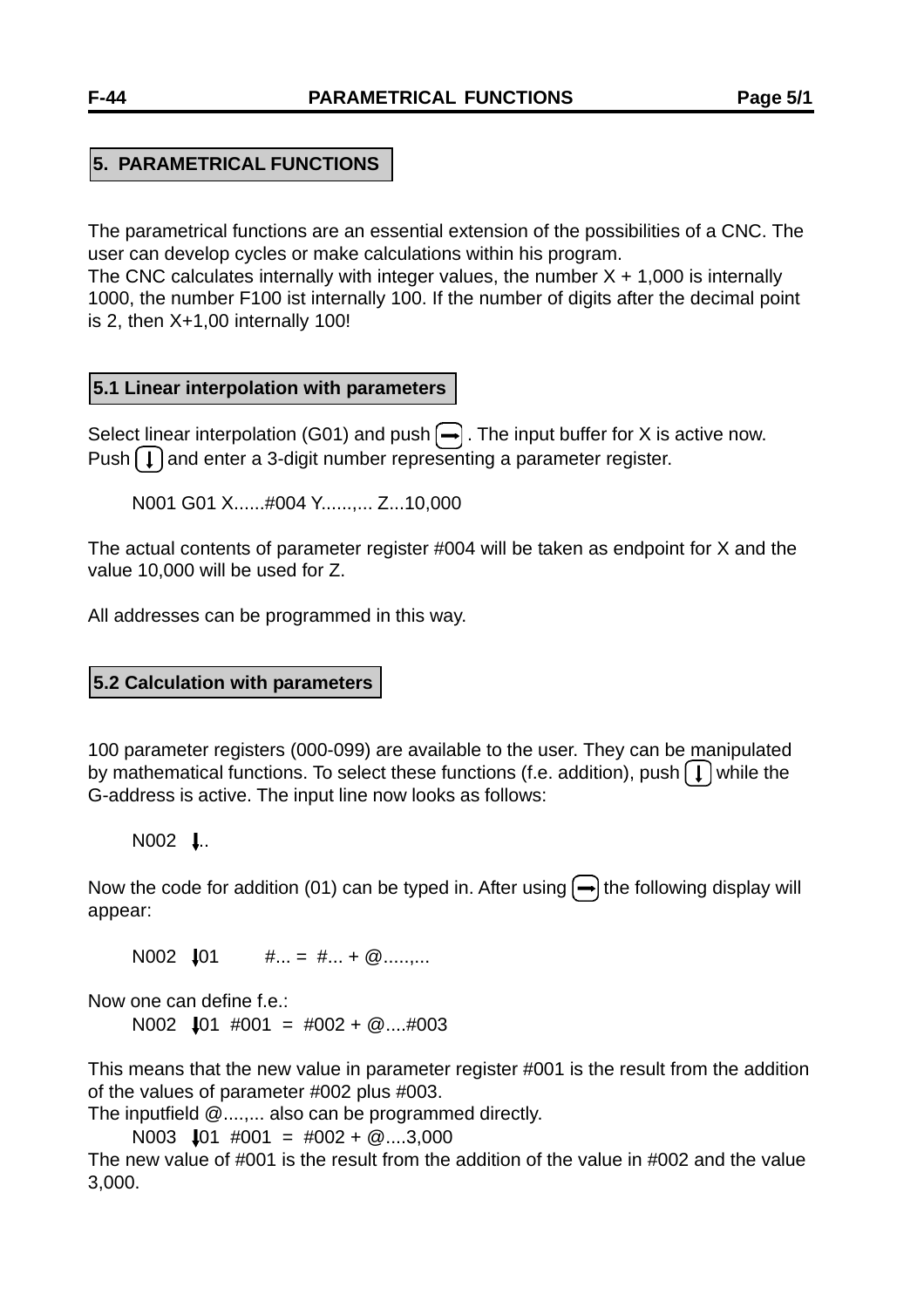# 5. PARAMETRICAL FUNCTIONS

The parametrical functions are an essential extension of the possibilities of a CNC. The user can develop cycles or make calculations within his program.
The CNC calculates internally with integer values, the number X + 1,000 is internally 1000, the number F100 ist internally 100. If the number of digits after the decimal point is 2, then X+1,00 internally 100!

## 5.1 Linear interpolation with parameters

Select linear interpolation (G01) and push [→] . The input buffer for X is active now.
Push [↓] and enter a 3-digit number representing a parameter register.

```
N001 G01 X......#004 Y......,... Z...10,000
```

The actual contents of parameter register #004 will be taken as endpoint for X and the value 10,000 will be used for Z.

All addresses can be programmed in this way.

## 5.2 Calculation with parameters

100 parameter registers (000-099) are available to the user. They can be manipulated by mathematical functions. To select these functions (f.e. addition), push [↓] while the G-address is active. The input line now looks as follows:

```
N002 ↓..
```

Now the code for addition (01) can be typed in. After using [→] the following display will appear:

```
N002 ↓01     #... = #... + @.....,...
```

Now one can define f.e.:

```
N002 ↓01 #001 = #002 + @....#003
```

This means that the new value in parameter register #001 is the result from the addition of the values of parameter #002 plus #003.
The inputfield @....,... also can be programmed directly.

```
N003 ↓01 #001 = #002 + @....3,000
```

The new value of #001 is the result from the addition of the value in #002 and the value 3,000.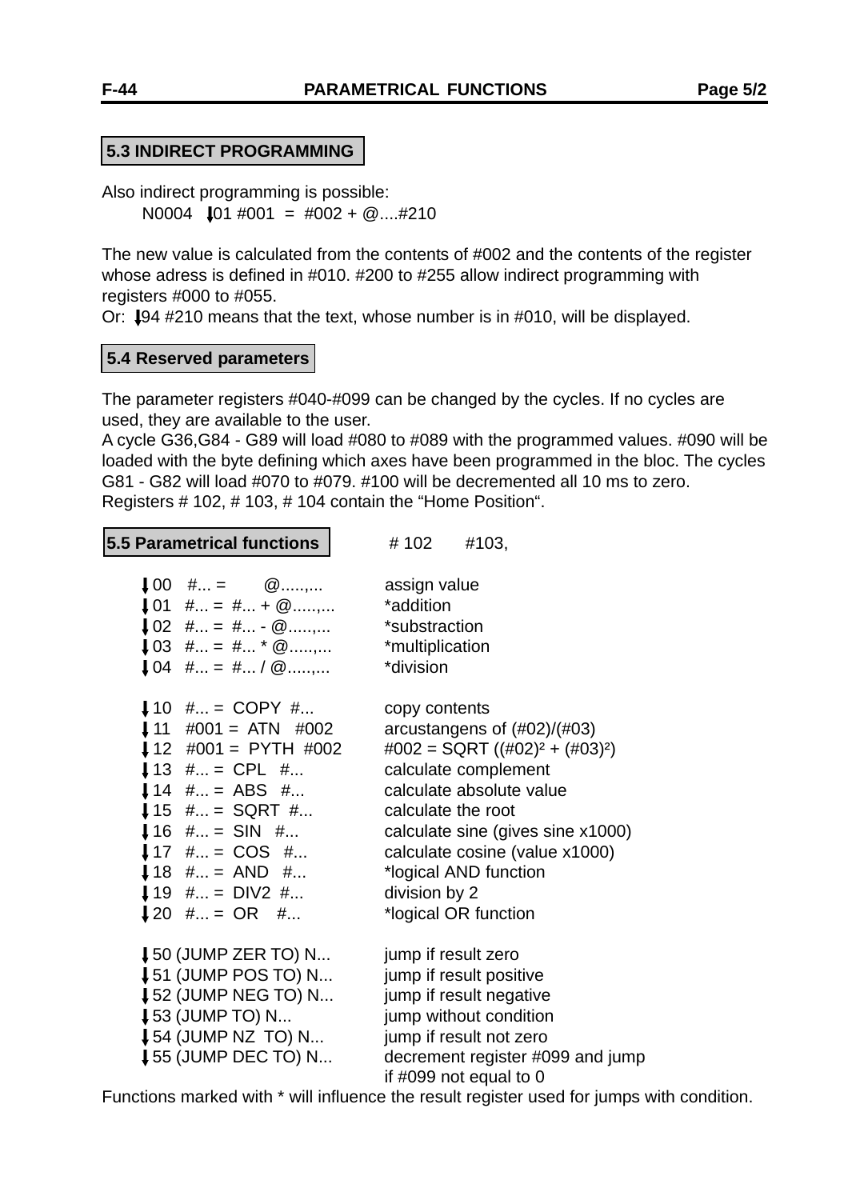## 5.3 INDIRECT PROGRAMMING

Also indirect programming is possible:

N0004 ↓01 #001 = #002 + @....#210

The new value is calculated from the contents of #002 and the contents of the register whose adress is defined in #010. #200 to #255 allow indirect programming with registers #000 to #055.

Or: ↓94 #210 means that the text, whose number is in #010, will be displayed.

## 5.4 Reserved parameters

The parameter registers #040-#099 can be changed by the cycles. If no cycles are used, they are available to the user.

A cycle G36,G84 - G89 will load #080 to #089 with the programmed values. #090 will be loaded with the byte defining which axes have been programmed in the bloc. The cycles G81 - G82 will load #070 to #079. #100 will be decremented all 10 ms to zero.

Registers # 102, # 103, # 104 contain the “Home Position“.

## 5.5 Parametrical functions

# 102 #103,

| | |
|---|---|
| ↓00 #... = @.....,... | assign value |
| ↓01 #... = #... + @.....,... | *addition |
| ↓02 #... = #... - @.....,... | *substraction |
| ↓03 #... = #... * @.....,... | *multiplication |
| ↓04 #... = #... / @.....,... | *division |
| ↓10 #... = COPY #... | copy contents |
| ↓11 #001 = ATN #002 | arcustangens of (#02)/(#03) |
| ↓12 #001 = PYTH #002 | #002 = SQRT ((#02)² + (#03)²) |
| ↓13 #... = CPL #... | calculate complement |
| ↓14 #... = ABS #... | calculate absolute value |
| ↓15 #... = SQRT #... | calculate the root |
| ↓16 #... = SIN #... | calculate sine (gives sine x1000) |
| ↓17 #... = COS #... | calculate cosine (value x1000) |
| ↓18 #... = AND #... | *logical AND function |
| ↓19 #... = DIV2 #... | division by 2 |
| ↓20 #... = OR #... | *logical OR function |
| ↓50 (JUMP ZER TO) N... | jump if result zero |
| ↓51 (JUMP POS TO) N... | jump if result positive |
| ↓52 (JUMP NEG TO) N... | jump if result negative |
| ↓53 (JUMP TO) N... | jump without condition |
| ↓54 (JUMP NZ TO) N... | jump if result not zero |
| ↓55 (JUMP DEC TO) N... | decrement register #099 and jump if #099 not equal to 0 |

Functions marked with * will influence the result register used for jumps with condition.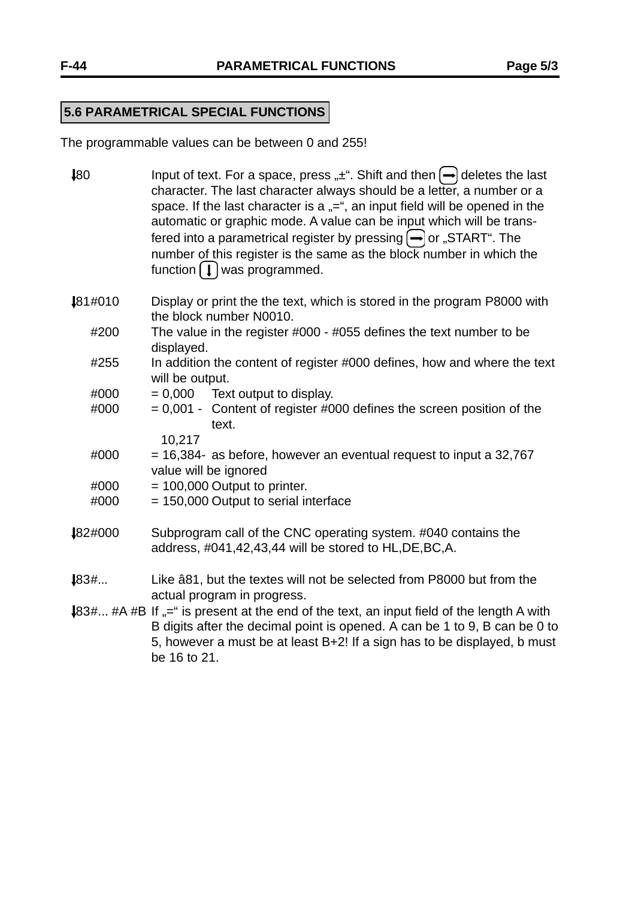## 5.6 PARAMETRICAL SPECIAL FUNCTIONS

The programmable values can be between 0 and 255!

↓80 Input of text. For a space, press „±“. Shift and then ➡ deletes the last character. The last character always should be a letter, a number or a space. If the last character is a „=“, an input field will be opened in the automatic or graphic mode. A value can be input which will be transfered into a parametrical register by pressing ➡ or „START“. The number of this register is the same as the block number in which the function ↓ was programmed.

↓81#010 Display or print the the text, which is stored in the program P8000 with the block number N0010.

#200 The value in the register #000 - #055 defines the text number to be displayed.

#255 In addition the content of register #000 defines, how and where the text will be output.

| | | |
|---|---|---|
| #000 | = 0,000 | Text output to display. |
| #000 | = 0,001 - 10,217 | Content of register #000 defines the screen position of the text. |
| #000 | = 16,384- 32,767 | as before, however an eventual request to input a value will be ignored |
| #000 | = 100,000 | Output to printer. |
| #000 | = 150,000 | Output to serial interface |

↓82#000 Subprogram call of the CNC operating system. #040 contains the address, #041,42,43,44 will be stored to HL,DE,BC,A.

↓83#... Like â81, but the textes will not be selected from P8000 but from the actual program in progress.

↓83#... #A #B If „=“ is present at the end of the text, an input field of the length A with B digits after the decimal point is opened. A can be 1 to 9, B can be 0 to 5, however a must be at least B+2! If a sign has to be displayed, b must be 16 to 21.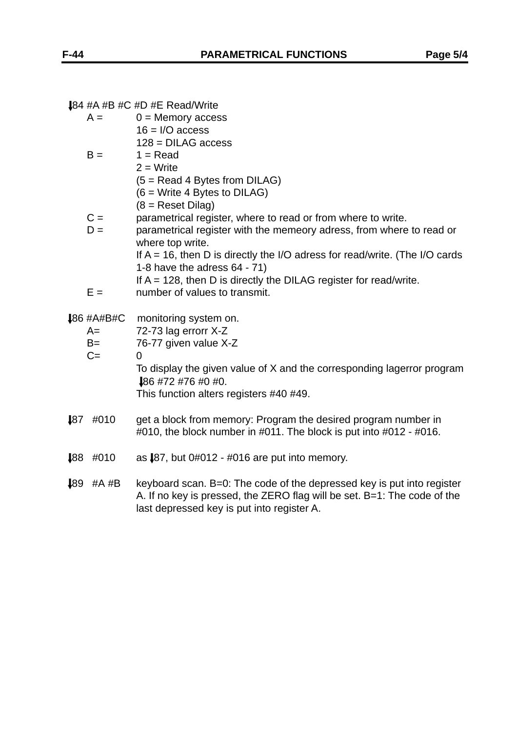⬇84 #A #B #C #D #E Read/Write

A = 0 = Memory access
16 = I/O access
128 = DILAG access

B = 1 = Read
2 = Write
(5 = Read 4 Bytes from DILAG)
(6 = Write 4 Bytes to DILAG)
(8 = Reset Dilag)

C = parametrical register, where to read or from where to write.

D = parametrical register with the memeory adress, from where to read or where top write.
If A = 16, then D is directly the I/O adress for read/write. (The I/O cards 1-8 have the adress 64 - 71)
If A = 128, then D is directly the DILAG register for read/write.

E = number of values to transmit.

⬇86 #A#B#C monitoring system on.

A= 72-73 lag errorr X-Z

B= 76-77 given value X-Z

C= 0
To display the given value of X and the corresponding lagerror program ⬇86 #72 #76 #0 #0.
This function alters registers #40 #49.

⬇87 #010 get a block from memory: Program the desired program number in #010, the block number in #011. The block is put into #012 - #016.

⬇88 #010 as ⬇87, but 0#012 - #016 are put into memory.

⬇89 #A #B keyboard scan. B=0: The code of the depressed key is put into register A. If no key is pressed, the ZERO flag will be set. B=1: The code of the last depressed key is put into register A.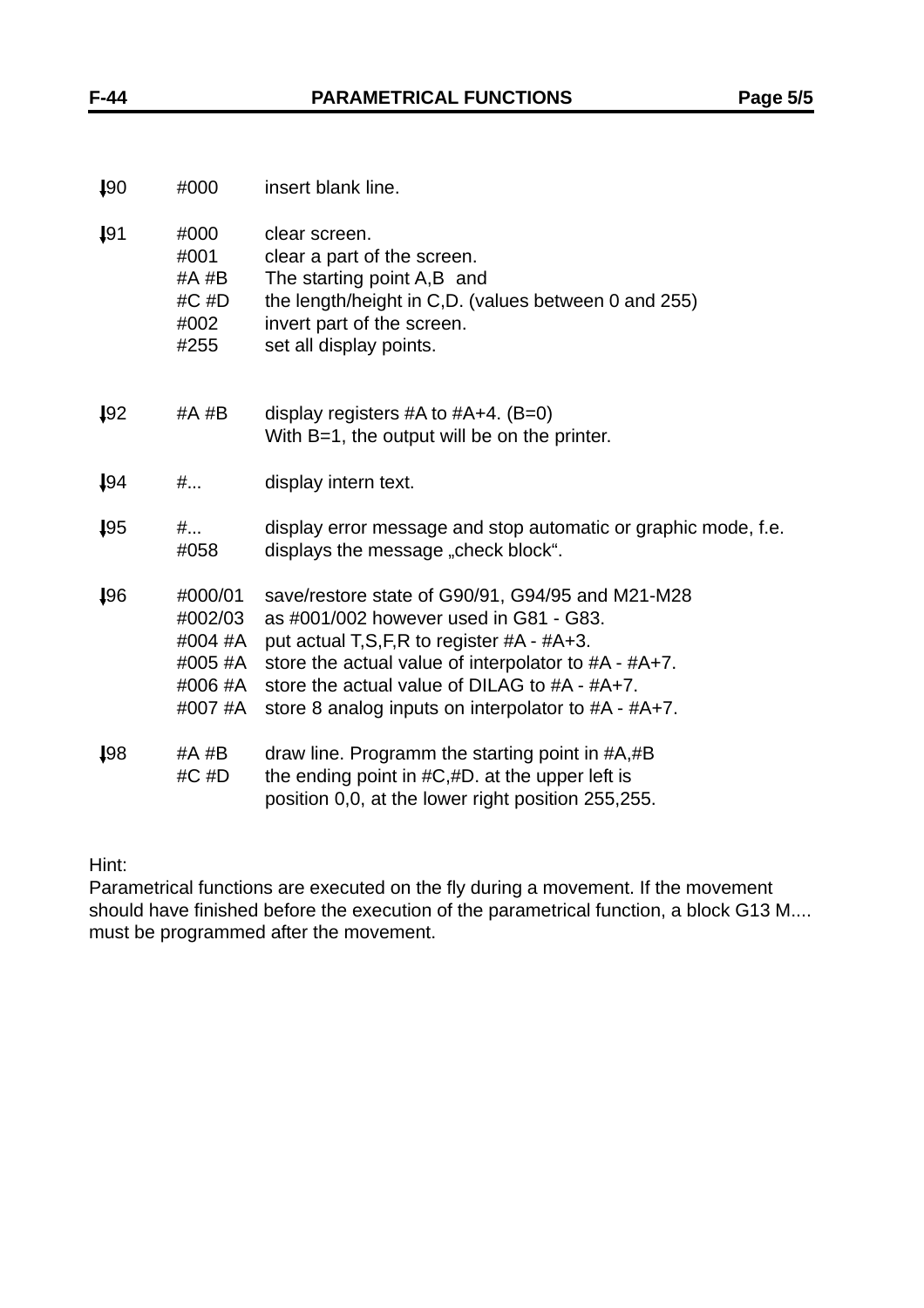| | | |
|---|---|---|
| ↓90 | #000 | insert blank line. |
| ↓91 | #000 | clear screen. |
| | #001 | clear a part of the screen. |
| | #A #B | The starting point A,B and |
| | #C #D | the length/height in C,D. (values between 0 and 255) |
| | #002 | invert part of the screen. |
| | #255 | set all display points. |
| ↓92 | #A #B | display registers #A to #A+4. (B=0) With B=1, the output will be on the printer. |
| ↓94 | #... | display intern text. |
| ↓95 | #... | display error message and stop automatic or graphic mode, f.e. |
| | #058 | displays the message „check block“. |
| ↓96 | #000/01 | save/restore state of G90/91, G94/95 and M21-M28 |
| | #002/03 | as #001/002 however used in G81 - G83. |
| | #004 #A | put actual T,S,F,R to register #A - #A+3. |
| | #005 #A | store the actual value of interpolator to #A - #A+7. |
| | #006 #A | store the actual value of DILAG to #A - #A+7. |
| | #007 #A | store 8 analog inputs on interpolator to #A - #A+7. |
| ↓98 | #A #B | draw line. Programm the starting point in #A,#B |
| | #C #D | the ending point in #C,#D. at the upper left is position 0,0, at the lower right position 255,255. |

Hint:
Parametrical functions are executed on the fly during a movement. If the movement should have finished before the execution of the parametrical function, a block G13 M.... must be programmed after the movement.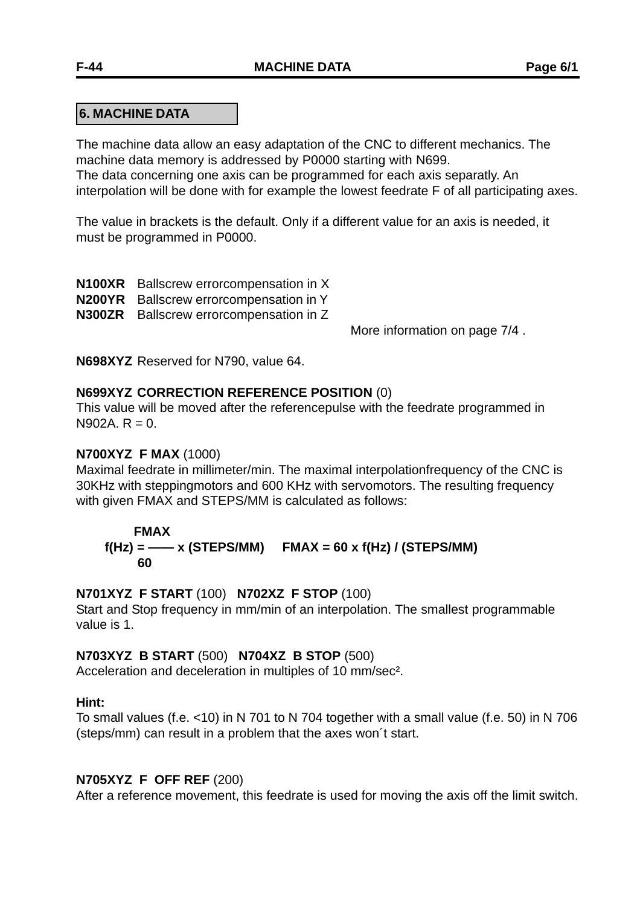## 6. MACHINE DATA

The machine data allow an easy adaptation of the CNC to different mechanics. The machine data memory is addressed by P0000 starting with N699.
The data concerning one axis can be programmed for each axis separatly. An interpolation will be done with for example the lowest feedrate F of all participating axes.

The value in brackets is the default. Only if a different value for an axis is needed, it must be programmed in P0000.

**N100XR** Ballscrew errorcompensation in X
**N200YR** Ballscrew errorcompensation in Y
**N300ZR** Ballscrew errorcompensation in Z

More information on page 7/4 .

**N698XYZ** Reserved for N790, value 64.

**N699XYZ CORRECTION REFERENCE POSITION** (0)
This value will be moved after the referencepulse with the feedrate programmed in N902A. R = 0.

**N700XYZ F MAX** (1000)
Maximal feedrate in millimeter/min. The maximal interpolationfrequency of the CNC is 30KHz with steppingmotors and 600 KHz with servomotors. The resulting frequency with given FMAX and STEPS/MM is calculated as follows:

$$f(Hz) = \frac{FMAX}{60} \times (STEPS/MM) \qquad FMAX = 60 \times f(Hz) / (STEPS/MM)$$

**N701XYZ F START** (100) **N702XZ F STOP** (100)
Start and Stop frequency in mm/min of an interpolation. The smallest programmable value is 1.

**N703XYZ B START** (500) **N704XZ B STOP** (500)
Acceleration and deceleration in multiples of 10 mm/sec².

**Hint:**
To small values (f.e. <10) in N 701 to N 704 together with a small value (f.e. 50) in N 706 (steps/mm) can result in a problem that the axes won´t start.

**N705XYZ F OFF REF** (200)
After a reference movement, this feedrate is used for moving the axis off the limit switch.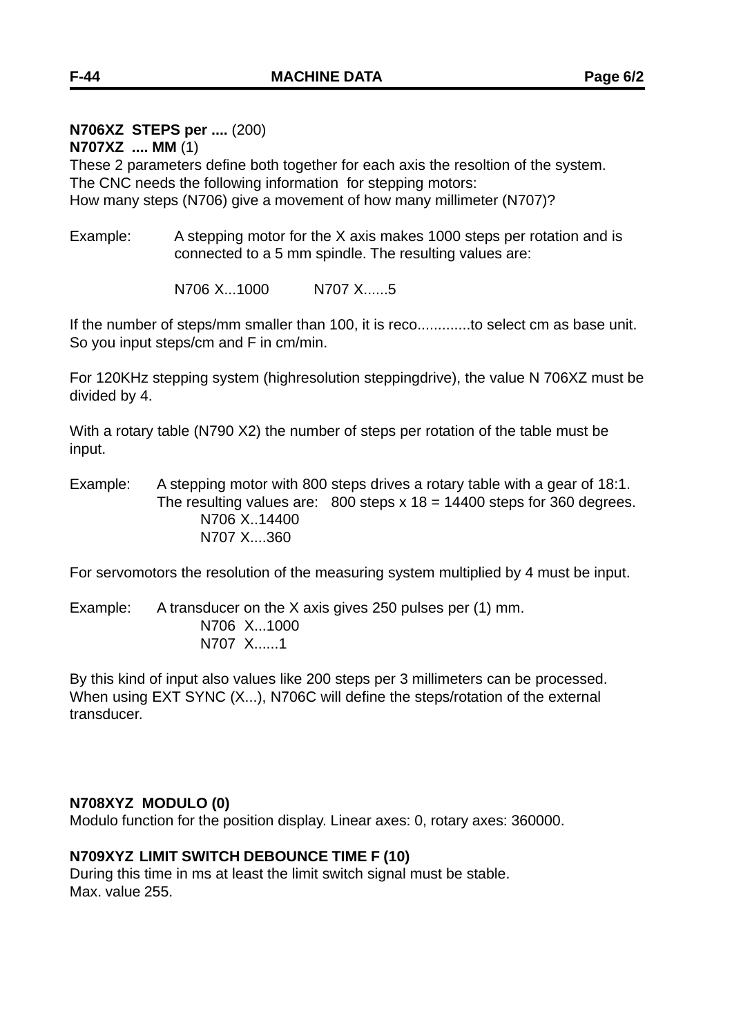**N706XZ STEPS per ....** (200)
**N707XZ .... MM** (1)
These 2 parameters define both together for each axis the resoltion of the system.
The CNC needs the following information for stepping motors:
How many steps (N706) give a movement of how many millimeter (N707)?

Example: A stepping motor for the X axis makes 1000 steps per rotation and is connected to a 5 mm spindle. The resulting values are:

N706 X...1000 N707 X......5

If the number of steps/mm smaller than 100, it is reco.............to select cm as base unit. So you input steps/cm and F in cm/min.

For 120KHz stepping system (highresolution steppingdrive), the value N 706XZ must be divided by 4.

With a rotary table (N790 X2) the number of steps per rotation of the table must be input.

Example: A stepping motor with 800 steps drives a rotary table with a gear of 18:1.
The resulting values are: 800 steps x 18 = 14400 steps for 360 degrees.
N706 X..14400
N707 X....360

For servomotors the resolution of the measuring system multiplied by 4 must be input.

Example: A transducer on the X axis gives 250 pulses per (1) mm.
N706 X...1000
N707 X......1

By this kind of input also values like 200 steps per 3 millimeters can be processed.
When using EXT SYNC (X...), N706C will define the steps/rotation of the external transducer.

**N708XYZ MODULO (0)**
Modulo function for the position display. Linear axes: 0, rotary axes: 360000.

**N709XYZ LIMIT SWITCH DEBOUNCE TIME F (10)**
During this time in ms at least the limit switch signal must be stable.
Max. value 255.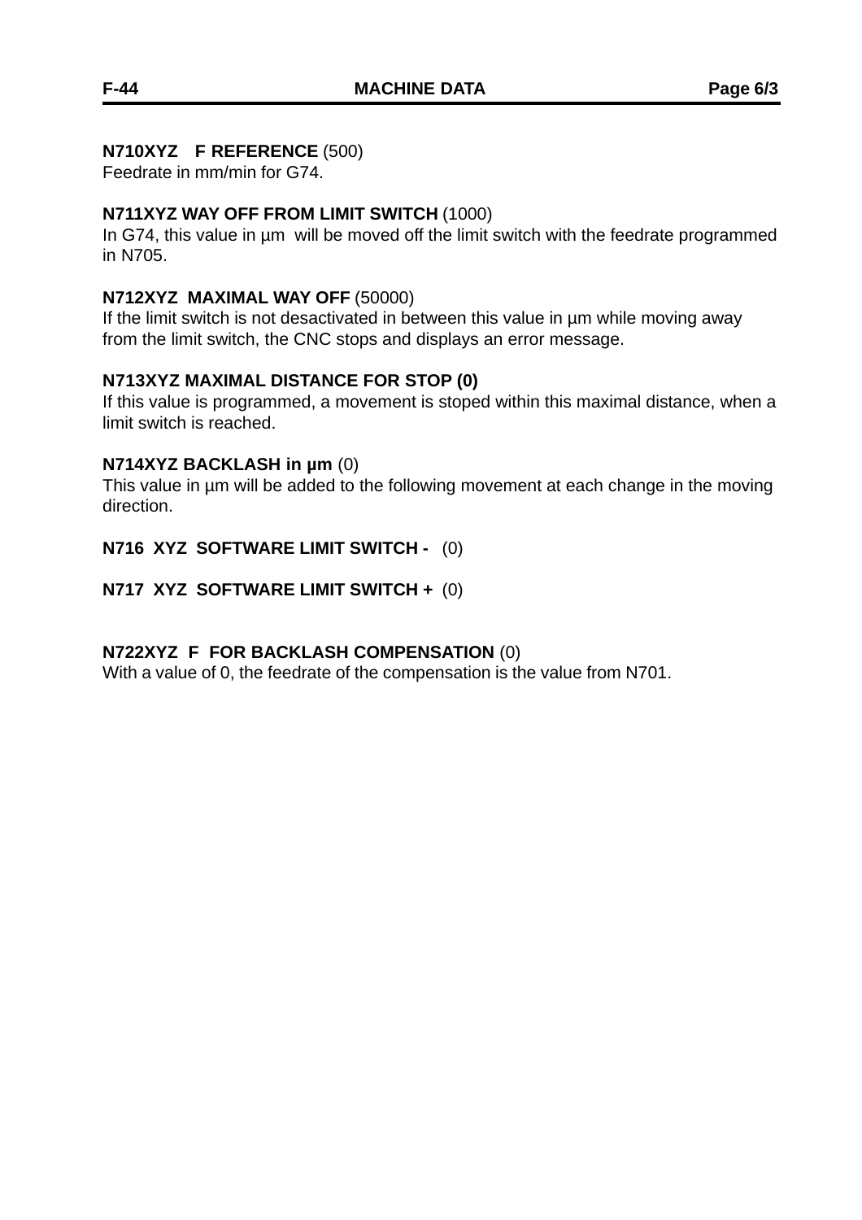**N710XYZ   F REFERENCE** (500)
Feedrate in mm/min for G74.

**N711XYZ WAY OFF FROM LIMIT SWITCH** (1000)
In G74, this value in µm  will be moved off the limit switch with the feedrate programmed in N705.

**N712XYZ  MAXIMAL WAY OFF** (50000)
If the limit switch is not desactivated in between this value in µm while moving away from the limit switch, the CNC stops and displays an error message.

**N713XYZ MAXIMAL DISTANCE FOR STOP (0)**
If this value is programmed, a movement is stoped within this maximal distance, when a limit switch is reached.

**N714XYZ BACKLASH in µm** (0)
This value in µm will be added to the following movement at each change in the moving direction.

**N716  XYZ  SOFTWARE LIMIT SWITCH -**   (0)

**N717  XYZ  SOFTWARE LIMIT SWITCH +**  (0)

**N722XYZ  F  FOR BACKLASH COMPENSATION** (0)
With a value of 0, the feedrate of the compensation is the value from N701.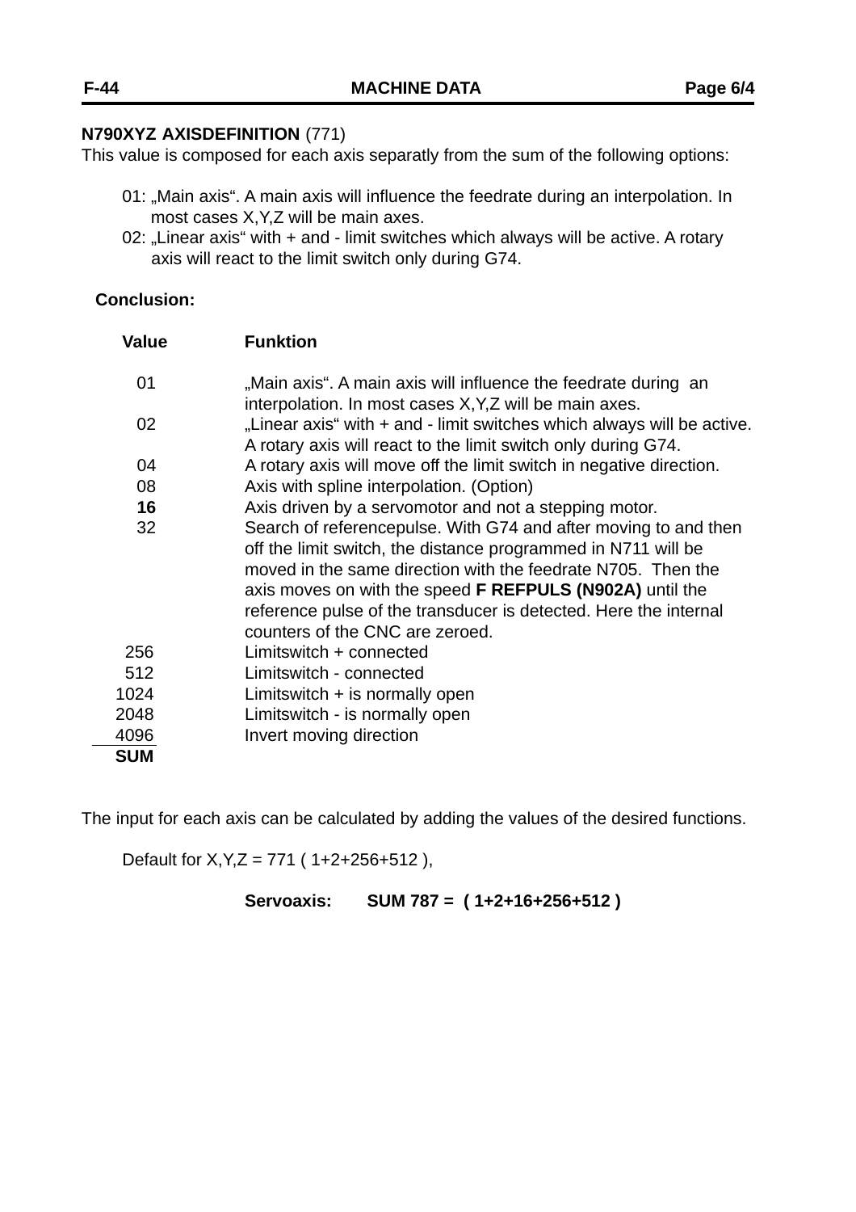**N790XYZ AXISDEFINITION** (771)
This value is composed for each axis separatly from the sum of the following options:

01: „Main axis“. A main axis will influence the feedrate during an interpolation. In most cases X,Y,Z will be main axes.
02: „Linear axis“ with + and - limit switches which always will be active. A rotary axis will react to the limit switch only during G74.

**Conclusion:**

| Value | Funktion |
|---|---|
| 01 | „Main axis“. A main axis will influence the feedrate during an interpolation. In most cases X,Y,Z will be main axes. |
| 02 | „Linear axis“ with + and - limit switches which always will be active. A rotary axis will react to the limit switch only during G74. |
| 04 | A rotary axis will move off the limit switch in negative direction. |
| 08 | Axis with spline interpolation. (Option) |
| **16** | Axis driven by a servomotor and not a stepping motor. |
| 32 | Search of referencepulse. With G74 and after moving to and then off the limit switch, the distance programmed in N711 will be moved in the same direction with the feedrate N705. Then the axis moves on with the speed **F REFPULS (N902A)** until the reference pulse of the transducer is detected. Here the internal counters of the CNC are zeroed. |
| 256 | Limitswitch + connected |
| 512 | Limitswitch - connected |
| 1024 | Limitswitch + is normally open |
| 2048 | Limitswitch - is normally open |
| 4096 | Invert moving direction |
| **SUM** | |

The input for each axis can be calculated by adding the values of the desired functions.

Default for X,Y,Z = 771 ( 1+2+256+512 ),

**Servoaxis: SUM 787 = ( 1+2+16+256+512 )**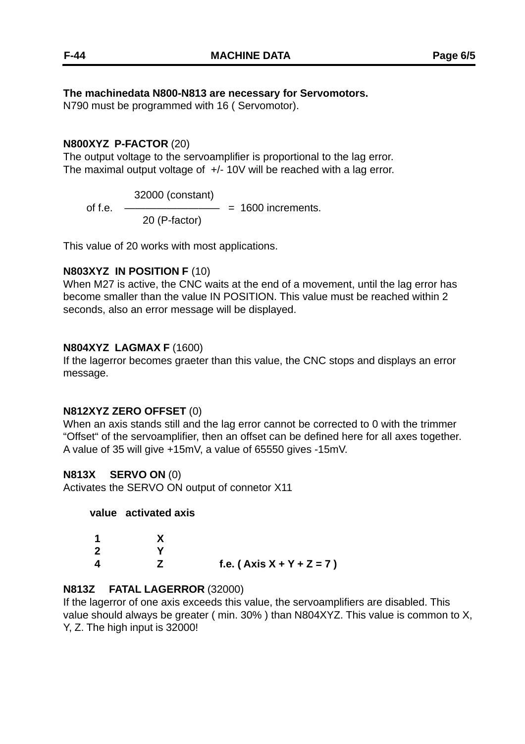**The machinedata N800-N813 are necessary for Servomotors.**
N790 must be programmed with 16 ( Servomotor).

**N800XYZ P-FACTOR** (20)
The output voltage to the servoamplifier is proportional to the lag error.
The maximal output voltage of +/- 10V will be reached with a lag error.

of f.e. $\dfrac{32000 \text{ (constant)}}{20 \text{ (P-factor)}} = 1600$ increments.

This value of 20 works with most applications.

**N803XYZ IN POSITION F** (10)
When M27 is active, the CNC waits at the end of a movement, until the lag error has become smaller than the value IN POSITION. This value must be reached within 2 seconds, also an error message will be displayed.

**N804XYZ LAGMAX F** (1600)
If the lagerror becomes graeter than this value, the CNC stops and displays an error message.

**N812XYZ ZERO OFFSET** (0)
When an axis stands still and the lag error cannot be corrected to 0 with the trimmer "Offset" of the servoamplifier, then an offset can be defined here for all axes together. A value of 35 will give +15mV, a value of 65550 gives -15mV.

**N813X SERVO ON** (0)
Activates the SERVO ON output of connetor X11

| value | activated axis |
|---|---|
| **1** | **X** |
| **2** | **Y** |
| **4** | **Z** |

**f.e. ( Axis X + Y + Z = 7 )**

**N813Z FATAL LAGERROR** (32000)
If the lagerror of one axis exceeds this value, the servoamplifiers are disabled. This value should always be greater ( min. 30% ) than N804XYZ. This value is common to X, Y, Z. The high input is 32000!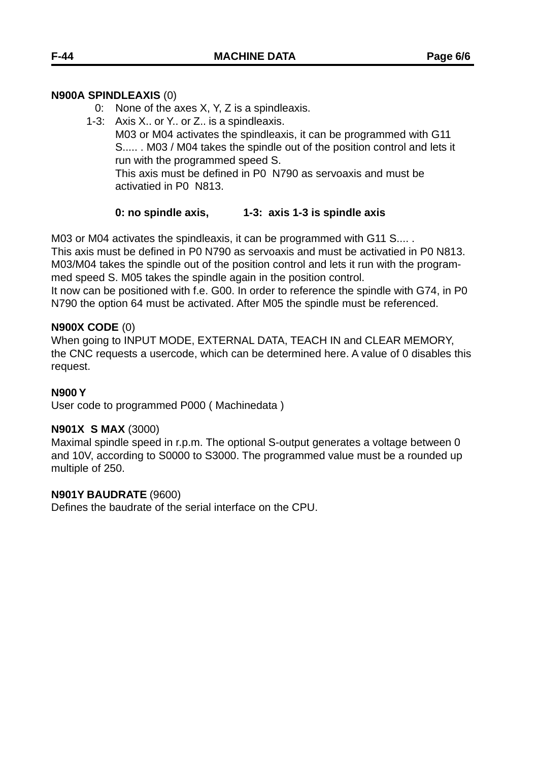**N900A SPINDLEAXIS** (0)

0: None of the axes X, Y, Z is a spindleaxis.

1-3: Axis X.. or Y.. or Z.. is a spindleaxis.
M03 or M04 activates the spindleaxis, it can be programmed with G11 S..... . M03 / M04 takes the spindle out of the position control and lets it run with the programmed speed S.
This axis must be defined in P0 N790 as servoaxis and must be activatied in P0 N813.

**0: no spindle axis, 1-3: axis 1-3 is spindle axis**

M03 or M04 activates the spindleaxis, it can be programmed with G11 S.... .
This axis must be defined in P0 N790 as servoaxis and must be activatied in P0 N813.
M03/M04 takes the spindle out of the position control and lets it run with the programmed speed S. M05 takes the spindle again in the position control.
It now can be positioned with f.e. G00. In order to reference the spindle with G74, in P0 N790 the option 64 must be activated. After M05 the spindle must be referenced.

**N900X CODE** (0)
When going to INPUT MODE, EXTERNAL DATA, TEACH IN and CLEAR MEMORY, the CNC requests a usercode, which can be determined here. A value of 0 disables this request.

**N900 Y**
User code to programmed P000 ( Machinedata )

**N901X S MAX** (3000)
Maximal spindle speed in r.p.m. The optional S-output generates a voltage between 0 and 10V, according to S0000 to S3000. The programmed value must be a rounded up multiple of 250.

**N901Y BAUDRATE** (9600)
Defines the baudrate of the serial interface on the CPU.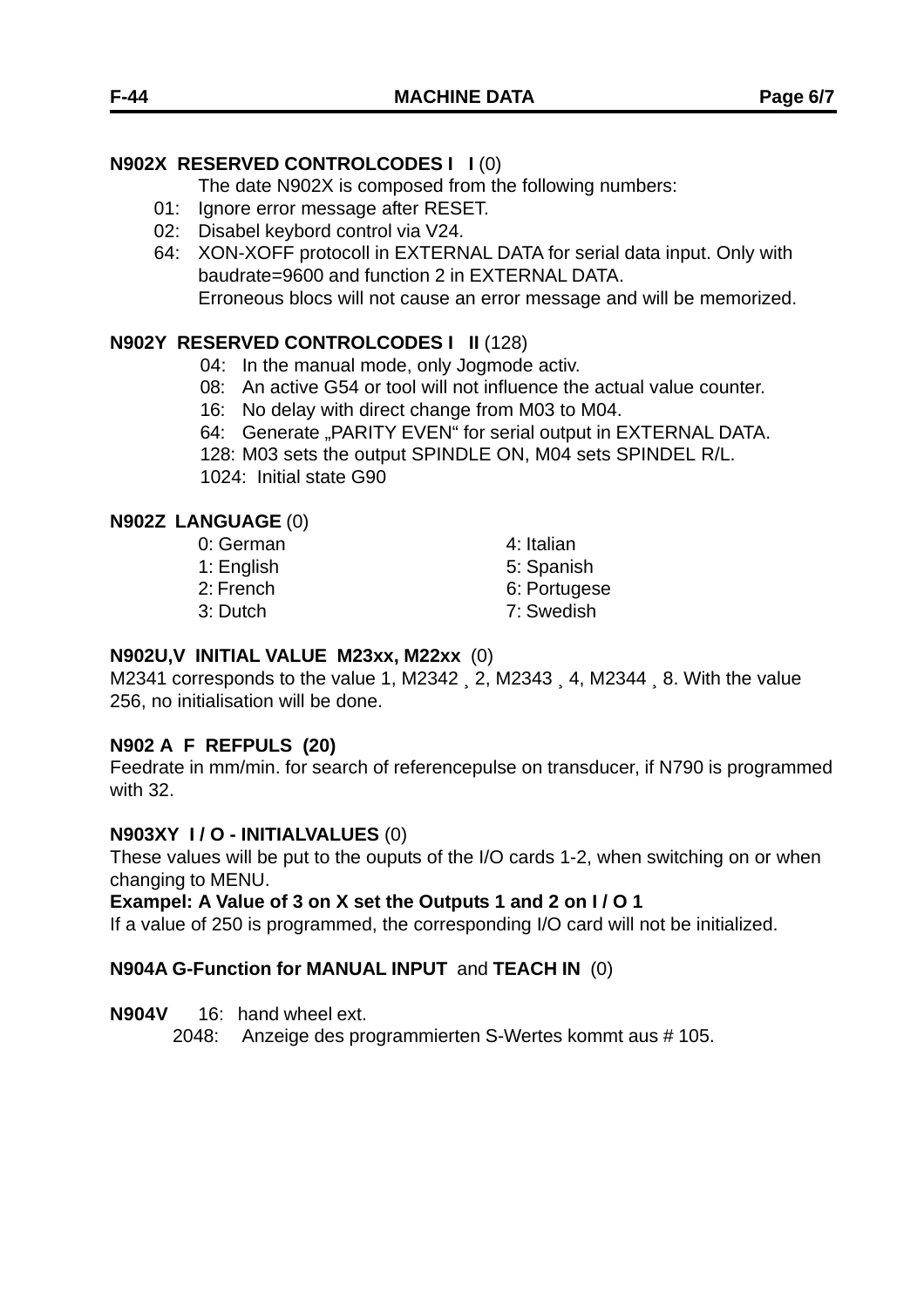**N902X RESERVED CONTROLCODES I I** (0)

The date N902X is composed from the following numbers:

- 01: Ignore error message after RESET.
- 02: Disabel keybord control via V24.
- 64: XON-XOFF protocoll in EXTERNAL DATA for serial data input. Only with baudrate=9600 and function 2 in EXTERNAL DATA.
  Erroneous blocs will not cause an error message and will be memorized.

**N902Y RESERVED CONTROLCODES I II** (128)

- 04: In the manual mode, only Jogmode activ.
- 08: An active G54 or tool will not influence the actual value counter.
- 16: No delay with direct change from M03 to M04.
- 64: Generate „PARITY EVEN“ for serial output in EXTERNAL DATA.
- 128: M03 sets the output SPINDLE ON, M04 sets SPINDEL R/L.
- 1024: Initial state G90

**N902Z LANGUAGE** (0)

- 0: German
- 1: English
- 2: French
- 3: Dutch
- 4: Italian
- 5: Spanish
- 6: Portugese
- 7: Swedish

**N902U,V INITIAL VALUE M23xx, M22xx** (0)

M2341 corresponds to the value 1, M2342 ¸ 2, M2343 ¸ 4, M2344 ¸ 8. With the value 256, no initialisation will be done.

**N902 A F REFPULS (20)**

Feedrate in mm/min. for search of referencepulse on transducer, if N790 is programmed with 32.

**N903XY I / O - INITIALVALUES** (0)

These values will be put to the ouputs of the I/O cards 1-2, when switching on or when changing to MENU.

**Exampel: A Value of 3 on X set the Outputs 1 and 2 on I / O 1**

If a value of 250 is programmed, the corresponding I/O card will not be initialized.

**N904A G-Function for MANUAL INPUT** and **TEACH IN** (0)

**N904V** 16: hand wheel ext.

2048: Anzeige des programmierten S-Wertes kommt aus # 105.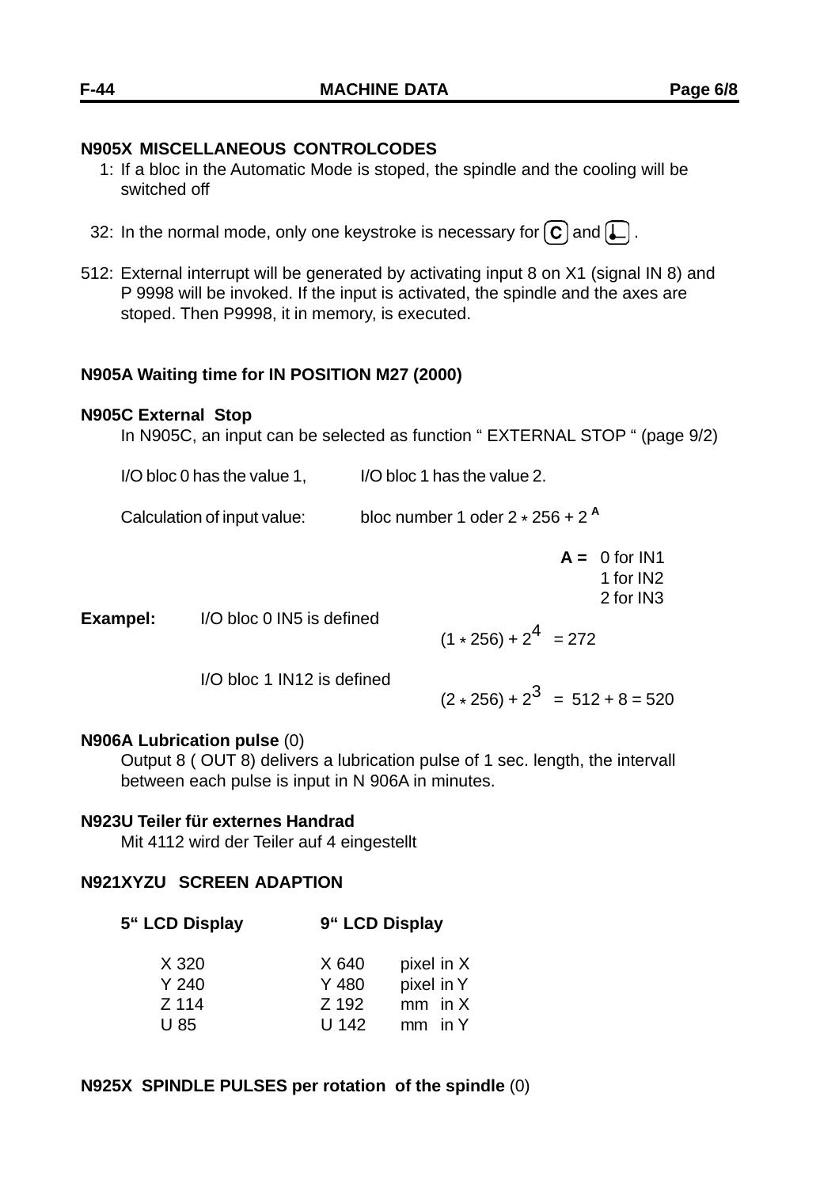**N905X MISCELLANEOUS CONTROLCODES**

1: If a bloc in the Automatic Mode is stoped, the spindle and the cooling will be switched off

32: In the normal mode, only one keystroke is necessary for [C] and [⤶] .

512: External interrupt will be generated by activating input 8 on X1 (signal IN 8) and P 9998 will be invoked. If the input is activated, the spindle and the axes are stoped. Then P9998, it in memory, is executed.

**N905A Waiting time for IN POSITION M27 (2000)**

**N905C External Stop**

In N905C, an input can be selected as function " EXTERNAL STOP " (page 9/2)

I/O bloc 0 has the value 1, I/O bloc 1 has the value 2.

Calculation of input value: bloc number 1 oder 2 $*$ 256 + $2^{A}$

**A =** 0 for IN1
1 for IN2
2 for IN3

**Exampel:** I/O bloc 0 IN5 is defined $(1 * 256) + 2^4 = 272$

I/O bloc 1 IN12 is defined $(2 * 256) + 2^3 = 512 + 8 = 520$

**N906A Lubrication pulse** (0)

Output 8 ( OUT 8) delivers a lubrication pulse of 1 sec. length, the intervall between each pulse is input in N 906A in minutes.

**N923U Teiler für externes Handrad**

Mit 4112 wird der Teiler auf 4 eingestellt

**N921XYZU SCREEN ADAPTION**

| **5" LCD Display** | **9" LCD Display** | |
|---|---|---|
| X 320 | X 640 | pixel in X |
| Y 240 | Y 480 | pixel in Y |
| Z 114 | Z 192 | mm in X |
| U 85 | U 142 | mm in Y |

**N925X SPINDLE PULSES per rotation of the spindle** (0)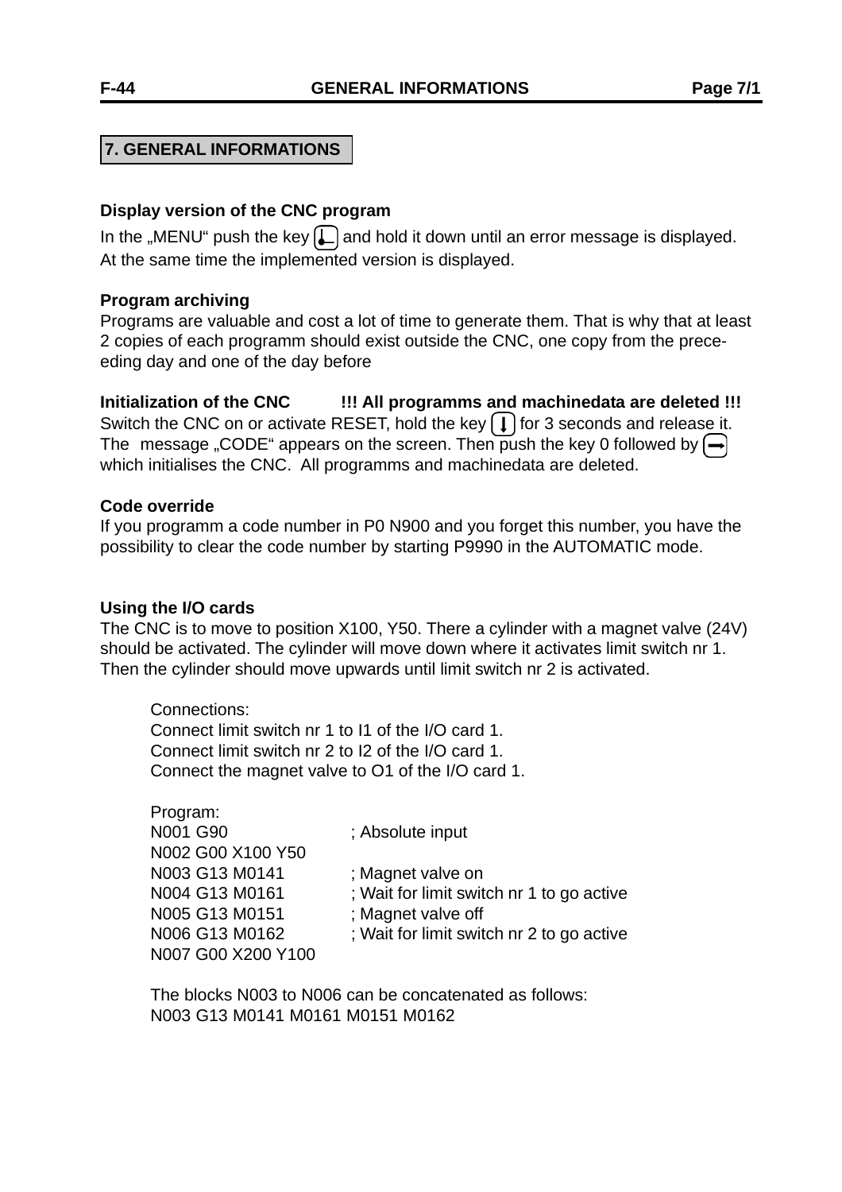## 7. GENERAL INFORMATIONS

**Display version of the CNC program**

In the „MENU" push the key [⤶] and hold it down until an error message is displayed. At the same time the implemented version is displayed.

**Program archiving**

Programs are valuable and cost a lot of time to generate them. That is why that at least 2 copies of each programm should exist outside the CNC, one copy from the preceeding day and one of the day before

**Initialization of the CNC** **!!! All programms and machinedata are deleted !!!**

Switch the CNC on or activate RESET, hold the key [↓] for 3 seconds and release it. The message „CODE" appears on the screen. Then push the key 0 followed by [→] which initialises the CNC. All programms and machinedata are deleted.

**Code override**

If you programm a code number in P0 N900 and you forget this number, you have the possibility to clear the code number by starting P9990 in the AUTOMATIC mode.

**Using the I/O cards**

The CNC is to move to position X100, Y50. There a cylinder with a magnet valve (24V) should be activated. The cylinder will move down where it activates limit switch nr 1. Then the cylinder should move upwards until limit switch nr 2 is activated.

Connections:
Connect limit switch nr 1 to I1 of the I/O card 1.
Connect limit switch nr 2 to I2 of the I/O card 1.
Connect the magnet valve to O1 of the I/O card 1.

Program:

```
N001 G90                ; Absolute input
N002 G00 X100 Y50
N003 G13 M0141          ; Magnet valve on
N004 G13 M0161          ; Wait for limit switch nr 1 to go active
N005 G13 M0151          ; Magnet valve off
N006 G13 M0162          ; Wait for limit switch nr 2 to go active
N007 G00 X200 Y100
```

The blocks N003 to N006 can be concatenated as follows:

```
N003 G13 M0141 M0161 M0151 M0162
```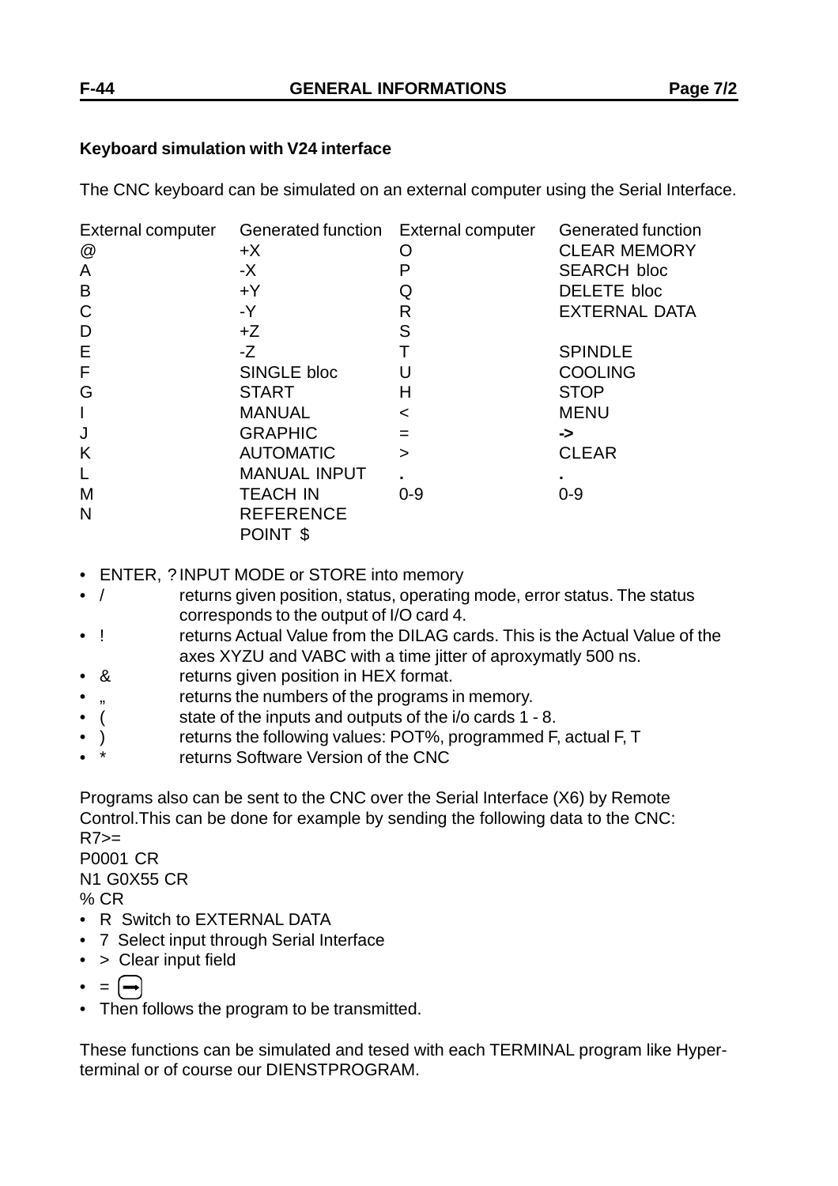### Keyboard simulation with V24 interface

The CNC keyboard can be simulated on an external computer using the Serial Interface.

| External computer | Generated function | External computer | Generated function |
|---|---|---|---|
| @ | +X | O | CLEAR MEMORY |
| A | -X | P | SEARCH bloc |
| B | +Y | Q | DELETE bloc |
| C | -Y | R | EXTERNAL DATA |
| D | +Z | S | |
| E | -Z | T | SPINDLE |
| F | SINGLE bloc | U | COOLING |
| G | START | H | STOP |
| I | MANUAL | < | MENU |
| J | GRAPHIC | = | **->** |
| K | AUTOMATIC | > | CLEAR |
| L | MANUAL INPUT | **.** | **.** |
| M | TEACH IN | 0-9 | 0-9 |
| N | REFERENCE POINT $ | | |

- ENTER, ? INPUT MODE or STORE into memory
- / returns given position, status, operating mode, error status. The status corresponds to the output of I/O card 4.
- ! returns Actual Value from the DILAG cards. This is the Actual Value of the axes XYZU and VABC with a time jitter of aproxymatly 500 ns.
- & returns given position in HEX format.
- „ returns the numbers of the programs in memory.
- ( state of the inputs and outputs of the i/o cards 1 - 8.
- ) returns the following values: POT%, programmed F, actual F, T
- * returns Software Version of the CNC

Programs also can be sent to the CNC over the Serial Interface (X6) by Remote Control.This can be done for example by sending the following data to the CNC:
R7>=
P0001 CR
N1 G0X55 CR
% CR

- R Switch to EXTERNAL DATA
- 7 Select input through Serial Interface
- > Clear input field
- = (➡)
- Then follows the program to be transmitted.

These functions can be simulated and tesed with each TERMINAL program like Hyper-terminal or of course our DIENSTPROGRAM.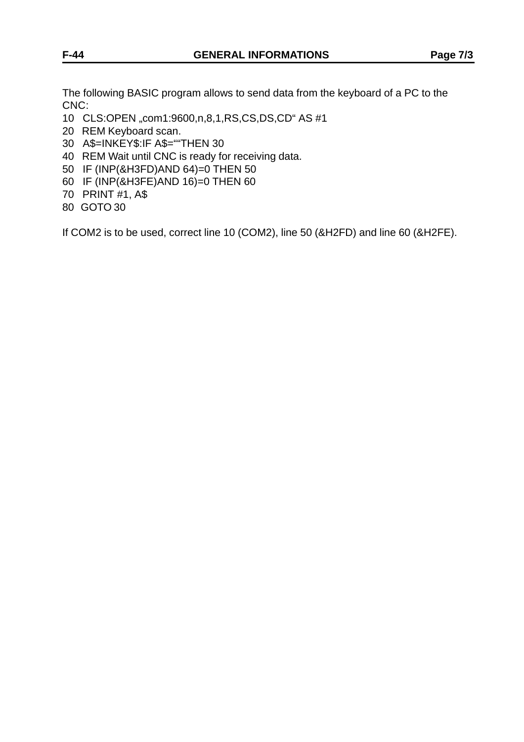The following BASIC program allows to send data from the keyboard of a PC to the CNC:

```
10   CLS:OPEN „com1:9600,n,8,1,RS,CS,DS,CD“ AS #1
20   REM Keyboard scan.
30   A$=INKEY$:IF A$=““THEN 30
40   REM Wait until CNC is ready for receiving data.
50   IF (INP(&H3FD)AND 64)=0 THEN 50
60   IF (INP(&H3FE)AND 16)=0 THEN 60
70   PRINT #1, A$
80  GOTO 30
```

If COM2 is to be used, correct line 10 (COM2), line 50 (&H2FD) and line 60 (&H2FE).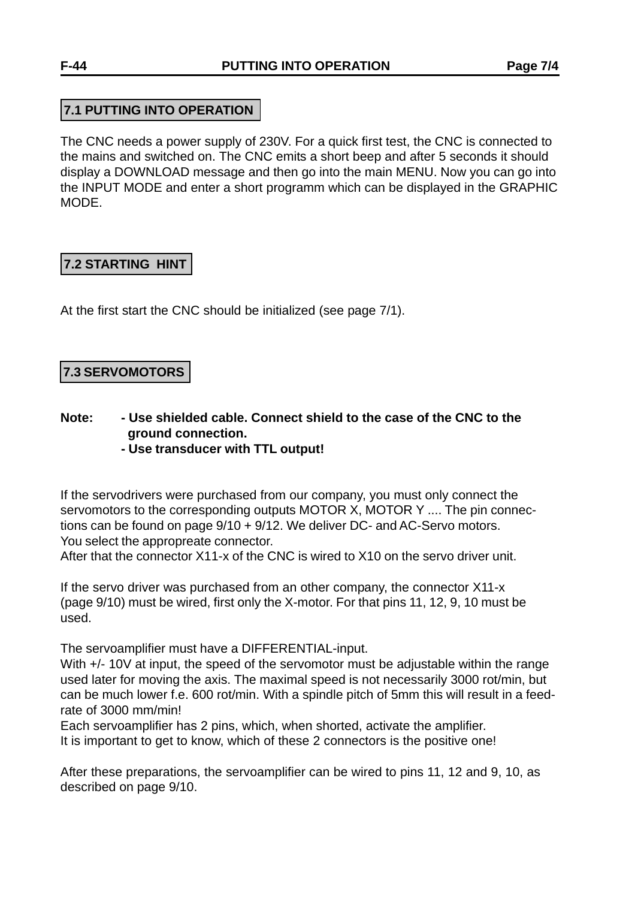## 7.1 PUTTING INTO OPERATION

The CNC needs a power supply of 230V. For a quick first test, the CNC is connected to the mains and switched on. The CNC emits a short beep and after 5 seconds it should display a DOWNLOAD message and then go into the main MENU. Now you can go into the INPUT MODE and enter a short programm which can be displayed in the GRAPHIC MODE.

## 7.2 STARTING HINT

At the first start the CNC should be initialized (see page 7/1).

## 7.3 SERVOMOTORS

**Note: - Use shielded cable. Connect shield to the case of the CNC to the ground connection.**
**- Use transducer with TTL output!**

If the servodrivers were purchased from our company, you must only connect the servomotors to the corresponding outputs MOTOR X, MOTOR Y .... The pin connections can be found on page 9/10 + 9/12. We deliver DC- and AC-Servo motors.
You select the appropreate connector.
After that the connector X11-x of the CNC is wired to X10 on the servo driver unit.

If the servo driver was purchased from an other company, the connector X11-x (page 9/10) must be wired, first only the X-motor. For that pins 11, 12, 9, 10 must be used.

The servoamplifier must have a DIFFERENTIAL-input.
With +/- 10V at input, the speed of the servomotor must be adjustable within the range used later for moving the axis. The maximal speed is not necessarily 3000 rot/min, but can be much lower f.e. 600 rot/min. With a spindle pitch of 5mm this will result in a feed-rate of 3000 mm/min!
Each servoamplifier has 2 pins, which, when shorted, activate the amplifier.
It is important to get to know, which of these 2 connectors is the positive one!

After these preparations, the servoamplifier can be wired to pins 11, 12 and 9, 10, as described on page 9/10.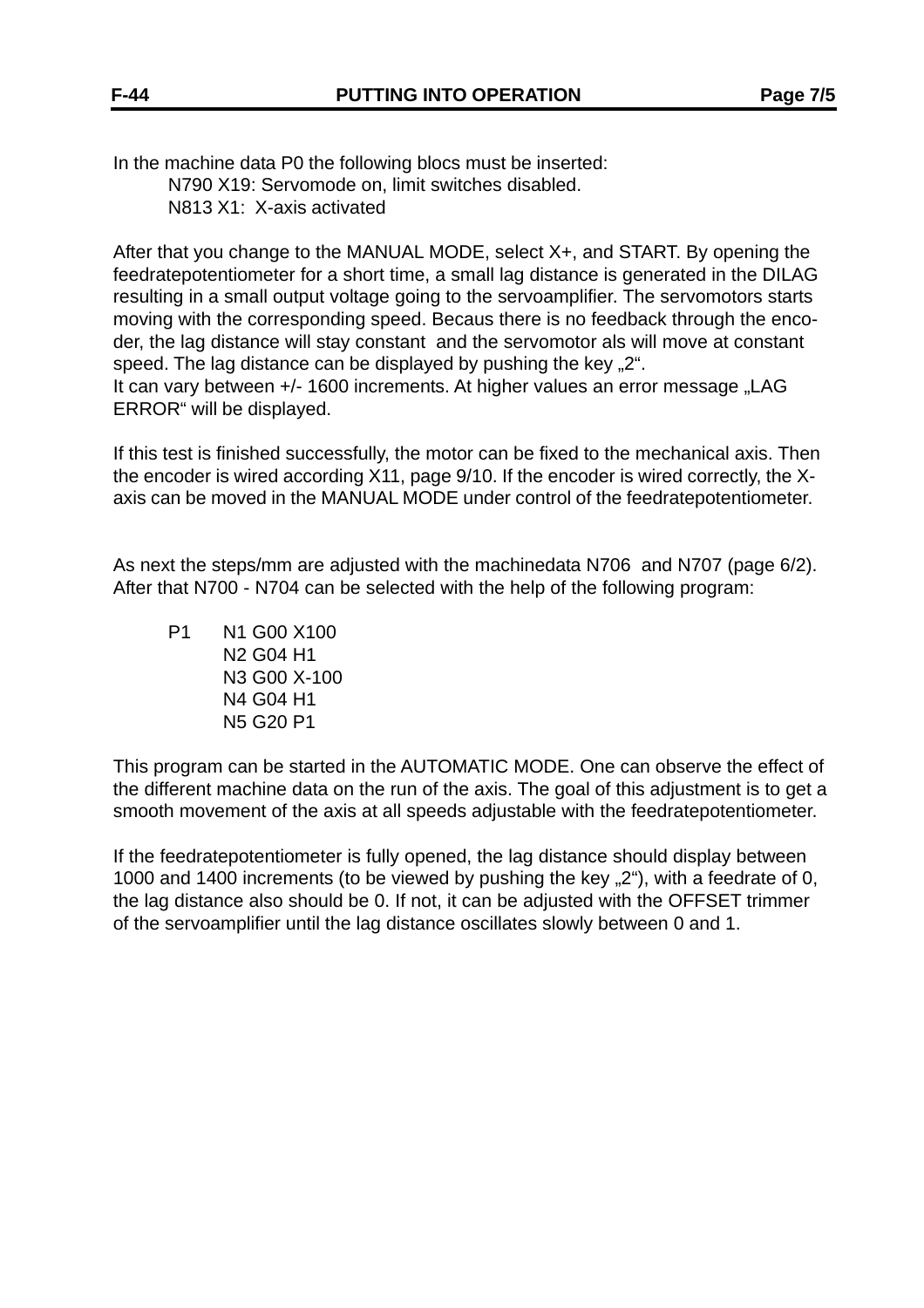In the machine data P0 the following blocs must be inserted:

N790 X19: Servomode on, limit switches disabled.
N813 X1:  X-axis activated

After that you change to the MANUAL MODE, select X+, and START. By opening the feedratepotentiometer for a short time, a small lag distance is generated in the DILAG resulting in a small output voltage going to the servoamplifier. The servomotors starts moving with the corresponding speed. Becaus there is no feedback through the encoder, the lag distance will stay constant  and the servomotor als will move at constant speed. The lag distance can be displayed by pushing the key „2“.
It can vary between +/- 1600 increments. At higher values an error message „LAG ERROR“ will be displayed.

If this test is finished successfully, the motor can be fixed to the mechanical axis. Then the encoder is wired according X11, page 9/10. If the encoder is wired correctly, the X-axis can be moved in the MANUAL MODE under control of the feedratepotentiometer.

As next the steps/mm are adjusted with the machinedata N706  and N707 (page 6/2). After that N700 - N704 can be selected with the help of the following program:

```
P1    N1 G00 X100
      N2 G04 H1
      N3 G00 X-100
      N4 G04 H1
      N5 G20 P1
```

This program can be started in the AUTOMATIC MODE. One can observe the effect of the different machine data on the run of the axis. The goal of this adjustment is to get a smooth movement of the axis at all speeds adjustable with the feedratepotentiometer.

If the feedratepotentiometer is fully opened, the lag distance should display between 1000 and 1400 increments (to be viewed by pushing the key „2“), with a feedrate of 0, the lag distance also should be 0. If not, it can be adjusted with the OFFSET trimmer of the servoamplifier until the lag distance oscillates slowly between 0 and 1.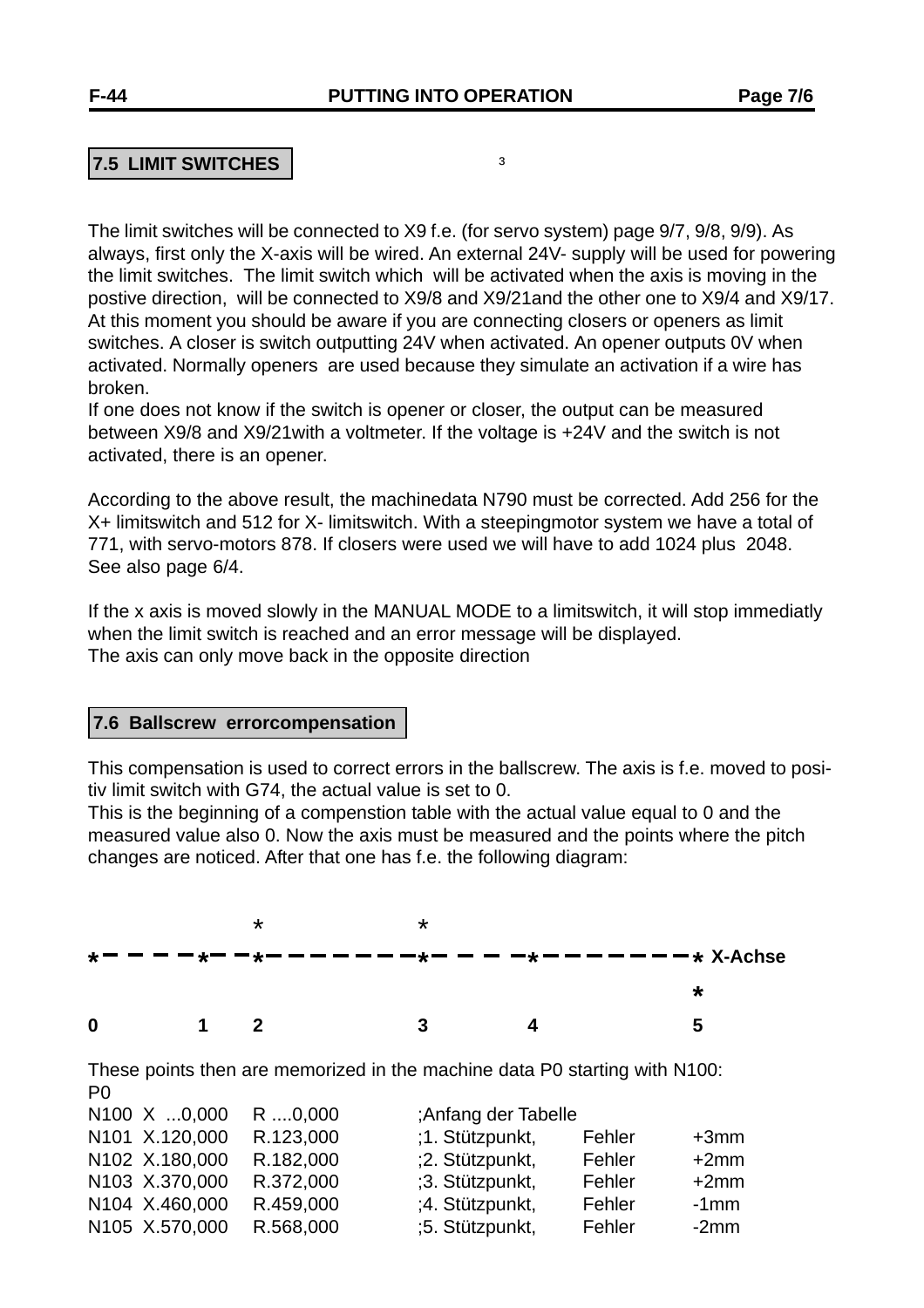## 7.5 LIMIT SWITCHES

3

The limit switches will be connected to X9 f.e. (for servo system) page 9/7, 9/8, 9/9). As always, first only the X-axis will be wired. An external 24V- supply will be used for powering the limit switches. The limit switch which will be activated when the axis is moving in the postive direction, will be connected to X9/8 and X9/21and the other one to X9/4 and X9/17. At this moment you should be aware if you are connecting closers or openers as limit switches. A closer is switch outputting 24V when activated. An opener outputs 0V when activated. Normally openers are used because they simulate an activation if a wire has broken.
If one does not know if the switch is opener or closer, the output can be measured between X9/8 and X9/21with a voltmeter. If the voltage is +24V and the switch is not activated, there is an opener.

According to the above result, the machinedata N790 must be corrected. Add 256 for the X+ limitswitch and 512 for X- limitswitch. With a steepingmotor system we have a total of 771, with servo-motors 878. If closers were used we will have to add 1024 plus 2048. See also page 6/4.

If the x axis is moved slowly in the MANUAL MODE to a limitswitch, it will stop immediatly when the limit switch is reached and an error message will be displayed.
The axis can only move back in the opposite direction

## 7.6 Ballscrew errorcompensation

This compensation is used to correct errors in the ballscrew. The axis is f.e. moved to positiv limit switch with G74, the actual value is set to 0.
This is the beginning of a compenstion table with the actual value equal to 0 and the measured value also 0. Now the axis must be measured and the points where the pitch changes are noticed. After that one has f.e. the following diagram:

```
                  *             *
*- - - -*- -*- - - - - - -*- - - -*- - - - - - - * X-Achse
                                                 *
0       1   2             3       4              5
```

These points then are memorized in the machine data P0 starting with N100:
P0

| | | | | | |
|---|---|---|---|---|---|
| N100 | X ...0,000 | R ....0,000 | ;Anfang der Tabelle | | |
| N101 | X.120,000 | R.123,000 | ;1. Stützpunkt, | Fehler | +3mm |
| N102 | X.180,000 | R.182,000 | ;2. Stützpunkt, | Fehler | +2mm |
| N103 | X.370,000 | R.372,000 | ;3. Stützpunkt, | Fehler | +2mm |
| N104 | X.460,000 | R.459,000 | ;4. Stützpunkt, | Fehler | -1mm |
| N105 | X.570,000 | R.568,000 | ;5. Stützpunkt, | Fehler | -2mm |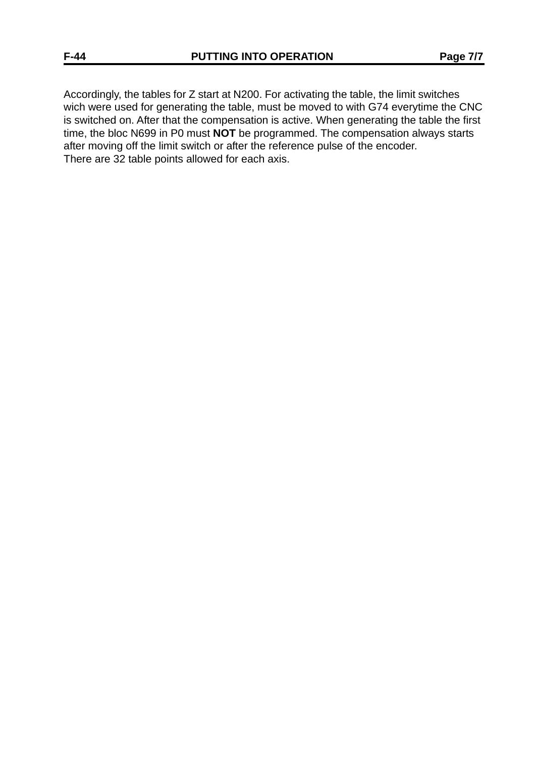Accordingly, the tables for Z start at N200. For activating the table, the limit switches wich were used for generating the table, must be moved to with G74 everytime the CNC is switched on. After that the compensation is active. When generating the table the first time, the bloc N699 in P0 must **NOT** be programmed. The compensation always starts after moving off the limit switch or after the reference pulse of the encoder.
There are 32 table points allowed for each axis.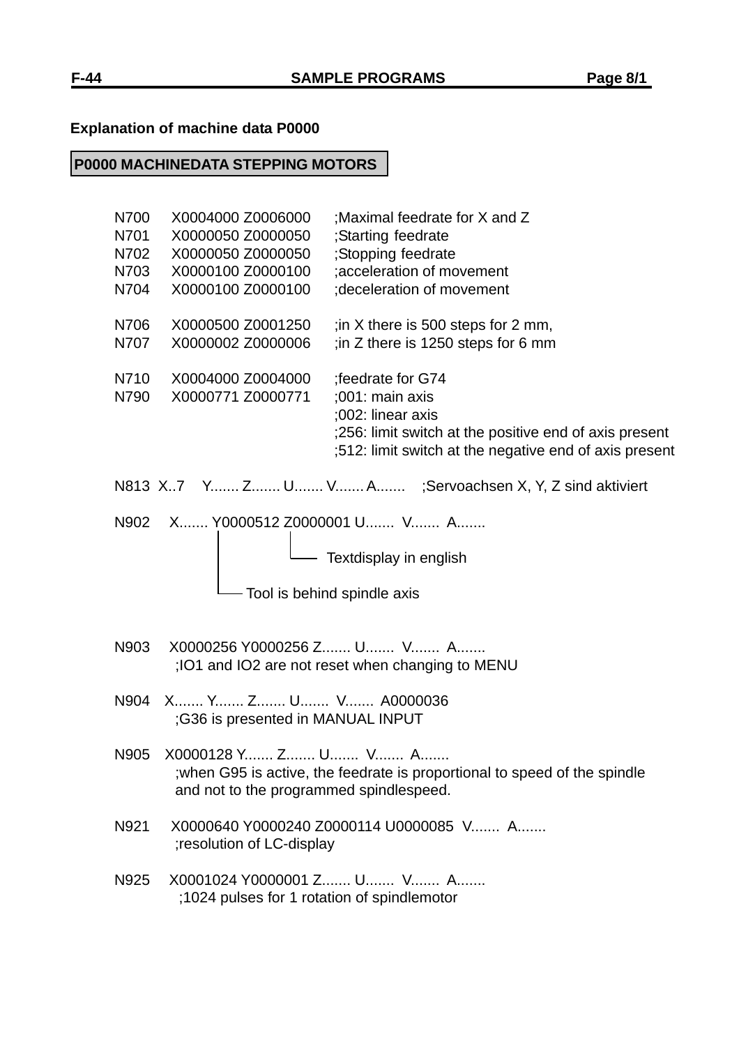**Explanation of machine data P0000**

**P0000 MACHINEDATA STEPPING MOTORS**

```
N700    X0004000 Z0006000    ;Maximal feedrate for X and Z
N701    X0000050 Z0000050    ;Starting feedrate
N702    X0000050 Z0000050    ;Stopping feedrate
N703    X0000100 Z0000100    ;acceleration of movement
N704    X0000100 Z0000100    ;deceleration of movement

N706    X0000500 Z0001250    ;in X there is 500 steps for 2 mm,
N707    X0000002 Z0000006    ;in Z there is 1250 steps for 6 mm

N710    X0004000 Z0004000    ;feedrate for G74
N790    X0000771 Z0000771    ;001: main axis
                             ;002: linear axis
                             ;256: limit switch at the positive end of axis present
                             ;512: limit switch at the negative end of axis present

N813  X..7    Y....... Z....... U....... V....... A.......    ;Servoachsen X, Y, Z sind aktiviert

N902    X....... Y0000512 Z0000001 U.......  V.......  A.......
                 |        |
                 |        └── Textdisplay in english
                 |
                 └── Tool is behind spindle axis

N903    X0000256 Y0000256 Z....... U.......  V.......  A.......
        ;IO1 and IO2 are not reset when changing to MENU

N904    X....... Y....... Z....... U.......  V.......  A0000036
        ;G36 is presented in MANUAL INPUT

N905    X0000128 Y....... Z....... U.......  V.......  A.......
        ;when G95 is active, the feedrate is proportional to speed of the spindle
        and not to the programmed spindlespeed.

N921    X0000640 Y0000240 Z0000114 U0000085  V.......  A.......
        ;resolution of LC-display

N925    X0001024 Y0000001 Z....... U.......  V.......  A.......
        ;1024 pulses for 1 rotation of spindlemotor
```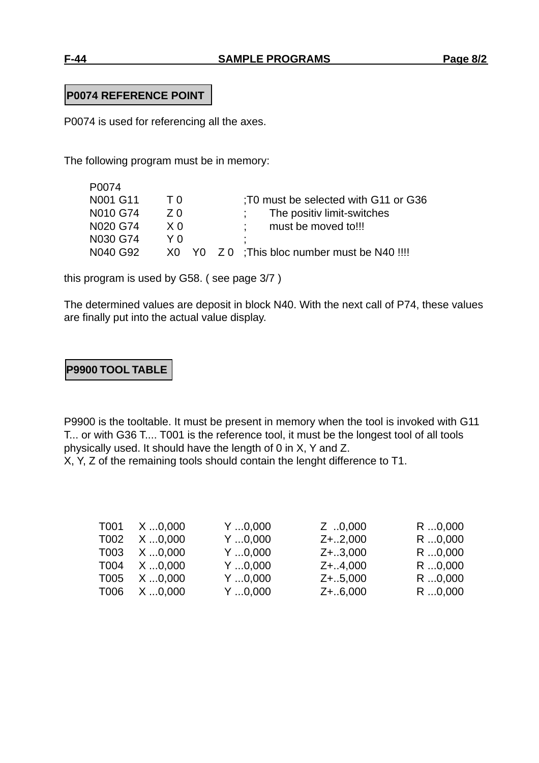## P0074 REFERENCE POINT

P0074 is used for referencing all the axes.

The following program must be in memory:

```
P0074
N001 G11    T 0            ;T0 must be selected with G11 or G36
N010 G74    Z 0            ;     The positiv limit-switches
N020 G74    X 0            ;     must be moved to!!!
N030 G74    Y 0            ;
N040 G92    X0  Y0  Z 0    ;This bloc number must be N40 !!!!
```

this program is used by G58. ( see page 3/7 )

The determined values are deposit in block N40. With the next call of P74, these values are finally put into the actual value display.

## P9900 TOOL TABLE

P9900 is the tooltable. It must be present in memory when the tool is invoked with G11 T... or with G36 T.... T001 is the reference tool, it must be the longest tool of all tools physically used. It should have the length of 0 in X, Y and Z.
X, Y, Z of the remaining tools should contain the lenght difference to T1.

```
T001   X ...0,000   Y ...0,000   Z  ..0,000   R ...0,000
T002   X ...0,000   Y ...0,000   Z+..2,000    R ...0,000
T003   X ...0,000   Y ...0,000   Z+..3,000    R ...0,000
T004   X ...0,000   Y ...0,000   Z+..4,000    R ...0,000
T005   X ...0,000   Y ...0,000   Z+..5,000    R ...0,000
T006   X ...0,000   Y ...0,000   Z+..6,000    R ...0,000
```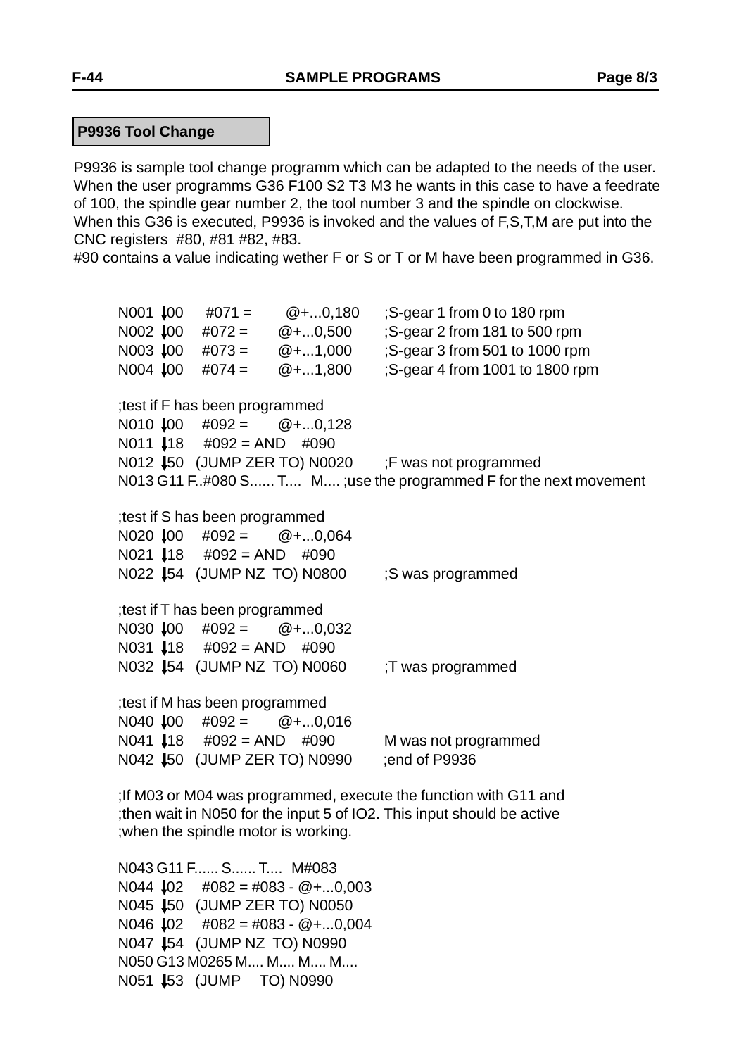## P9936 Tool Change

P9936 is sample tool change programm which can be adapted to the needs of the user. When the user programms G36 F100 S2 T3 M3 he wants in this case to have a feedrate of 100, the spindle gear number 2, the tool number 3 and the spindle on clockwise. When this G36 is executed, P9936 is invoked and the values of F,S,T,M are put into the CNC registers #80, #81 #82, #83.
#90 contains a value indicating wether F or S or T or M have been programmed in G36.

```
N001 ↓00    #071 =      @+...0,180    ;S-gear 1 from 0 to 180 rpm
N002 ↓00    #072 =      @+...0,500    ;S-gear 2 from 181 to 500 rpm
N003 ↓00    #073 =      @+...1,000    ;S-gear 3 from 501 to 1000 rpm
N004 ↓00    #074 =      @+...1,800    ;S-gear 4 from 1001 to 1800 rpm

;test if F has been programmed
N010 ↓00    #092 =      @+...0,128
N011 ↓18    #092 = AND    #090
N012 ↓50   (JUMP ZER TO) N0020      ;F was not programmed
N013 G11 F..#080 S...... T....  M.... ;use the programmed F for the next movement

;test if S has been programmed
N020 ↓00    #092 =      @+...0,064
N021 ↓18    #092 = AND    #090
N022 ↓54   (JUMP NZ  TO) N0800      ;S was programmed

;test if T has been programmed
N030 ↓00    #092 =      @+...0,032
N031 ↓18    #092 = AND    #090
N032 ↓54   (JUMP NZ  TO) N0060      ;T was programmed

;test if M has been programmed
N040 ↓00    #092 =      @+...0,016
N041 ↓18    #092 = AND    #090      M was not programmed
N042 ↓50   (JUMP ZER TO) N0990      ;end of P9936

;If M03 or M04 was programmed, execute the function with G11 and
;then wait in N050 for the input 5 of IO2. This input should be active
;when the spindle motor is working.

N043 G11 F...... S...... T....  M#083
N044 ↓02    #082 = #083 - @+...0,003
N045 ↓50   (JUMP ZER TO) N0050
N046 ↓02    #082 = #083 - @+...0,004
N047 ↓54   (JUMP NZ  TO) N0990
N050 G13 M0265 M.... M.... M.... M....
N051 ↓53   (JUMP    TO) N0990
```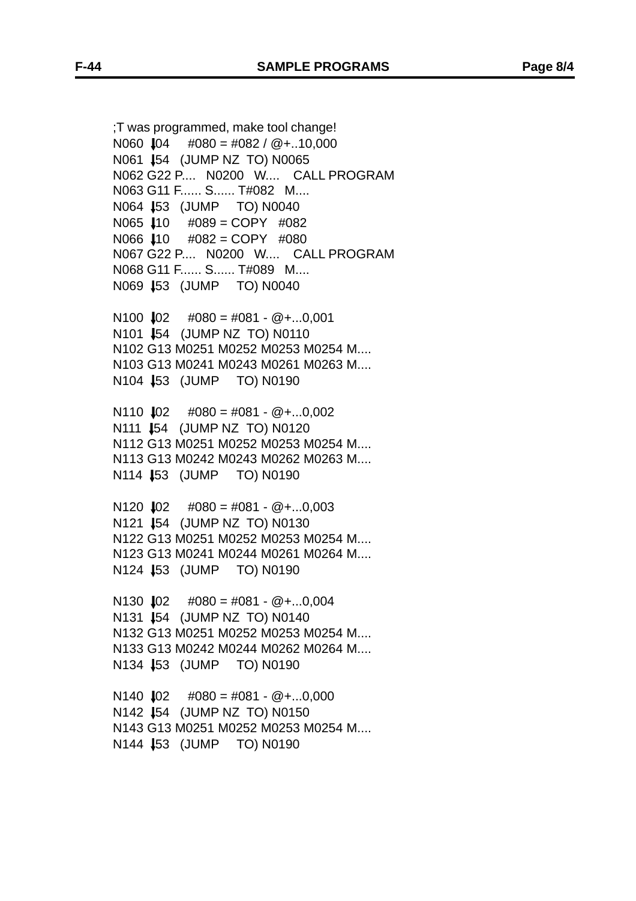```
;T was programmed, make tool change!
N060 ↓04    #080 = #082 / @+..10,000
N061 ↓54   (JUMP NZ  TO) N0065
N062 G22 P....  N0200  W....   CALL PROGRAM
N063 G11 F...... S...... T#082   M....
N064 ↓53   (JUMP     TO) N0040
N065 ↓10    #089 = COPY   #082
N066 ↓10    #082 = COPY   #080
N067 G22 P....  N0200  W....   CALL PROGRAM
N068 G11 F...... S...... T#089   M....
N069 ↓53   (JUMP     TO) N0040

N100 ↓02    #080 = #081 - @+...0,001
N101 ↓54   (JUMP NZ  TO) N0110
N102 G13 M0251 M0252 M0253 M0254 M....
N103 G13 M0241 M0243 M0261 M0263 M....
N104 ↓53   (JUMP     TO) N0190

N110 ↓02    #080 = #081 - @+...0,002
N111 ↓54   (JUMP NZ  TO) N0120
N112 G13 M0251 M0252 M0253 M0254 M....
N113 G13 M0242 M0243 M0262 M0263 M....
N114 ↓53   (JUMP     TO) N0190

N120 ↓02    #080 = #081 - @+...0,003
N121 ↓54   (JUMP NZ  TO) N0130
N122 G13 M0251 M0252 M0253 M0254 M....
N123 G13 M0241 M0244 M0261 M0264 M....
N124 ↓53   (JUMP     TO) N0190

N130 ↓02    #080 = #081 - @+...0,004
N131 ↓54   (JUMP NZ  TO) N0140
N132 G13 M0251 M0252 M0253 M0254 M....
N133 G13 M0242 M0244 M0262 M0264 M....
N134 ↓53   (JUMP     TO) N0190

N140 ↓02    #080 = #081 - @+...0,000
N142 ↓54   (JUMP NZ  TO) N0150
N143 G13 M0251 M0252 M0253 M0254 M....
N144 ↓53   (JUMP     TO) N0190
```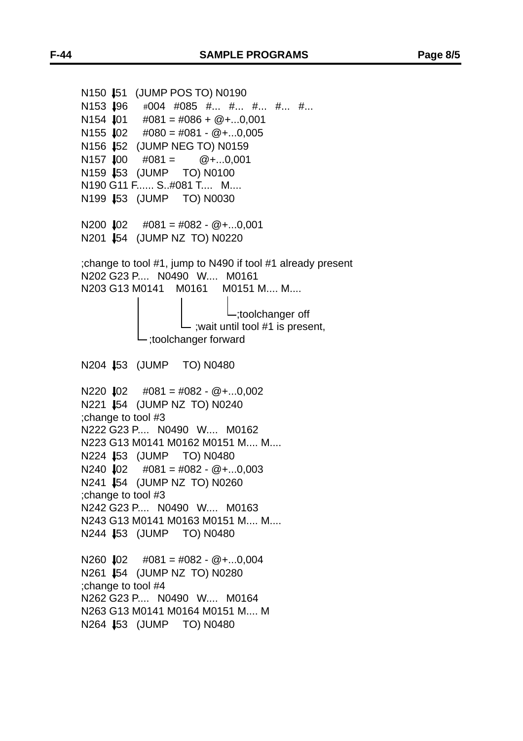```
N150 ⇂51   (JUMP POS TO) N0190
N153 ⇂96    #004  #085  #...  #...  #...  #...  #...
N154 ⇂01    #081 = #086 + @+...0,001
N155 ⇂02    #080 = #081 - @+...0,005
N156 ⇂52   (JUMP NEG TO) N0159
N157 ⇂00    #081 =       @+...0,001
N159 ⇂53   (JUMP    TO) N0100
N190 G11 F...... S..#081 T....  M....
N199 ⇂53   (JUMP    TO) N0030

N200 ⇂02    #081 = #082 - @+...0,001
N201 ⇂54   (JUMP NZ  TO) N0220

;change to tool #1, jump to N490 if tool #1 already present
N202 G23 P....  N0490  W....  M0161
N203 G13 M0141    M0161    M0151 M.... M....
              |          |           |
              |          |           └;toolchanger off
              |          └ ;wait until tool #1 is present,
              └;toolchanger forward

N204 ⇂53   (JUMP    TO) N0480

N220 ⇂02    #081 = #082 - @+...0,002
N221 ⇂54   (JUMP NZ  TO) N0240
;change to tool #3
N222 G23 P....  N0490  W....  M0162
N223 G13 M0141 M0162 M0151 M.... M....
N224 ⇂53   (JUMP    TO) N0480
N240 ⇂02    #081 = #082 - @+...0,003
N241 ⇂54   (JUMP NZ  TO) N0260
;change to tool #3
N242 G23 P....  N0490  W....  M0163
N243 G13 M0141 M0163 M0151 M.... M....
N244 ⇂53   (JUMP    TO) N0480

N260 ⇂02    #081 = #082 - @+...0,004
N261 ⇂54   (JUMP NZ  TO) N0280
;change to tool #4
N262 G23 P....  N0490  W....  M0164
N263 G13 M0141 M0164 M0151 M.... M
N264 ⇂53   (JUMP    TO) N0480
```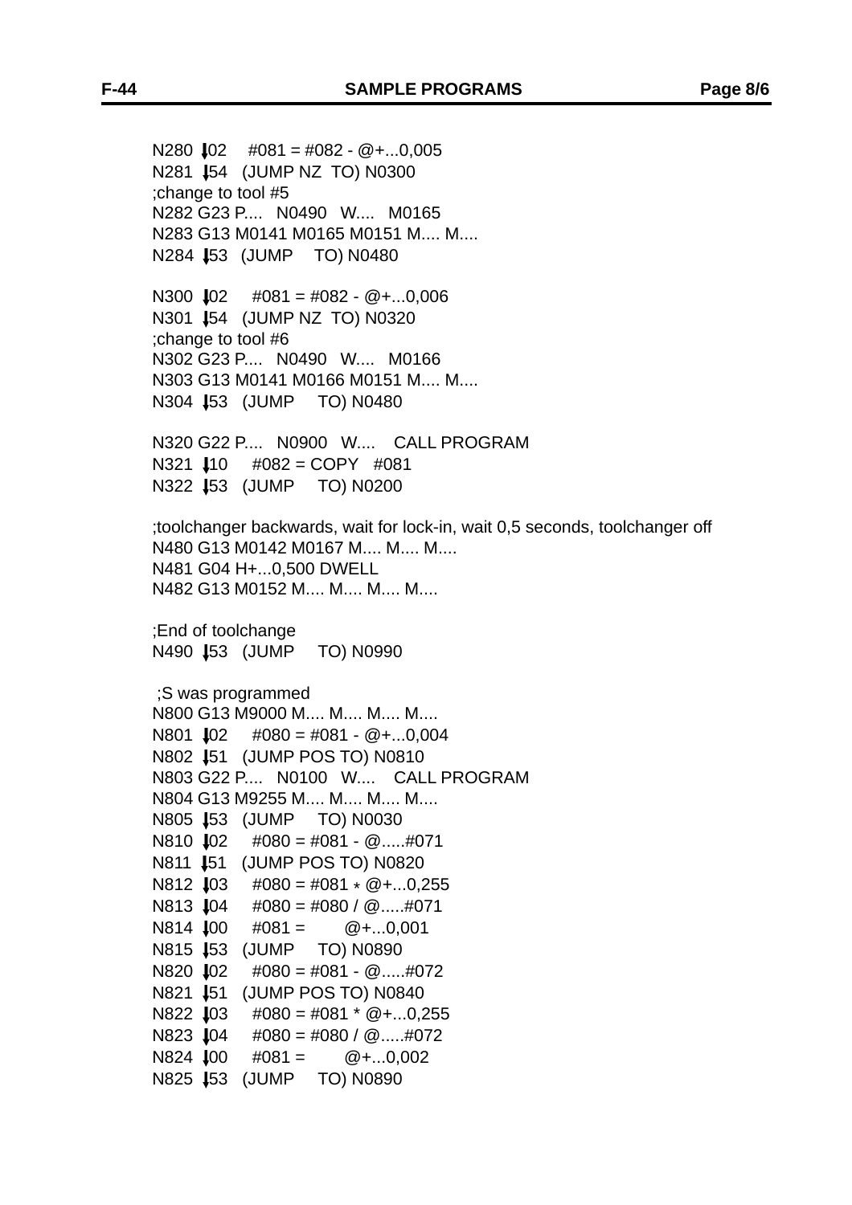```
N280 ⇂02    #081 = #082 - @+...0,005
N281 ⇂54   (JUMP NZ  TO) N0300
;change to tool #5
N282 G23 P....   N0490   W....   M0165
N283 G13 M0141 M0165 M0151 M.... M....
N284 ⇂53   (JUMP    TO) N0480

N300 ⇂02    #081 = #082 - @+...0,006
N301 ⇂54   (JUMP NZ  TO) N0320
;change to tool #6
N302 G23 P....   N0490   W....   M0166
N303 G13 M0141 M0166 M0151 M.... M....
N304 ⇂53   (JUMP    TO) N0480

N320 G22 P....   N0900   W....    CALL PROGRAM
N321 ⇂10    #082 = COPY   #081
N322 ⇂53   (JUMP    TO) N0200

;toolchanger backwards, wait for lock-in, wait 0,5 seconds, toolchanger off
N480 G13 M0142 M0167 M.... M.... M....
N481 G04 H+...0,500 DWELL
N482 G13 M0152 M.... M.... M.... M....

;End of toolchange
N490 ⇂53   (JUMP    TO) N0990

 ;S was programmed
N800 G13 M9000 M.... M.... M.... M....
N801 ⇂02    #080 = #081 - @+...0,004
N802 ⇂51   (JUMP POS TO) N0810
N803 G22 P....   N0100   W....    CALL PROGRAM
N804 G13 M9255 M.... M.... M.... M....
N805 ⇂53   (JUMP    TO) N0030
N810 ⇂02    #080 = #081 - @.....#071
N811 ⇂51   (JUMP POS TO) N0820
N812 ⇂03    #080 = #081 * @+...0,255
N813 ⇂04    #080 = #080 / @.....#071
N814 ⇂00    #081 =       @+...0,001
N815 ⇂53   (JUMP    TO) N0890
N820 ⇂02    #080 = #081 - @.....#072
N821 ⇂51   (JUMP POS TO) N0840
N822 ⇂03    #080 = #081 * @+...0,255
N823 ⇂04    #080 = #080 / @.....#072
N824 ⇂00    #081 =       @+...0,002
N825 ⇂53   (JUMP    TO) N0890
```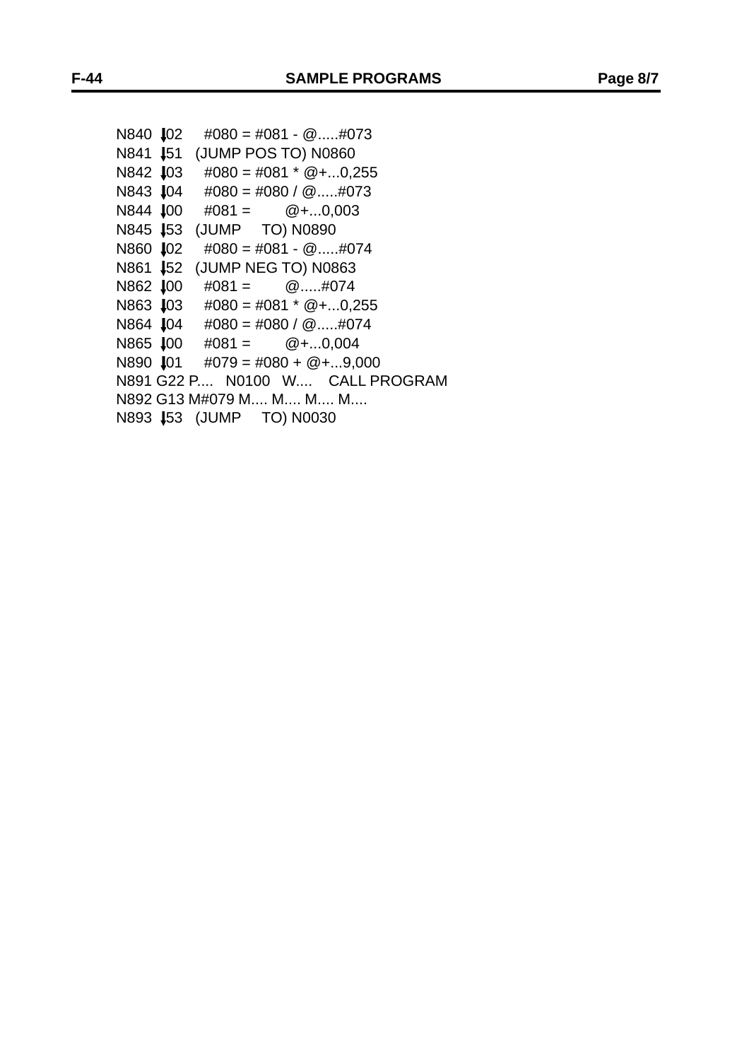```
N840 ⬇02    #080 = #081 - @.....#073
N841 ⬇51   (JUMP POS TO) N0860
N842 ⬇03    #080 = #081 * @+...0,255
N843 ⬇04    #080 = #080 / @.....#073
N844 ⬇00    #081 =       @+...0,003
N845 ⬇53   (JUMP    TO) N0890
N860 ⬇02    #080 = #081 - @.....#074
N861 ⬇52   (JUMP NEG TO) N0863
N862 ⬇00    #081 =       @.....#074
N863 ⬇03    #080 = #081 * @+...0,255
N864 ⬇04    #080 = #080 / @.....#074
N865 ⬇00    #081 =       @+...0,004
N890 ⬇01    #079 = #080 + @+...9,000
N891 G22 P....  N0100  W....   CALL PROGRAM
N892 G13 M#079 M.... M.... M....
N893 ⬇53   (JUMP    TO) N0030
```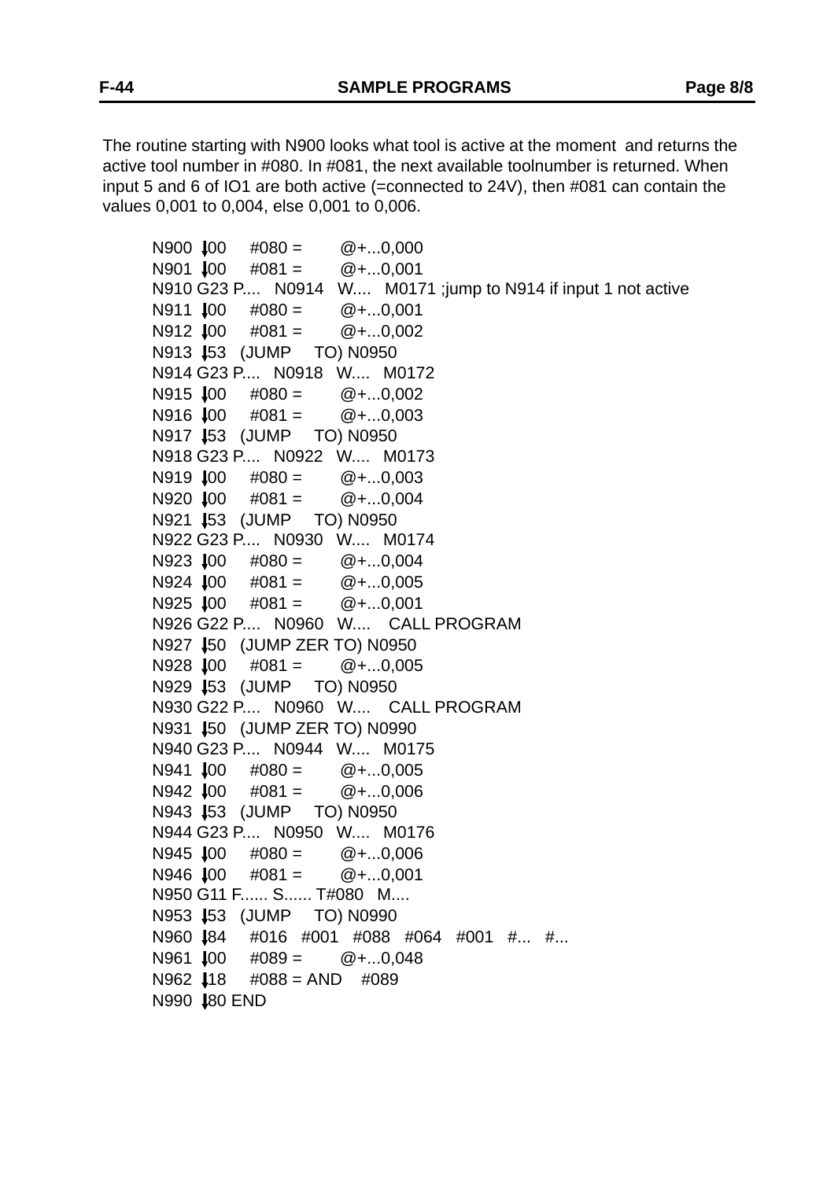The routine starting with N900 looks what tool is active at the moment and returns the active tool number in #080. In #081, the next available toolnumber is returned. When input 5 and 6 of IO1 are both active (=connected to 24V), then #081 can contain the values 0,001 to 0,004, else 0,001 to 0,006.

```
N900 ⭣00    #080 =      @+...0,000
N901 ⭣00    #081 =      @+...0,001
N910 G23 P....  N0914  W....  M0171 ;jump to N914 if input 1 not active
N911 ⭣00    #080 =      @+...0,001
N912 ⭣00    #081 =      @+...0,002
N913 ⭣53  (JUMP    TO) N0950
N914 G23 P....  N0918  W....  M0172
N915 ⭣00    #080 =      @+...0,002
N916 ⭣00    #081 =      @+...0,003
N917 ⭣53  (JUMP    TO) N0950
N918 G23 P....  N0922  W....  M0173
N919 ⭣00    #080 =      @+...0,003
N920 ⭣00    #081 =      @+...0,004
N921 ⭣53  (JUMP    TO) N0950
N922 G23 P....  N0930  W....  M0174
N923 ⭣00    #080 =      @+...0,004
N924 ⭣00    #081 =      @+...0,005
N925 ⭣00    #081 =      @+...0,001
N926 G22 P....  N0960  W....  CALL PROGRAM
N927 ⭣50  (JUMP ZER TO) N0950
N928 ⭣00    #081 =      @+...0,005
N929 ⭣53  (JUMP    TO) N0950
N930 G22 P....  N0960  W....  CALL PROGRAM
N931 ⭣50  (JUMP ZER TO) N0990
N940 G23 P....  N0944  W....  M0175
N941 ⭣00    #080 =      @+...0,005
N942 ⭣00    #081 =      @+...0,006
N943 ⭣53  (JUMP    TO) N0950
N944 G23 P....  N0950  W....  M0176
N945 ⭣00    #080 =      @+...0,006
N946 ⭣00    #081 =      @+...0,001
N950 G11 F...... S...... T#080  M....
N953 ⭣53  (JUMP    TO) N0990
N960 ⭣84    #016  #001  #088  #064  #001  #...  #...
N961 ⭣00    #089 =      @+...0,048
N962 ⭣18    #088 = AND   #089
N990 ⭣80 END
```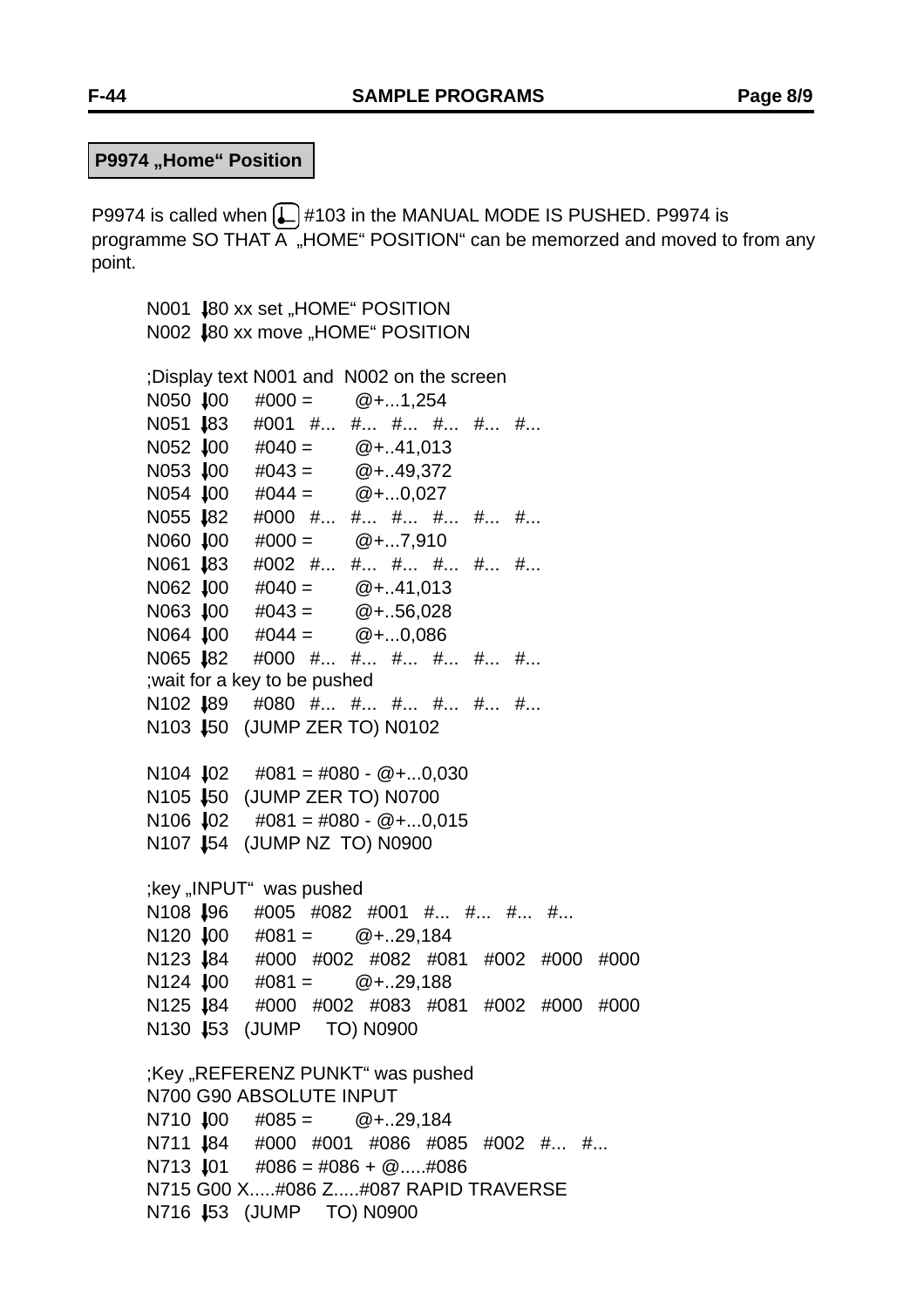## P9974 „Home“ Position

P9974 is called when ⏎ #103 in the MANUAL MODE IS PUSHED. P9974 is programme SO THAT A „HOME“ POSITION“ can be memorzed and moved to from any point.

```
N001 ↓80 xx set „HOME“ POSITION
N002 ↓80 xx move „HOME“ POSITION

;Display text N001 and  N002 on the screen
N050 ↓00   #000 =      @+...1,254
N051 ↓83   #001  #...  #...  #...  #...  #...  #...
N052 ↓00   #040 =      @+..41,013
N053 ↓00   #043 =      @+..49,372
N054 ↓00   #044 =      @+...0,027
N055 ↓82   #000  #...  #...  #...  #...  #...  #...
N060 ↓00   #000 =      @+...7,910
N061 ↓83   #002  #...  #...  #...  #...  #...  #...
N062 ↓00   #040 =      @+..41,013
N063 ↓00   #043 =      @+..56,028
N064 ↓00   #044 =      @+...0,086
N065 ↓82   #000  #...  #...  #...  #...  #...  #...
;wait for a key to be pushed
N102 ↓89   #080  #...  #...  #...  #...  #...  #...
N103 ↓50  (JUMP ZER TO) N0102

N104 ↓02   #081 = #080 - @+...0,030
N105 ↓50  (JUMP ZER TO) N0700
N106 ↓02   #081 = #080 - @+...0,015
N107 ↓54  (JUMP NZ  TO) N0900

;key „INPUT“  was pushed
N108 ↓96   #005  #082  #001  #...  #...  #...  #...
N120 ↓00   #081 =      @+..29,184
N123 ↓84   #000  #002  #082  #081  #002  #000  #000
N124 ↓00   #081 =      @+..29,188
N125 ↓84   #000  #002  #083  #081  #002  #000  #000
N130 ↓53  (JUMP    TO) N0900

;Key „REFERENZ PUNKT“ was pushed
N700 G90 ABSOLUTE INPUT
N710 ↓00   #085 =      @+..29,184
N711 ↓84   #000  #001  #086  #085  #002  #...  #...
N713 ↓01   #086 = #086 + @.....#086
N715 G00 X.....#086 Z.....#087 RAPID TRAVERSE
N716 ↓53  (JUMP    TO) N0900
```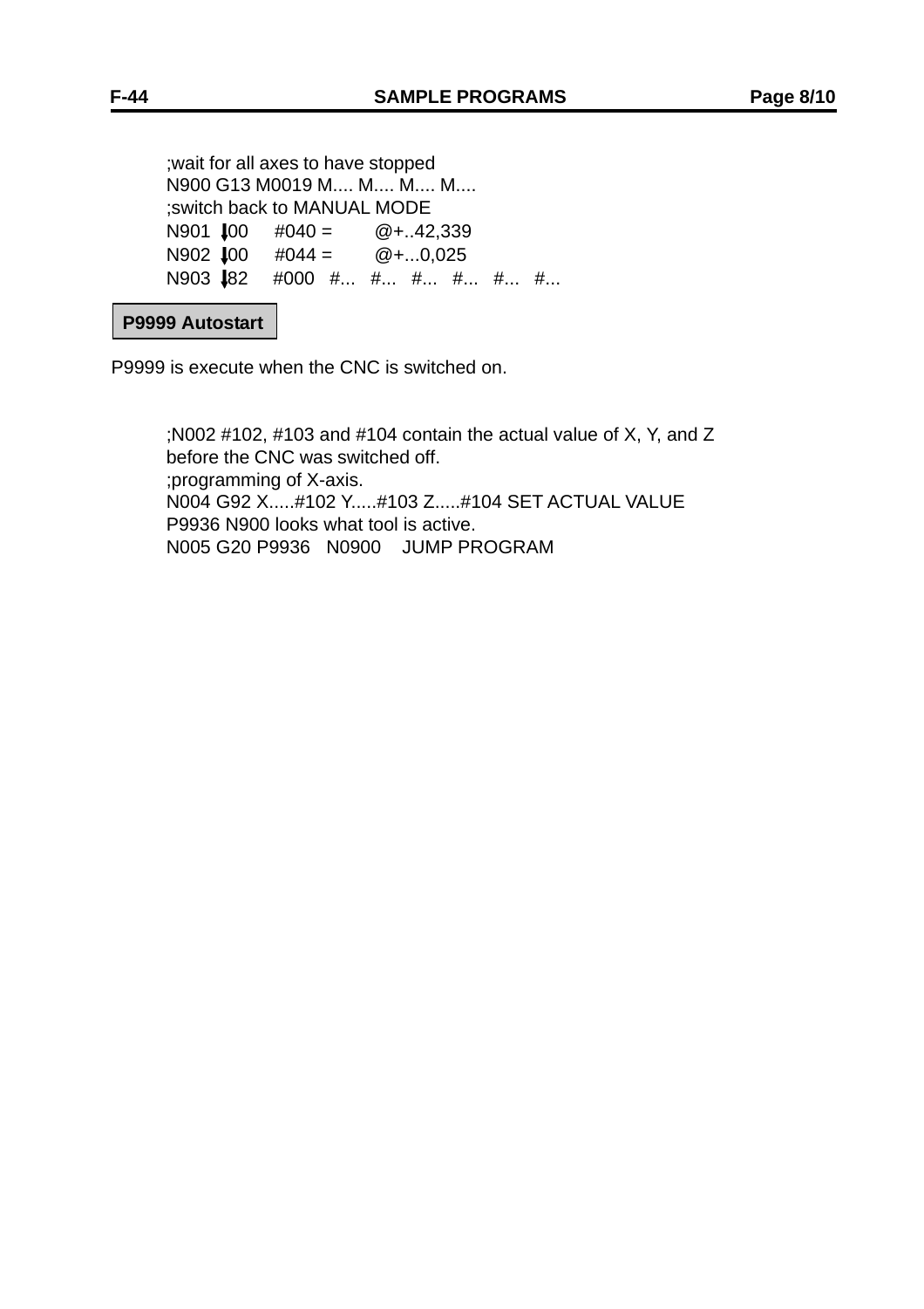```
;wait for all axes to have stopped
N900 G13 M0019 M.... M.... M.... M....
;switch back to MANUAL MODE
N901 ↓00    #040 =      @+..42,339
N902 ↓00    #044 =      @+...0,025
N903 ↓82    #000  #...  #...  #...  #...  #...  #...
```

## P9999 Autostart

P9999 is execute when the CNC is switched on.

```
;N002 #102, #103 and #104 contain the actual value of X, Y, and Z
before the CNC was switched off.
;programming of X-axis.
N004 G92 X.....#102 Y.....#103 Z.....#104 SET ACTUAL VALUE
P9936 N900 looks what tool is active.
N005 G20 P9936   N0900    JUMP PROGRAM
```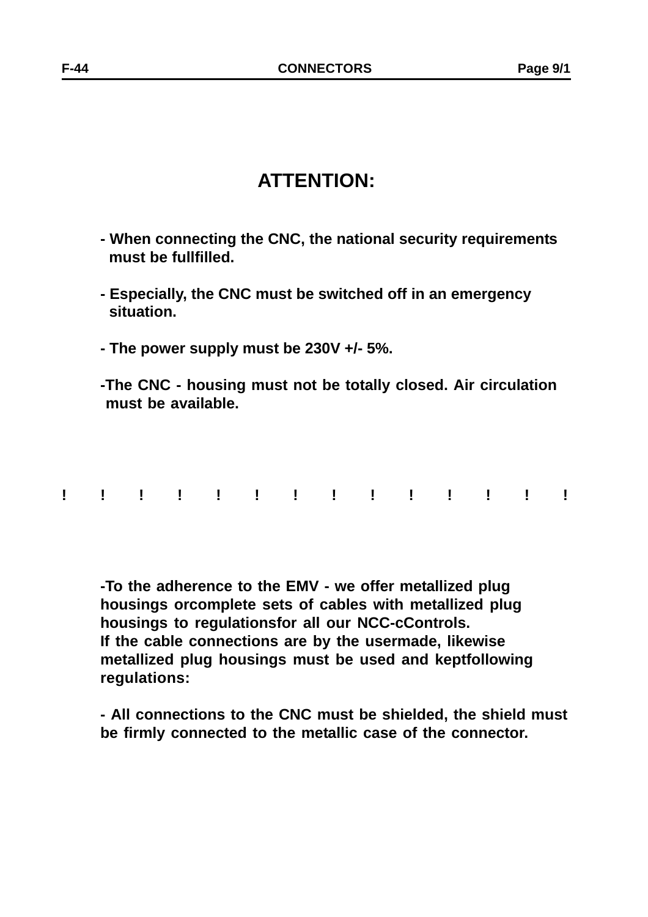# ATTENTION:

- When connecting the CNC, the national security requirements must be fullfilled.

- Especially, the CNC must be switched off in an emergency situation.

- The power supply must be 230V +/- 5%.

-The CNC - housing must not be totally closed. Air circulation must be available.

! ! ! ! ! ! ! ! ! ! ! ! ! !

-To the adherence to the EMV - we offer metallized plug housings orcomplete sets of cables with metallized plug housings to regulationsfor all our NCC-cControls.
If the cable connections are by the usermade, likewise metallized plug housings must be used and keptfollowing regulations:

- All connections to the CNC must be shielded, the shield must be firmly connected to the metallic case of the connector.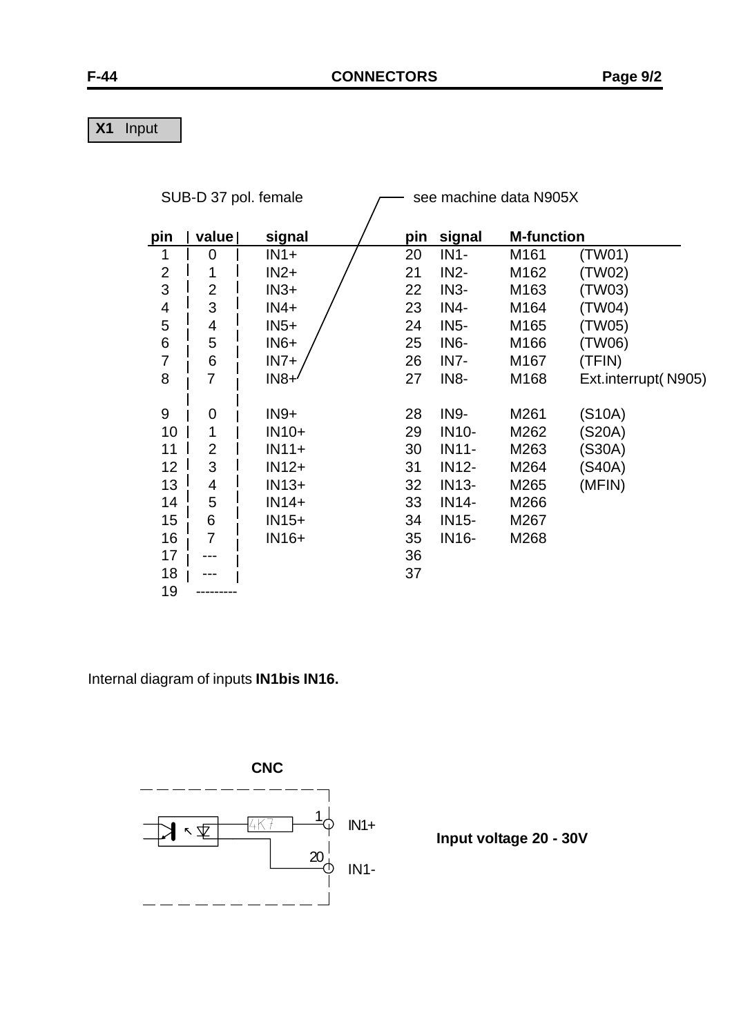**X1** Input

SUB-D 37 pol. female — see machine data N905X

| pin | value | signal | pin | signal | M-function | |
|---|---|---|---|---|---|---|
| 1 | 0 | IN1+ | 20 | IN1- | M161 | (TW01) |
| 2 | 1 | IN2+ | 21 | IN2- | M162 | (TW02) |
| 3 | 2 | IN3+ | 22 | IN3- | M163 | (TW03) |
| 4 | 3 | IN4+ | 23 | IN4- | M164 | (TW04) |
| 5 | 4 | IN5+ | 24 | IN5- | M165 | (TW05) |
| 6 | 5 | IN6+ | 25 | IN6- | M166 | (TW06) |
| 7 | 6 | IN7+ | 26 | IN7- | M167 | (TFIN) |
| 8 | 7 | IN8+ | 27 | IN8- | M168 | Ext.interrupt( N905) |
| 9 | 0 | IN9+ | 28 | IN9- | M261 | (S10A) |
| 10 | 1 | IN10+ | 29 | IN10- | M262 | (S20A) |
| 11 | 2 | IN11+ | 30 | IN11- | M263 | (S30A) |
| 12 | 3 | IN12+ | 31 | IN12- | M264 | (S40A) |
| 13 | 4 | IN13+ | 32 | IN13- | M265 | (MFIN) |
| 14 | 5 | IN14+ | 33 | IN14- | M266 | |
| 15 | 6 | IN15+ | 34 | IN15- | M267 | |
| 16 | 7 | IN16+ | 35 | IN16- | M268 | |
| 17 | --- | | 36 | | | |
| 18 | --- | | 37 | | | |
| 19 | --------- | | | | | |

Internal diagram of inputs **IN1bis IN16.**

CNC

4K7

1 IN1+

20 IN1-

**Input voltage 20 - 30V**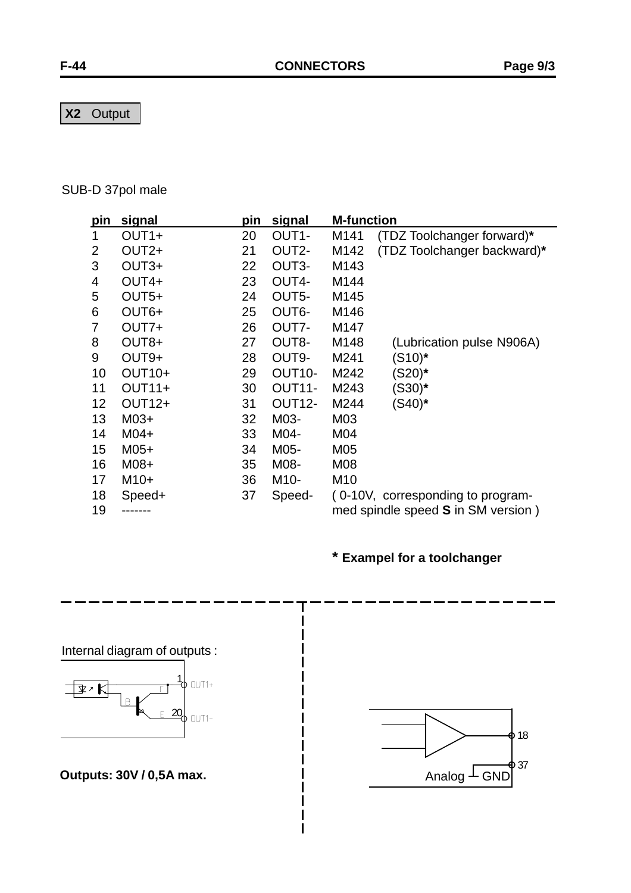**X2** Output

SUB-D 37pol male

| pin | signal | pin | signal | M-function |
|---|---|---|---|---|
| 1 | OUT1+ | 20 | OUT1- | M141 (TDZ Toolchanger forward)* |
| 2 | OUT2+ | 21 | OUT2- | M142 (TDZ Toolchanger backward)* |
| 3 | OUT3+ | 22 | OUT3- | M143 |
| 4 | OUT4+ | 23 | OUT4- | M144 |
| 5 | OUT5+ | 24 | OUT5- | M145 |
| 6 | OUT6+ | 25 | OUT6- | M146 |
| 7 | OUT7+ | 26 | OUT7- | M147 |
| 8 | OUT8+ | 27 | OUT8- | M148 (Lubrication pulse N906A) |
| 9 | OUT9+ | 28 | OUT9- | M241 (S10)* |
| 10 | OUT10+ | 29 | OUT10- | M242 (S20)* |
| 11 | OUT11+ | 30 | OUT11- | M243 (S30)* |
| 12 | OUT12+ | 31 | OUT12- | M244 (S40)* |
| 13 | M03+ | 32 | M03- | M03 |
| 14 | M04+ | 33 | M04- | M04 |
| 15 | M05+ | 34 | M05- | M05 |
| 16 | M08+ | 35 | M08- | M08 |
| 17 | M10+ | 36 | M10- | M10 |
| 18 | Speed+ | 37 | Speed- | ( 0-10V, corresponding to programmed spindle speed **S** in SM version ) |
| 19 | ------- | | | |

**\* Exampel for a toolchanger**

Internal diagram of outputs :

1 OUT1+
20 OUT1-

**Outputs: 30V / 0,5A max.**

18
37
Analog GND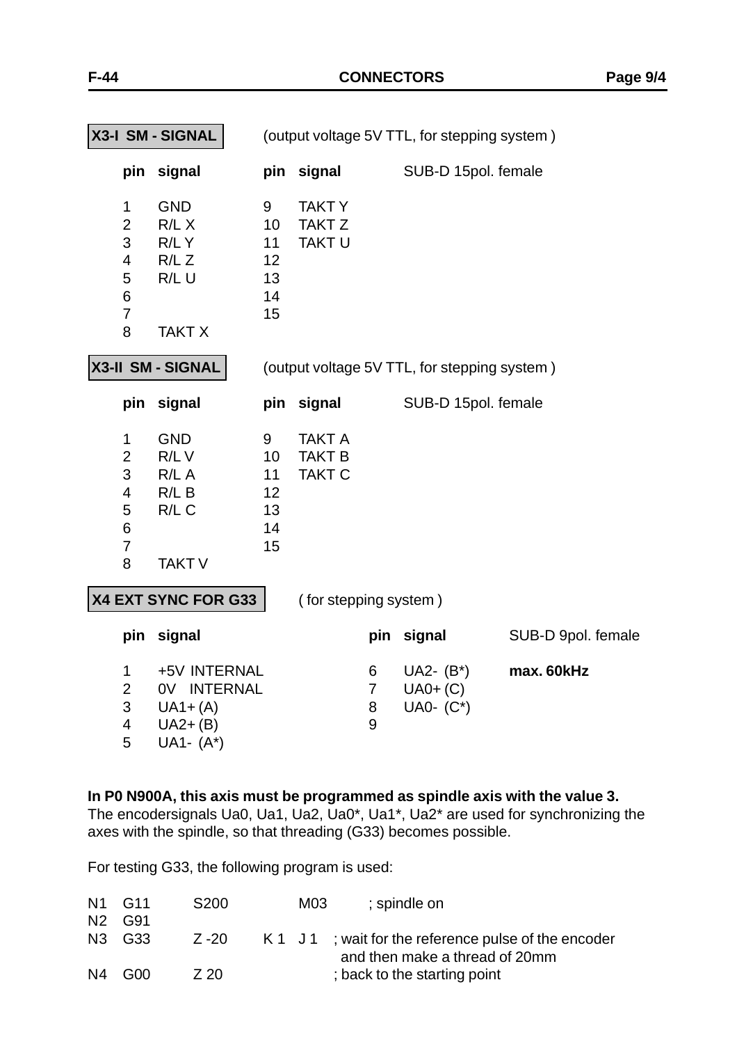## X3-I SM - SIGNAL

(output voltage 5V TTL, for stepping system )

SUB-D 15pol. female

| pin | signal | pin | signal |
|---|---|---|---|
| 1 | GND | 9 | TAKT Y |
| 2 | R/L X | 10 | TAKT Z |
| 3 | R/L Y | 11 | TAKT U |
| 4 | R/L Z | 12 | |
| 5 | R/L U | 13 | |
| 6 | | 14 | |
| 7 | | 15 | |
| 8 | TAKT X | | |

## X3-II SM - SIGNAL

(output voltage 5V TTL, for stepping system )

SUB-D 15pol. female

| pin | signal | pin | signal |
|---|---|---|---|
| 1 | GND | 9 | TAKT A |
| 2 | R/L V | 10 | TAKT B |
| 3 | R/L A | 11 | TAKT C |
| 4 | R/L B | 12 | |
| 5 | R/L C | 13 | |
| 6 | | 14 | |
| 7 | | 15 | |
| 8 | TAKT V | | |

## X4 EXT SYNC FOR G33

( for stepping system )

SUB-D 9pol. female

| pin | signal | pin | signal |
|---|---|---|---|
| 1 | +5V INTERNAL | 6 | UA2- (B*) |
| 2 | 0V INTERNAL | 7 | UA0+ (C) |
| 3 | UA1+ (A) | 8 | UA0- (C*) |
| 4 | UA2+ (B) | 9 | |
| 5 | UA1- (A*) | | |

**max. 60kHz**

**In P0 N900A, this axis must be programmed as spindle axis with the value 3.**
The encodersignals Ua0, Ua1, Ua2, Ua0*, Ua1*, Ua2* are used for synchronizing the axes with the spindle, so that threading (G33) becomes possible.

For testing G33, the following program is used:

```
N1  G11     S200         M03      ; spindle on
N2  G91
N3  G33     Z -20     K 1  J 1   ; wait for the reference pulse of the encoder
                                   and then make a thread of 20mm
N4  G00     Z 20                 ; back to the starting point
```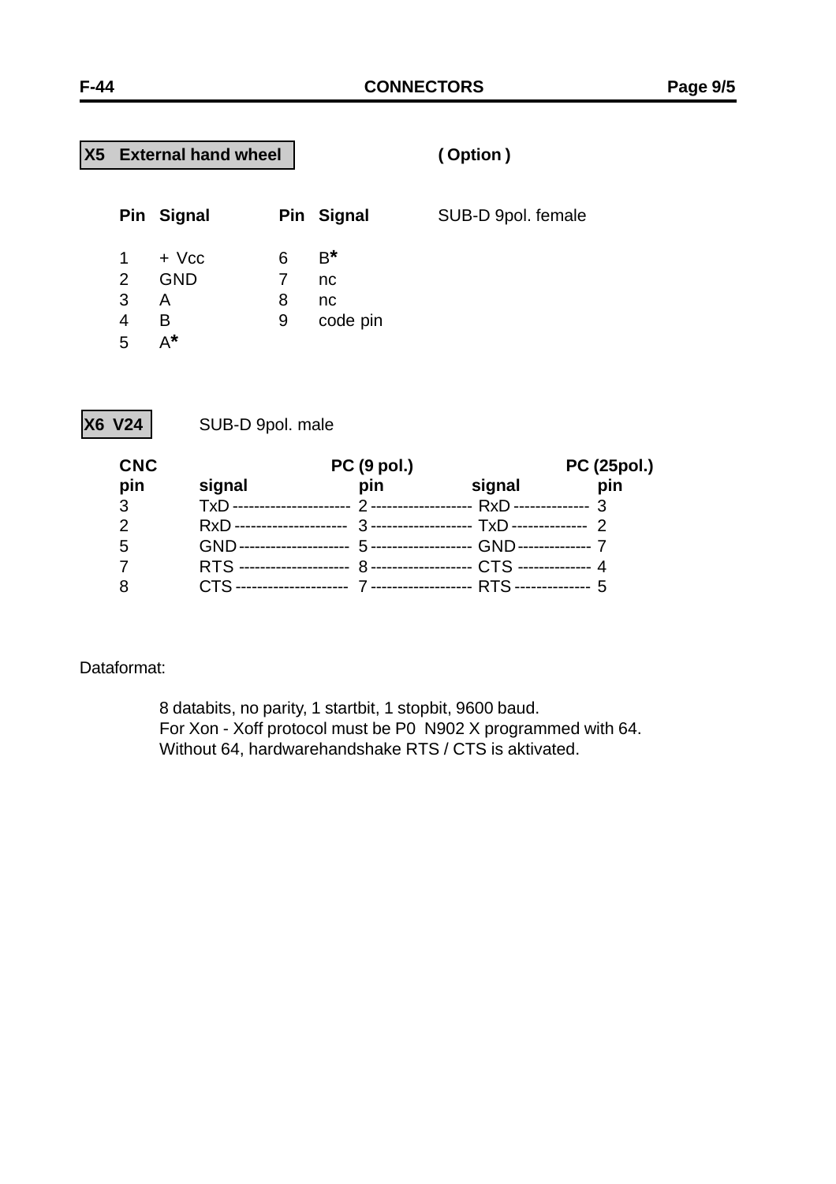## X5 External hand wheel

**( Option )**

| Pin | Signal | Pin | Signal |
|---|---|---|---|
| 1 | + Vcc | 6 | B* |
| 2 | GND | 7 | nc |
| 3 | A | 8 | nc |
| 4 | B | 9 | code pin |
| 5 | A* | | |

SUB-D 9pol. female

## X6 V24

SUB-D 9pol. male

| CNC pin | signal | PC (9 pol.) pin | signal | PC (25pol.) pin |
|---|---|---|---|---|
| 3 | TxD | 2 | RxD | 3 |
| 2 | RxD | 3 | TxD | 2 |
| 5 | GND | 5 | GND | 7 |
| 7 | RTS | 8 | CTS | 4 |
| 8 | CTS | 7 | RTS | 5 |

Dataformat:

8 databits, no parity, 1 startbit, 1 stopbit, 9600 baud.
For Xon - Xoff protocol must be P0 N902 X programmed with 64.
Without 64, hardwarehandshake RTS / CTS is aktivated.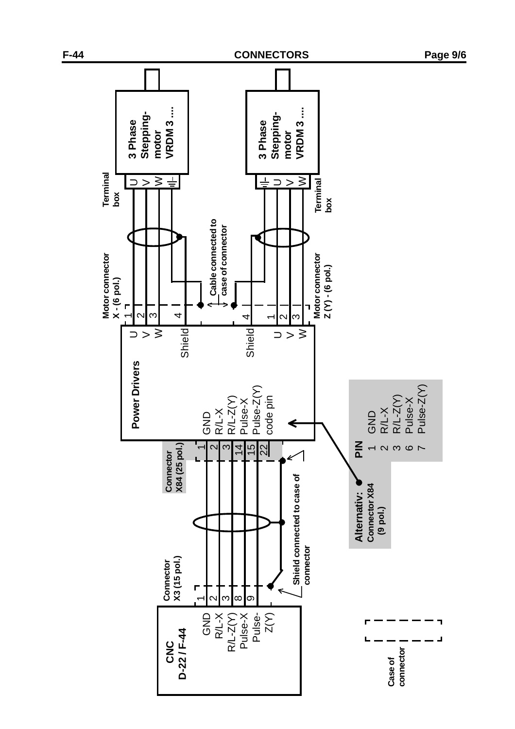3 Phase Stepping-motor VRDM 3 ....

3 Phase Stepping-motor VRDM 3 ....

Terminal box

U V W ⏚

⏚ U V W

Terminal box

Cable connected to case of connector

Motor connector X - (6 pol.)

1 2 3 4

Motor connector Z (Y) - (6 pol.)

4 1 2 3

**Power Drivers**

U V W Shield

Shield U V W

GND
R/L-X
R/L-Z(Y)
Pulse-X
Pulse-Z(Y)
code pin

Connector X84 (25 pol.)

| Pin | Signal |
|---|---|
| 1 | GND |
| 2 | R/L-X |
| 3 | R/L-Z(Y) |
| 14 | Pulse-X |
| 15 | Pulse-Z(Y) |
| 22 | code pin |

**Alternativ:** Connector X84 (9 pol.)

| PIN | |
|---|---|
| 1 | GND |
| 2 | R/L-X |
| 3 | R/L-Z(Y) |
| 6 | Pulse-X |
| 7 | Pulse-Z(Y) |

Shield connected to case of connector

Connector X3 (15 pol.)

| Pin | Signal |
|---|---|
| 1 | GND |
| 2 | R/L-X |
| 3 | R/L-Z(Y) |
| 8 | Pulse-X |
| 9 | Pulse-Z(Y) |

CNC D-22 / F-44

Case of connector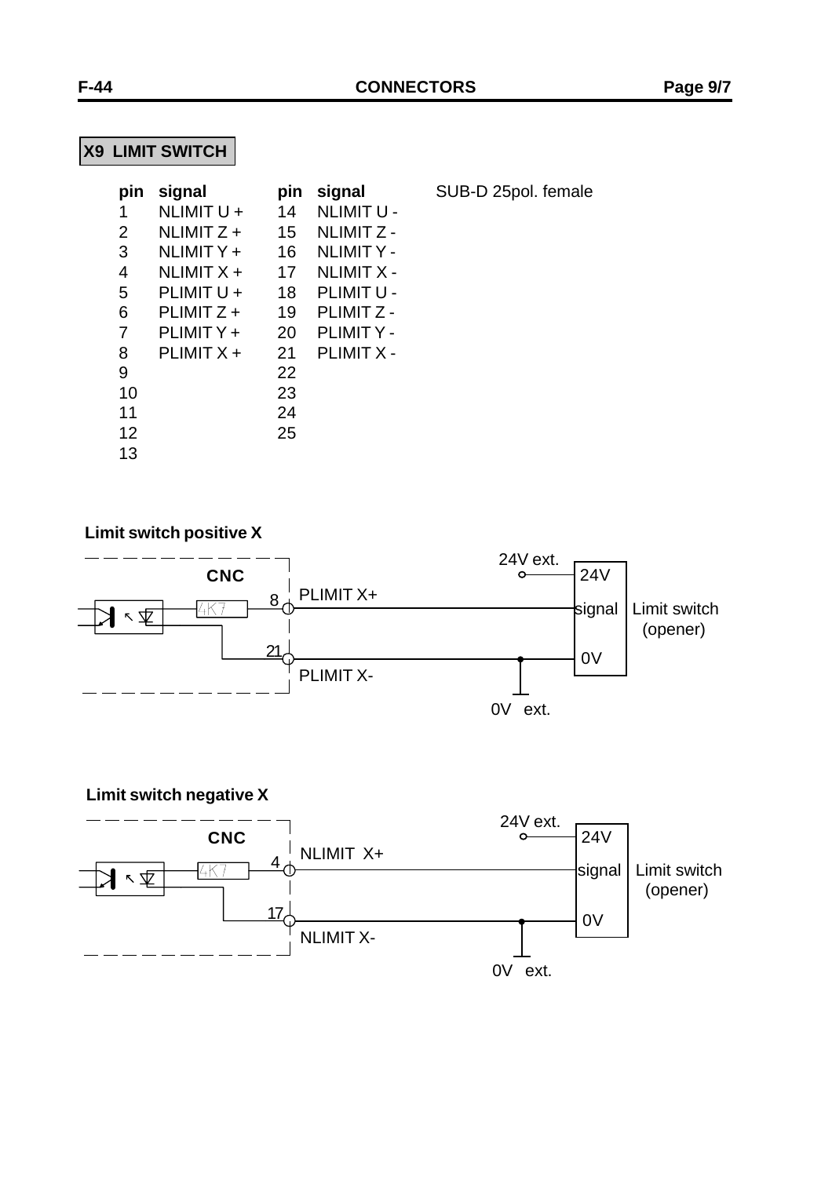## X9 LIMIT SWITCH

| pin | signal | pin | signal |
|---|---|---|---|
| 1 | NLIMIT U + | 14 | NLIMIT U - |
| 2 | NLIMIT Z + | 15 | NLIMIT Z - |
| 3 | NLIMIT Y + | 16 | NLIMIT Y - |
| 4 | NLIMIT X + | 17 | NLIMIT X - |
| 5 | PLIMIT U + | 18 | PLIMIT U - |
| 6 | PLIMIT Z + | 19 | PLIMIT Z - |
| 7 | PLIMIT Y + | 20 | PLIMIT Y - |
| 8 | PLIMIT X + | 21 | PLIMIT X - |
| 9 | | 22 | |
| 10 | | 23 | |
| 11 | | 24 | |
| 12 | | 25 | |
| 13 | | | |

SUB-D 25pol. female

**Limit switch positive X**

CNC 4K7 8 PLIMIT X+ 21 PLIMIT X- 24V ext. 24V signal 0V Limit switch (opener) 0V ext.

**Limit switch negative X**

CNC 4K7 4 NLIMIT X+ 17 NLIMIT X- 24V ext. 24V signal 0V Limit switch (opener) 0V ext.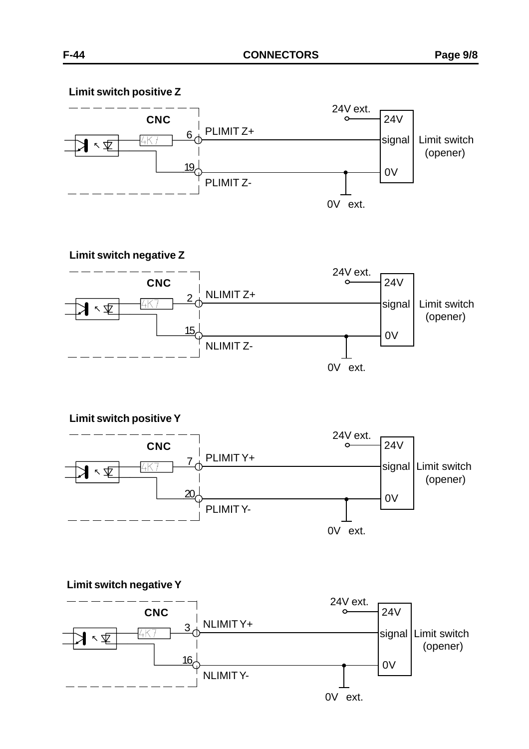### Limit switch positive Z

CNC

4K7

6 PLIMIT Z+

19 PLIMIT Z-

24V ext.

24V

signal

0V

Limit switch (opener)

0V ext.

### Limit switch negative Z

CNC

4K7

2 NLIMIT Z+

15 NLIMIT Z-

24V ext.

24V

signal

0V

Limit switch (opener)

0V ext.

### Limit switch positive Y

CNC

4K7

7 PLIMIT Y+

20 PLIMIT Y-

24V ext.

24V

signal

0V

Limit switch (opener)

0V ext.

### Limit switch negative Y

CNC

4K7

3 NLIMIT Y+

16 NLIMIT Y-

24V ext.

24V

signal

0V

Limit switch (opener)

0V ext.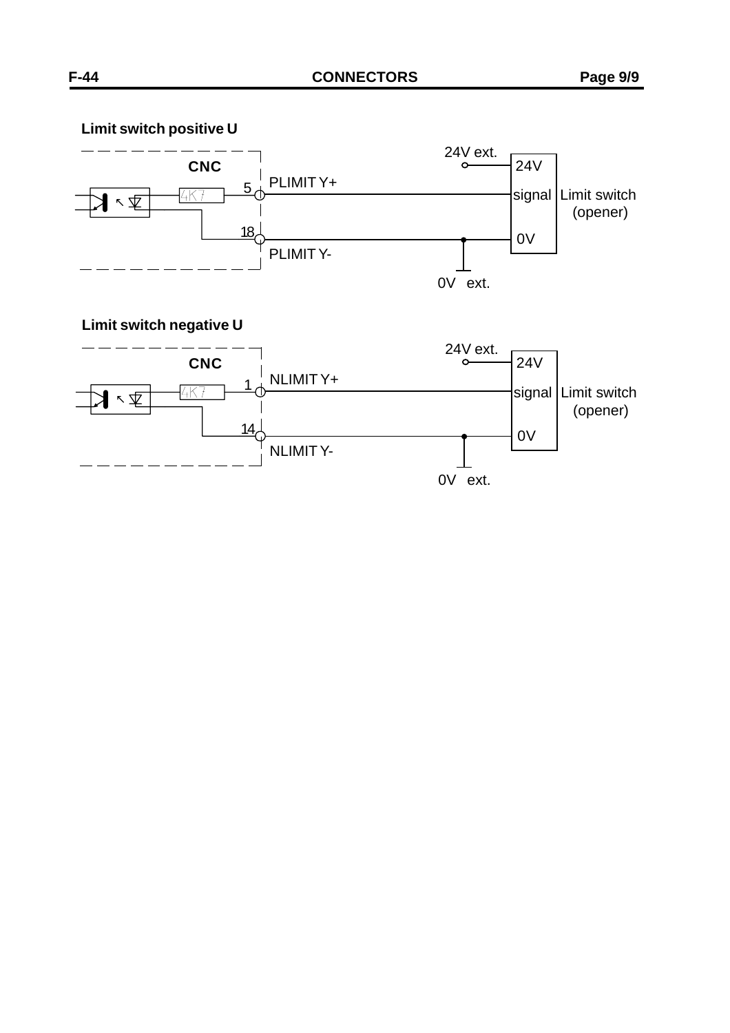**Limit switch positive U**

CNC

4K7

5 PLIMIT Y+

18 PLIMIT Y-

24V ext.

24V

signal Limit switch (opener)

0V

0V ext.

**Limit switch negative U**

CNC

4K7

1 NLIMIT Y+

14 NLIMIT Y-

24V ext.

24V

signal Limit switch (opener)

0V

0V ext.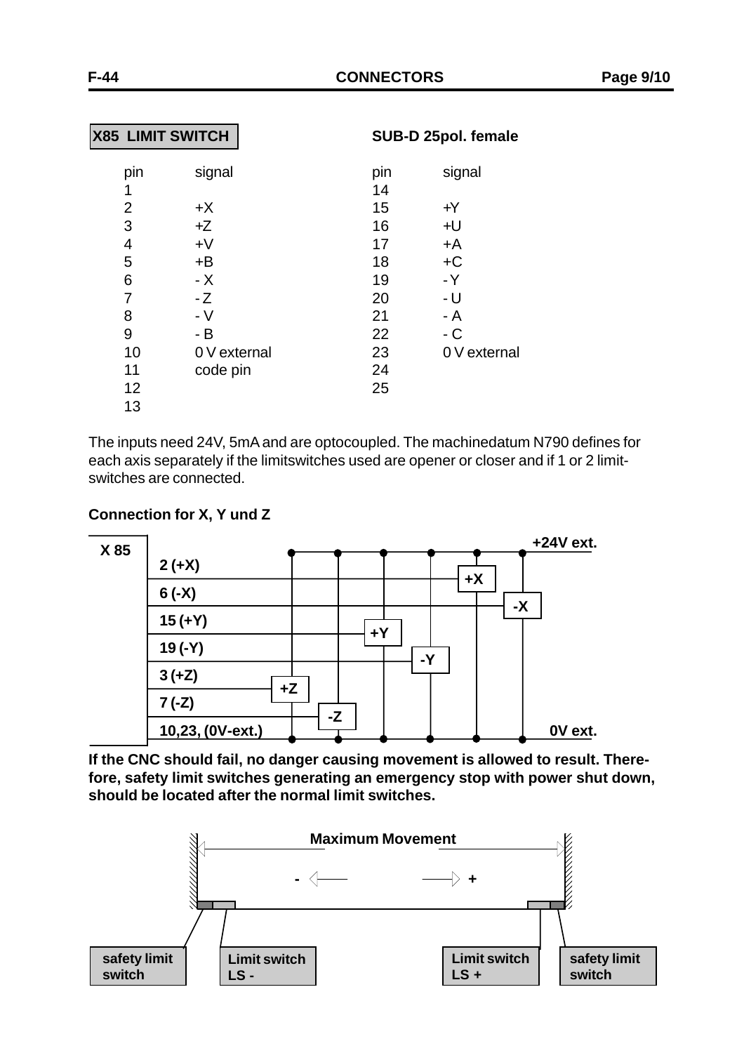## X85 LIMIT SWITCH

**SUB-D 25pol. female**

| pin | signal | pin | signal |
|---|---|---|---|
| 1 | | 14 | |
| 2 | +X | 15 | +Y |
| 3 | +Z | 16 | +U |
| 4 | +V | 17 | +A |
| 5 | +B | 18 | +C |
| 6 | - X | 19 | - Y |
| 7 | - Z | 20 | - U |
| 8 | - V | 21 | - A |
| 9 | - B | 22 | - C |
| 10 | 0 V external | 23 | 0 V external |
| 11 | code pin | 24 | |
| 12 | | 25 | |
| 13 | | | |

The inputs need 24V, 5mA and are optocoupled. The machinedatum N790 defines for each axis separately if the limitswitches used are opener or closer and if 1 or 2 limit-switches are connected.

**Connection for X, Y und Z**

X 85

2 (+X)
6 (-X)
15 (+Y)
19 (-Y)
3 (+Z)
7 (-Z)
10,23, (0V-ext.)

+24V ext.
0V ext.

+X -X +Y -Y +Z -Z

**If the CNC should fail, no danger causing movement is allowed to result. Therefore, safety limit switches generating an emergency stop with power shut down, should be located after the normal limit switches.**

Maximum Movement

\- +

safety limit switch | Limit switch LS - | Limit switch LS + | safety limit switch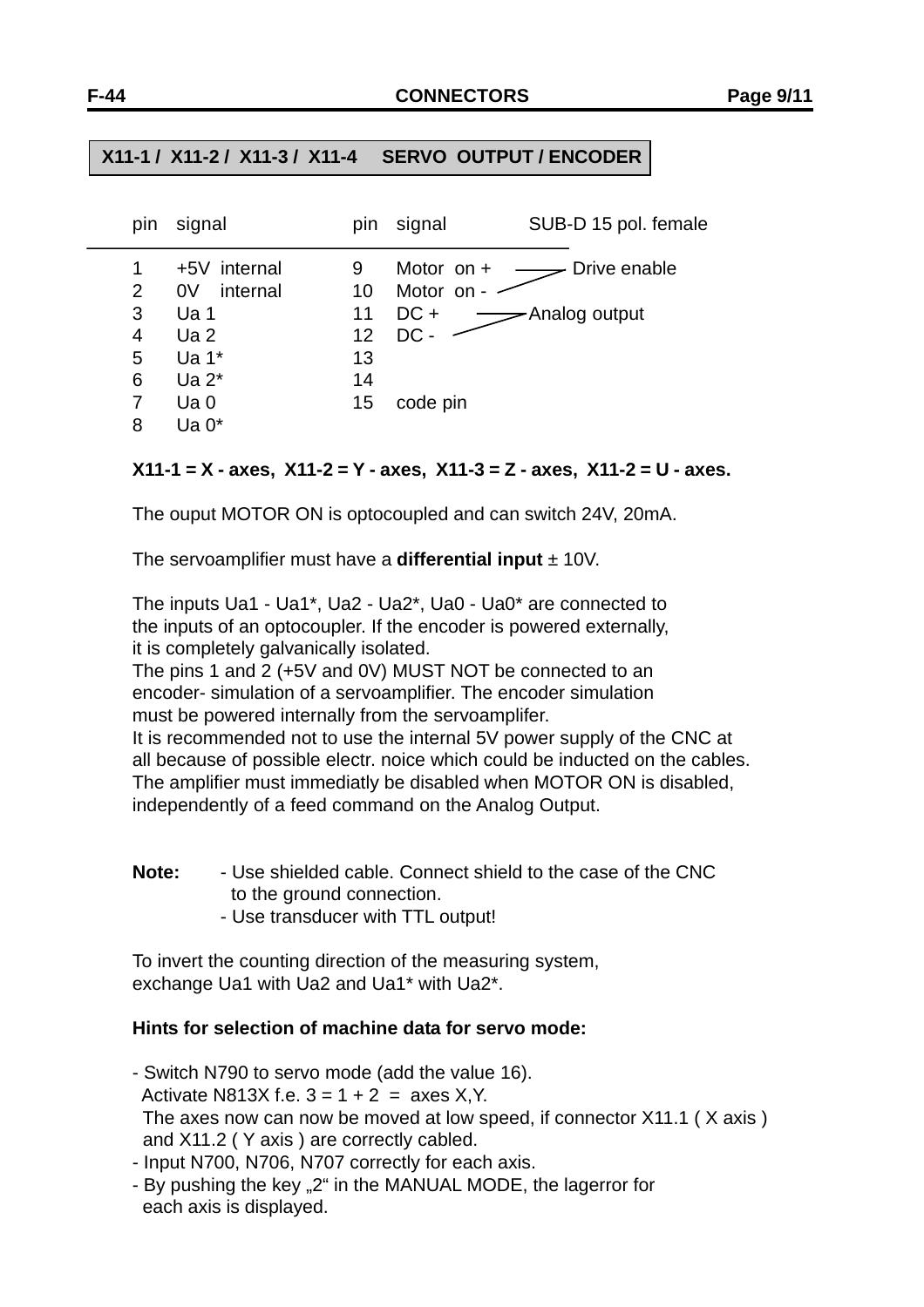## X11-1 / X11-2 / X11-3 / X11-4 SERVO OUTPUT / ENCODER

| pin | signal | pin | signal | SUB-D 15 pol. female |
|---|---|---|---|---|
| 1 | +5V internal | 9 | Motor on + | Drive enable |
| 2 | 0V internal | 10 | Motor on - | |
| 3 | Ua 1 | 11 | DC + | Analog output |
| 4 | Ua 2 | 12 | DC - | |
| 5 | Ua 1* | 13 | | |
| 6 | Ua 2* | 14 | | |
| 7 | Ua 0 | 15 | code pin | |
| 8 | Ua 0* | | | |

**X11-1 = X - axes, X11-2 = Y - axes, X11-3 = Z - axes, X11-2 = U - axes.**

The ouput MOTOR ON is optocoupled and can switch 24V, 20mA.

The servoamplifier must have a **differential input** ± 10V.

The inputs Ua1 - Ua1*, Ua2 - Ua2*, Ua0 - Ua0* are connected to the inputs of an optocoupler. If the encoder is powered externally, it is completely galvanically isolated.
The pins 1 and 2 (+5V and 0V) MUST NOT be connected to an encoder- simulation of a servoamplifier. The encoder simulation must be powered internally from the servoamplifer.
It is recommended not to use the internal 5V power supply of the CNC at all because of possible electr. noice which could be inducted on the cables.
The amplifier must immediatly be disabled when MOTOR ON is disabled, independently of a feed command on the Analog Output.

**Note:** - Use shielded cable. Connect shield to the case of the CNC to the ground connection.
- Use transducer with TTL output!

To invert the counting direction of the measuring system, exchange Ua1 with Ua2 and Ua1* with Ua2*.

**Hints for selection of machine data for servo mode:**

- Switch N790 to servo mode (add the value 16).
  Activate N813X f.e. 3 = 1 + 2 = axes X,Y.
  The axes now can now be moved at low speed, if connector X11.1 ( X axis ) and X11.2 ( Y axis ) are correctly cabled.
- Input N700, N706, N707 correctly for each axis.
- By pushing the key „2“ in the MANUAL MODE, the lagerror for each axis is displayed.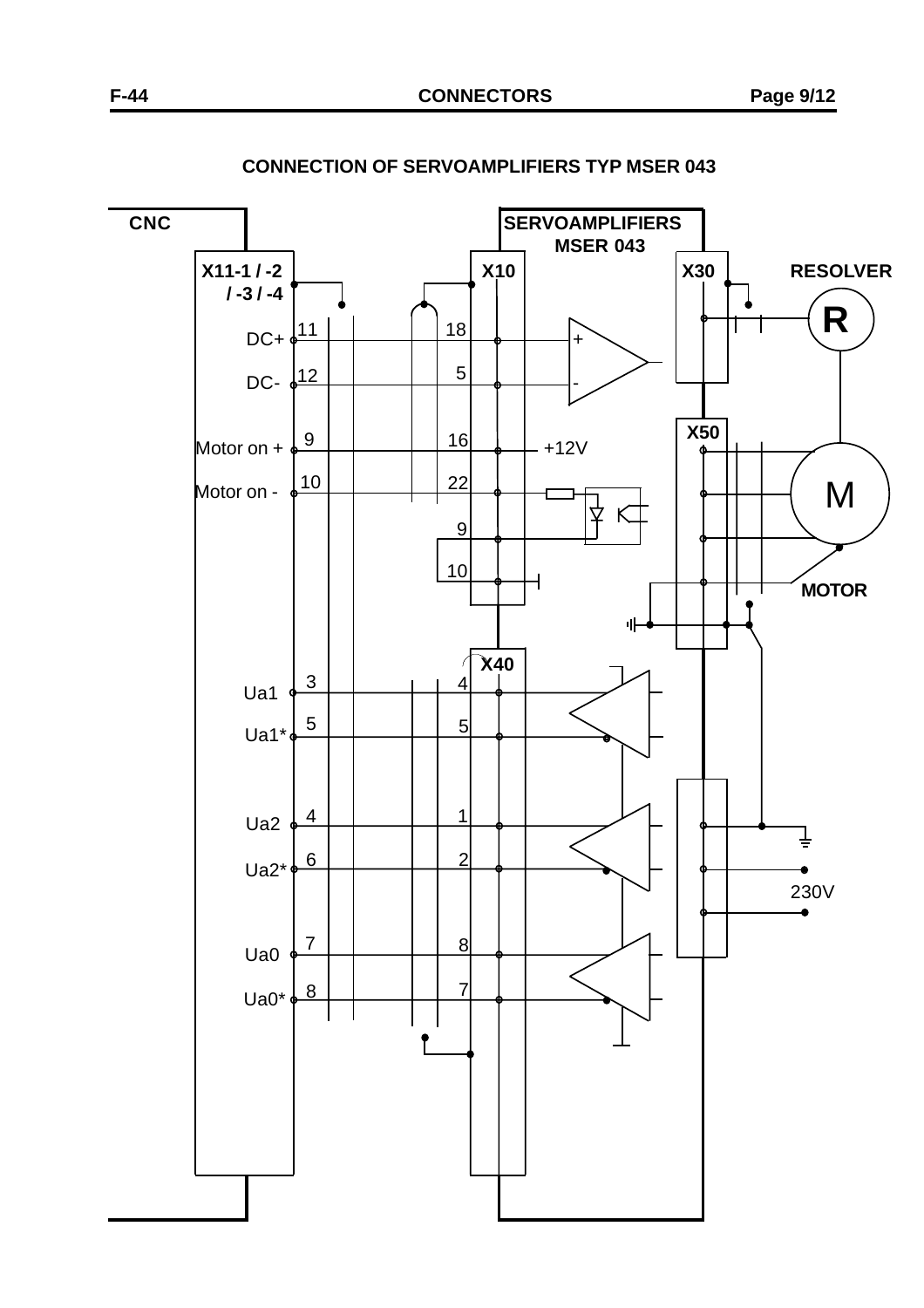## CONNECTION OF SERVOAMPLIFIERS TYP MSER 043

CNC

SERVOAMPLIFIERS MSER 043

X11-1 / -2 / -3 / -4

X10

X30

RESOLVER

R

DC+ 11 — 18 +

DC- 12 — 5 -

X50

Motor on + 9 — 16 +12V

Motor on - 10 — 22

9

10

M

MOTOR

X40

Ua1 3 — 4

Ua1* 5 — 5

Ua2 4 — 1

Ua2* 6 — 2

230V

Ua0 7 — 8

Ua0* 8 — 7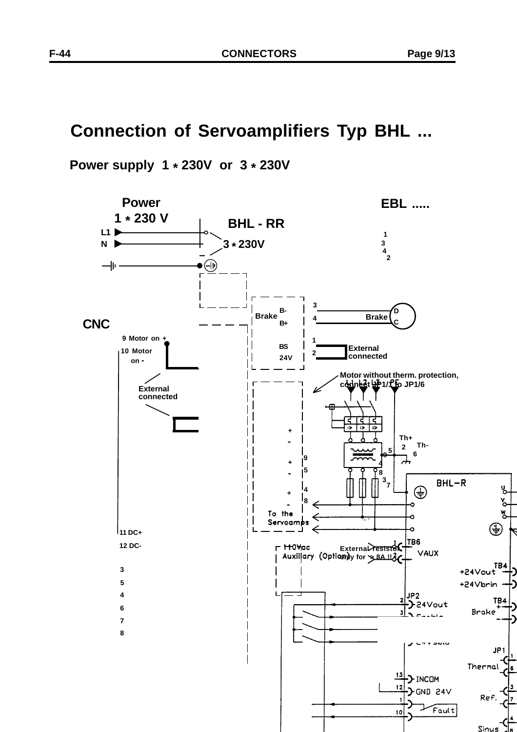# Connection of Servoamplifiers Typ BHL ...

## Power supply 1 * 230V or 3 * 230V

Power
1 * 230 V

BHL - RR

EBL .....

L1
N

3 * 230V

1
3
4
2

CNC

Brake B-
B+

3
4

Brake D
C

9 Motor on +

10 Motor on -

BS
24V

1
2

External connected

Motor without therm. protection, connect JP1/1 to JP1/6

External connected

L1 L2 L3 PE

Th+
2
Th-
6

5
9
4
8
3
7

+
-
+ 9
- 5
+ 4
- 8

To the Servoamps

BHL-R

U
V
W

11 DC+
12 DC-

110Vac Auxiliary (Option)

External resistor only for > 8A !!

TB6 VAUX

TB4 +24Vout
+24Vbrin

3
5
4
6
7
8

JP2 24Vout
Enable

TB4 Brake + -

JP1
Thermal

13 INCOM
12 GND 24V

Ref.

1
10 Fault

Sinus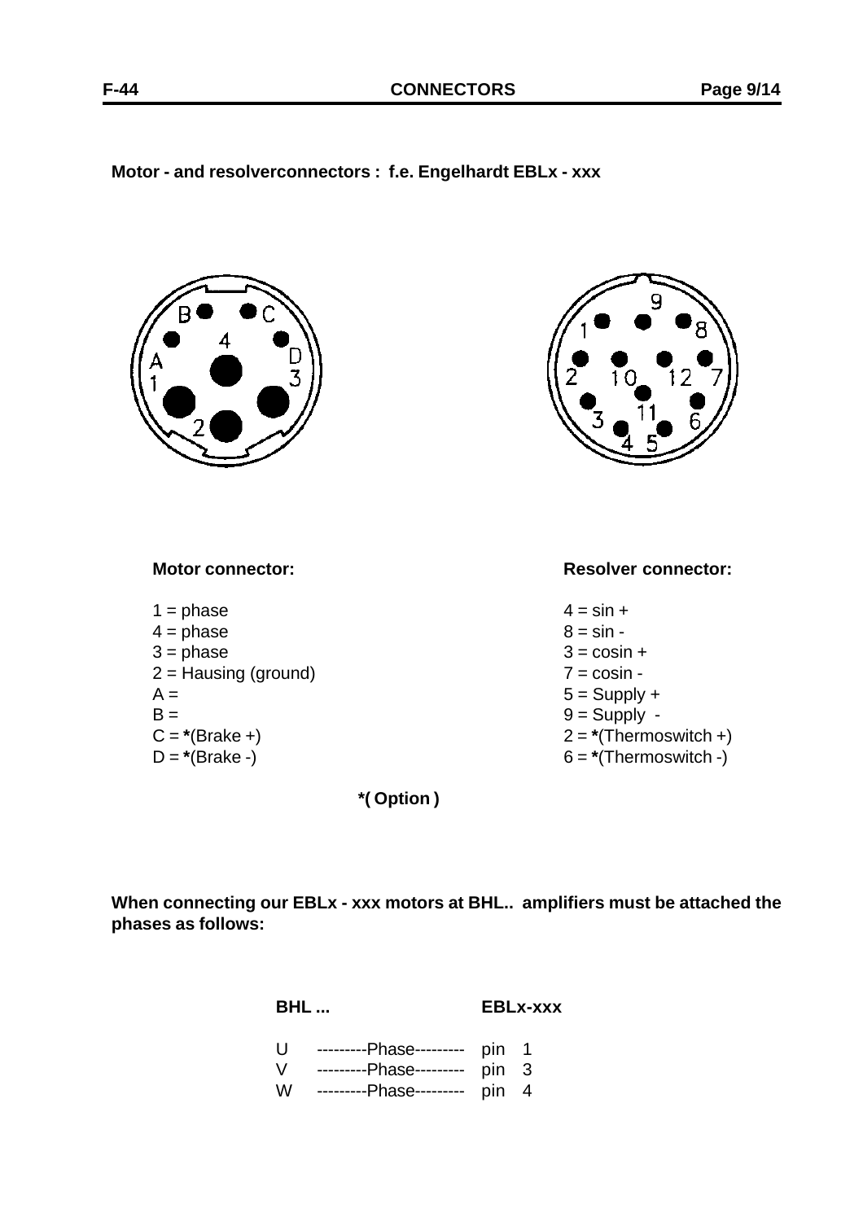**Motor - and resolverconnectors : f.e. Engelhardt EBLx - xxx**

**Motor connector:**

1 = phase
4 = phase
3 = phase
2 = Hausing (ground)
A =
B =
C = *(Brake +)
D = *(Brake -)

**Resolver connector:**

4 = sin +
8 = sin -
3 = cosin +
7 = cosin -
5 = Supply +
9 = Supply -
2 = *(Thermoswitch +)
6 = *(Thermoswitch -)

***( Option )**

**When connecting our EBLx - xxx motors at BHL.. amplifiers must be attached the phases as follows:**

| **BHL ...** | | **EBLx-xxx** |
|---|---|---|
| U | ---------Phase--------- | pin 1 |
| V | ---------Phase--------- | pin 3 |
| W | ---------Phase--------- | pin 4 |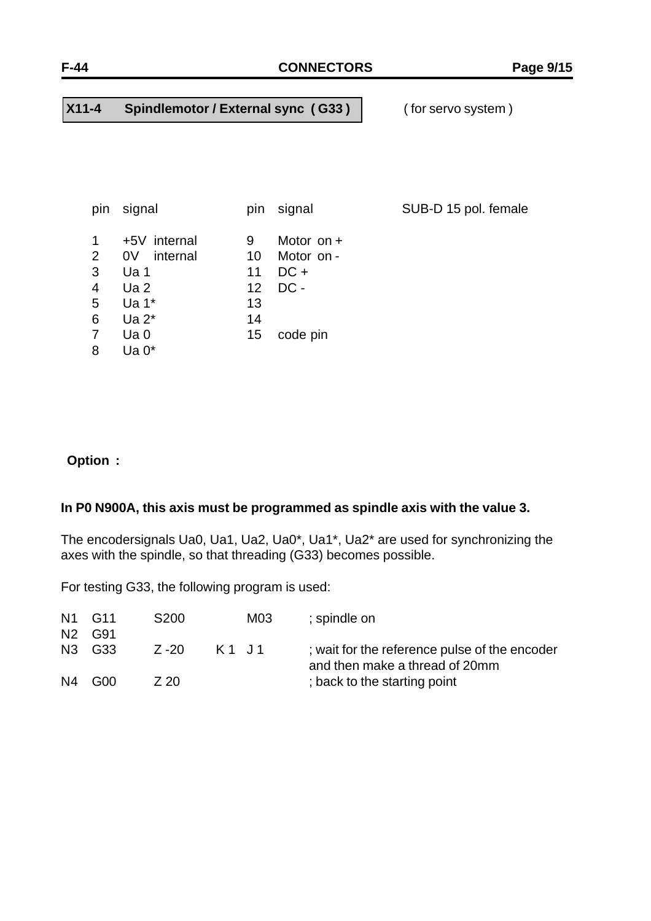## X11-4 Spindlemotor / External sync ( G33 )

( for servo system )

| pin | signal | pin | signal |
|---|---|---|---|
| 1 | +5V internal | 9 | Motor on + |
| 2 | 0V internal | 10 | Motor on - |
| 3 | Ua 1 | 11 | DC + |
| 4 | Ua 2 | 12 | DC - |
| 5 | Ua 1* | 13 | |
| 6 | Ua 2* | 14 | |
| 7 | Ua 0 | 15 | code pin |
| 8 | Ua 0* | | |

SUB-D 15 pol. female

**Option :**

**In P0 N900A, this axis must be programmed as spindle axis with the value 3.**

The encodersignals Ua0, Ua1, Ua2, Ua0*, Ua1*, Ua2* are used for synchronizing the axes with the spindle, so that threading (G33) becomes possible.

For testing G33, the following program is used:

```
N1  G11    S200          M03     ; spindle on
N2  G91
N3  G33    Z -20    K 1  J 1     ; wait for the reference pulse of the encoder
                                   and then make a thread of 20mm
N4  G00    Z 20                  ; back to the starting point
```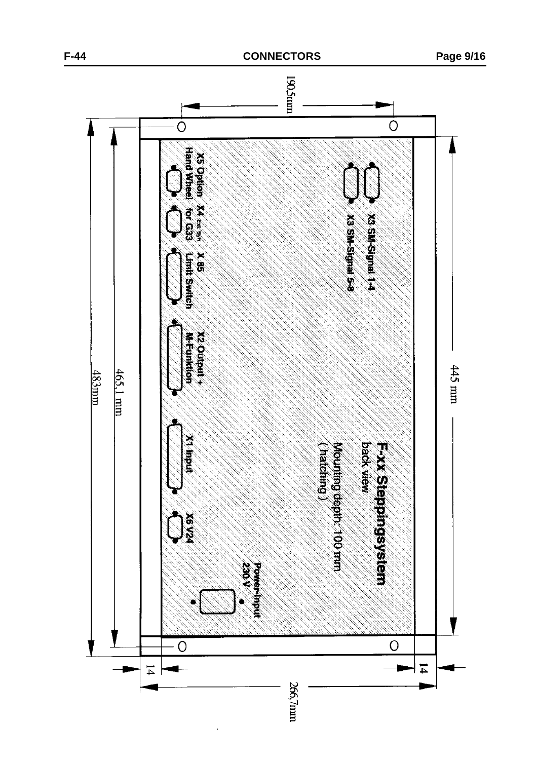F-xx Steppingsystem
back view

Mounting depth: 100 mm
( hatching )

X3 SM-Signal 1-4

X3 SM-Signal 5-8

X5 Option
Hand Wheel

X4 Ext Syn
for G33

X 85
Limit Switch

X2 Output +
M-Funktion

X1 Input

X6 V24

Power-Input
230 V

190,5mm

483mm

465,1 mm

445 mm

14

14

266,7mm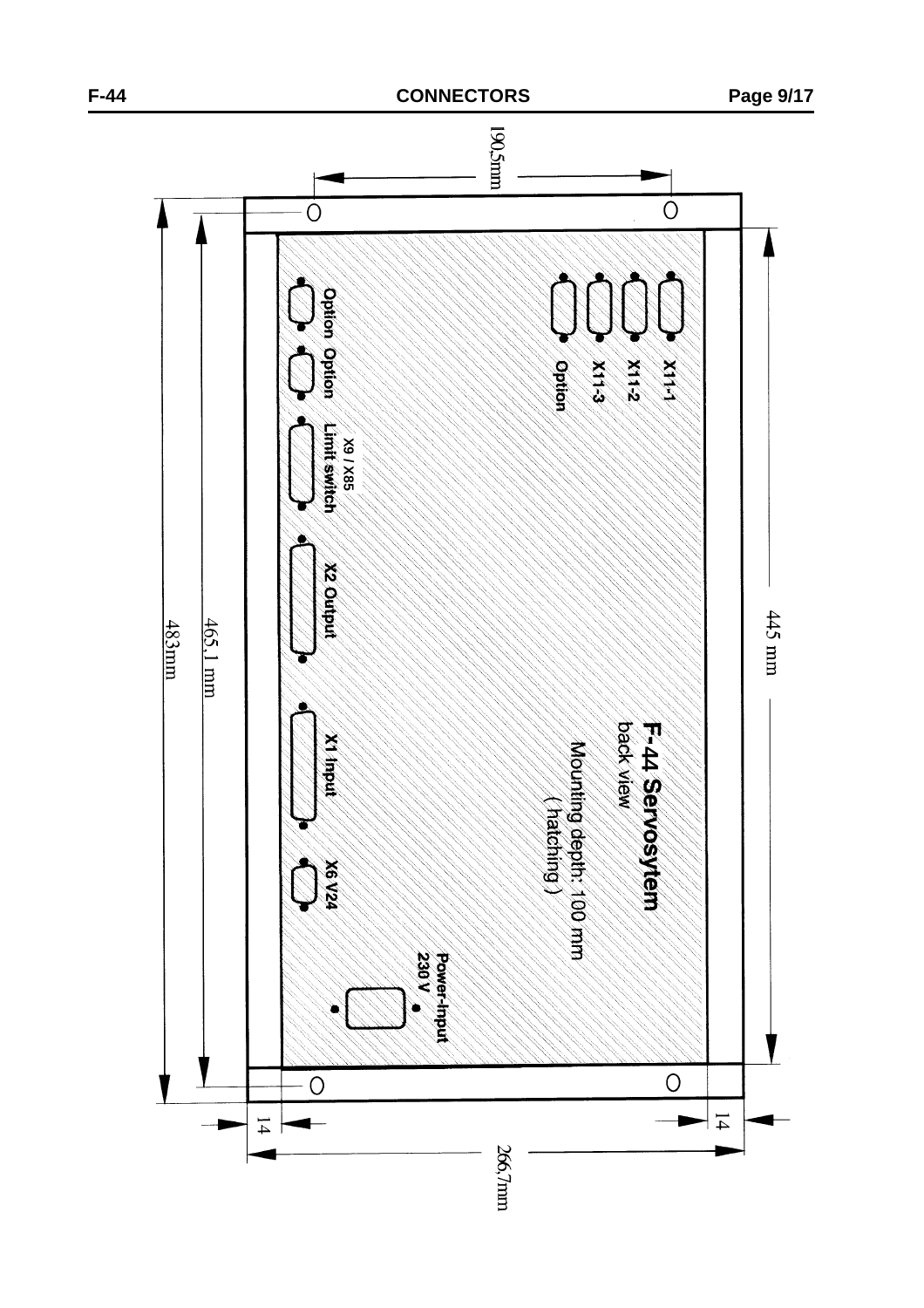190,5mm

X11-1

X11-2

X11-3

Option

Option

Option

X9 / X85
Limit switch

X2 Output

X1 Input

X6 V24

Power-Input
230 V

**F-44 Servosytem**
back view

Mounting depth: 100 mm
( hatching )

445 mm

465,1 mm

483mm

14

14

266,7mm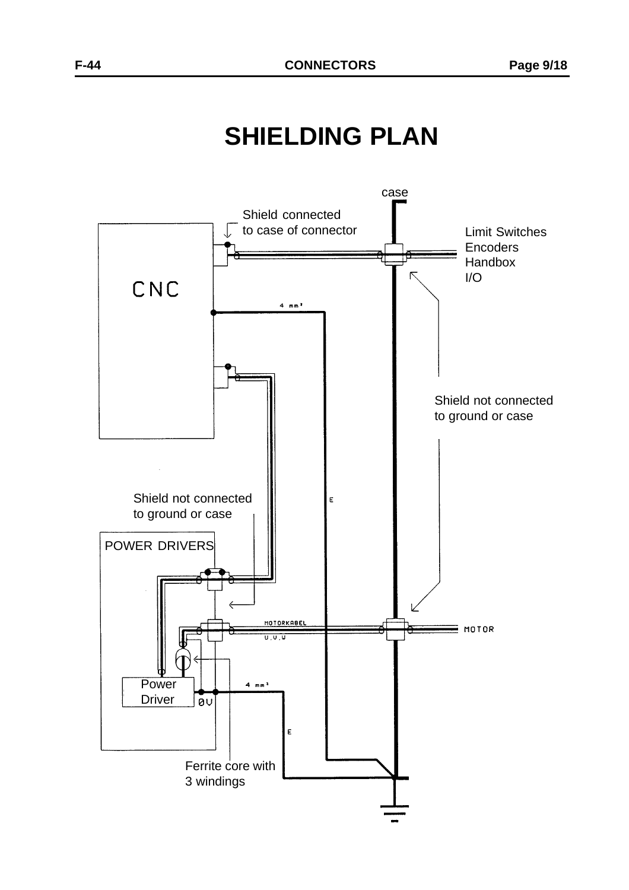# SHIELDING PLAN

case

Shield connected to case of connector

Limit Switches
Encoders
Handbox
I/O

CNC

4 mm²

Shield not connected to ground or case

Shield not connected to ground or case

E

POWER DRIVERS

MOTORKABEL

U,V,W

MOTOR

Power Driver

0V

4 mm²

E

Ferrite core with 3 windings